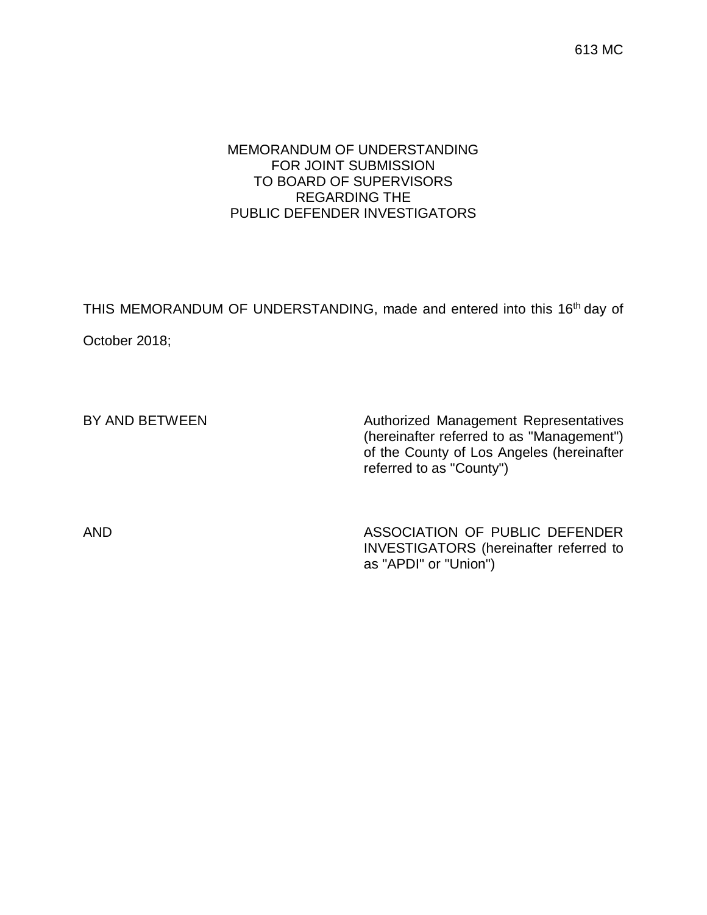613 MC

# MEMORANDUM OF UNDERSTANDING
# FOR JOINT SUBMISSION
# TO BOARD OF SUPERVISORS
# REGARDING THE
# PUBLIC DEFENDER INVESTIGATORS

THIS MEMORANDUM OF UNDERSTANDING, made and entered into this 16th day of October 2018;

BY AND BETWEEN

Authorized Management Representatives (hereinafter referred to as "Management") of the County of Los Angeles (hereinafter referred to as "County")

AND

ASSOCIATION OF PUBLIC DEFENDER INVESTIGATORS (hereinafter referred to as "APDI" or "Union")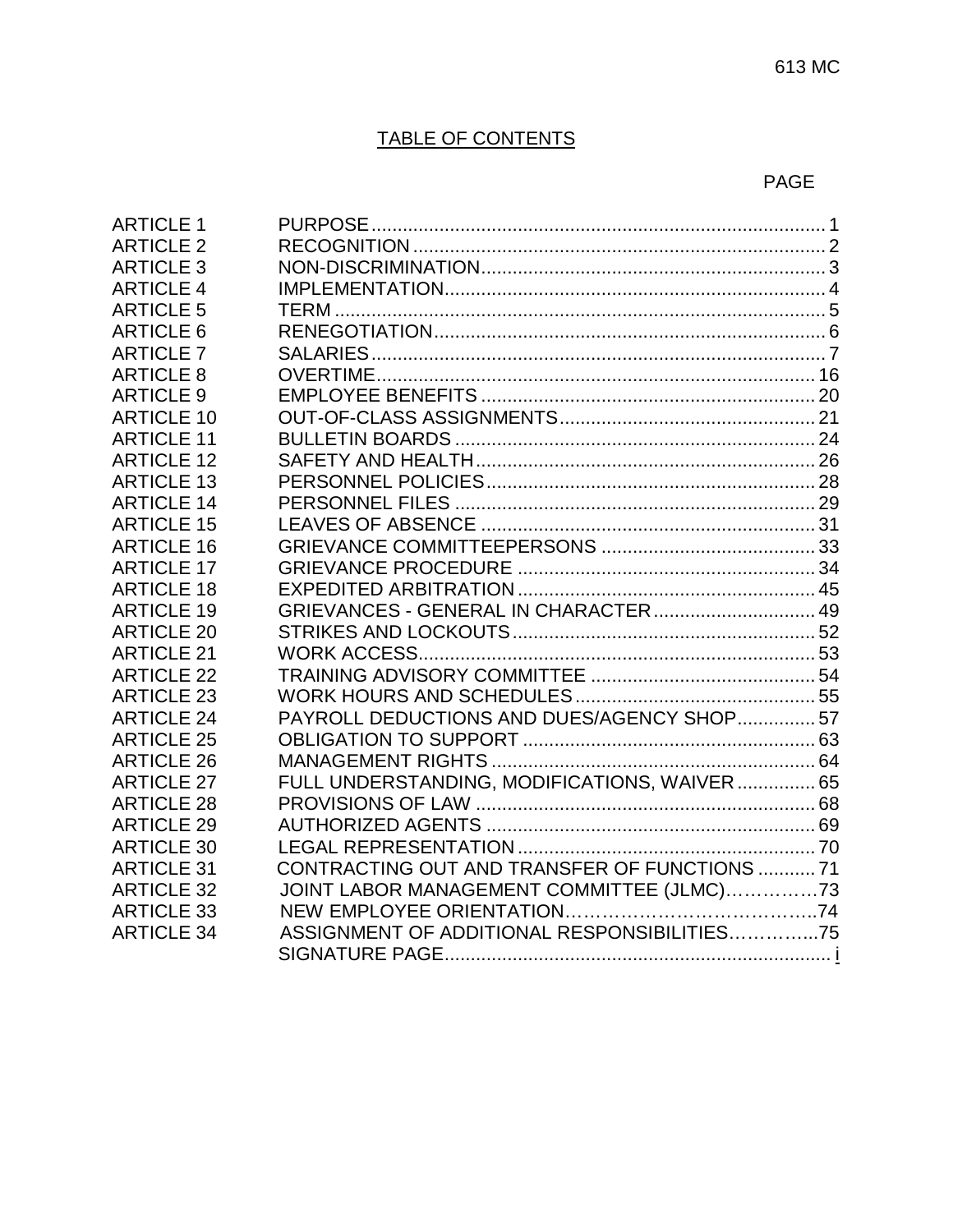## TABLE OF CONTENTS

| | | PAGE |
|---|---|---|
| ARTICLE 1 | PURPOSE | 1 |
| ARTICLE 2 | RECOGNITION | 2 |
| ARTICLE 3 | NON-DISCRIMINATION | 3 |
| ARTICLE 4 | IMPLEMENTATION | 4 |
| ARTICLE 5 | TERM | 5 |
| ARTICLE 6 | RENEGOTIATION | 6 |
| ARTICLE 7 | SALARIES | 7 |
| ARTICLE 8 | OVERTIME | 16 |
| ARTICLE 9 | EMPLOYEE BENEFITS | 20 |
| ARTICLE 10 | OUT-OF-CLASS ASSIGNMENTS | 21 |
| ARTICLE 11 | BULLETIN BOARDS | 24 |
| ARTICLE 12 | SAFETY AND HEALTH | 26 |
| ARTICLE 13 | PERSONNEL POLICIES | 28 |
| ARTICLE 14 | PERSONNEL FILES | 29 |
| ARTICLE 15 | LEAVES OF ABSENCE | 31 |
| ARTICLE 16 | GRIEVANCE COMMITTEEPERSONS | 33 |
| ARTICLE 17 | GRIEVANCE PROCEDURE | 34 |
| ARTICLE 18 | EXPEDITED ARBITRATION | 45 |
| ARTICLE 19 | GRIEVANCES - GENERAL IN CHARACTER | 49 |
| ARTICLE 20 | STRIKES AND LOCKOUTS | 52 |
| ARTICLE 21 | WORK ACCESS | 53 |
| ARTICLE 22 | TRAINING ADVISORY COMMITTEE | 54 |
| ARTICLE 23 | WORK HOURS AND SCHEDULES | 55 |
| ARTICLE 24 | PAYROLL DEDUCTIONS AND DUES/AGENCY SHOP | 57 |
| ARTICLE 25 | OBLIGATION TO SUPPORT | 63 |
| ARTICLE 26 | MANAGEMENT RIGHTS | 64 |
| ARTICLE 27 | FULL UNDERSTANDING, MODIFICATIONS, WAIVER | 65 |
| ARTICLE 28 | PROVISIONS OF LAW | 68 |
| ARTICLE 29 | AUTHORIZED AGENTS | 69 |
| ARTICLE 30 | LEGAL REPRESENTATION | 70 |
| ARTICLE 31 | CONTRACTING OUT AND TRANSFER OF FUNCTIONS | 71 |
| ARTICLE 32 | JOINT LABOR MANAGEMENT COMMITTEE (JLMC) | 73 |
| ARTICLE 33 | NEW EMPLOYEE ORIENTATION | 74 |
| ARTICLE 34 | ASSIGNMENT OF ADDITIONAL RESPONSIBILITIES | 75 |
| | SIGNATURE PAGE | i |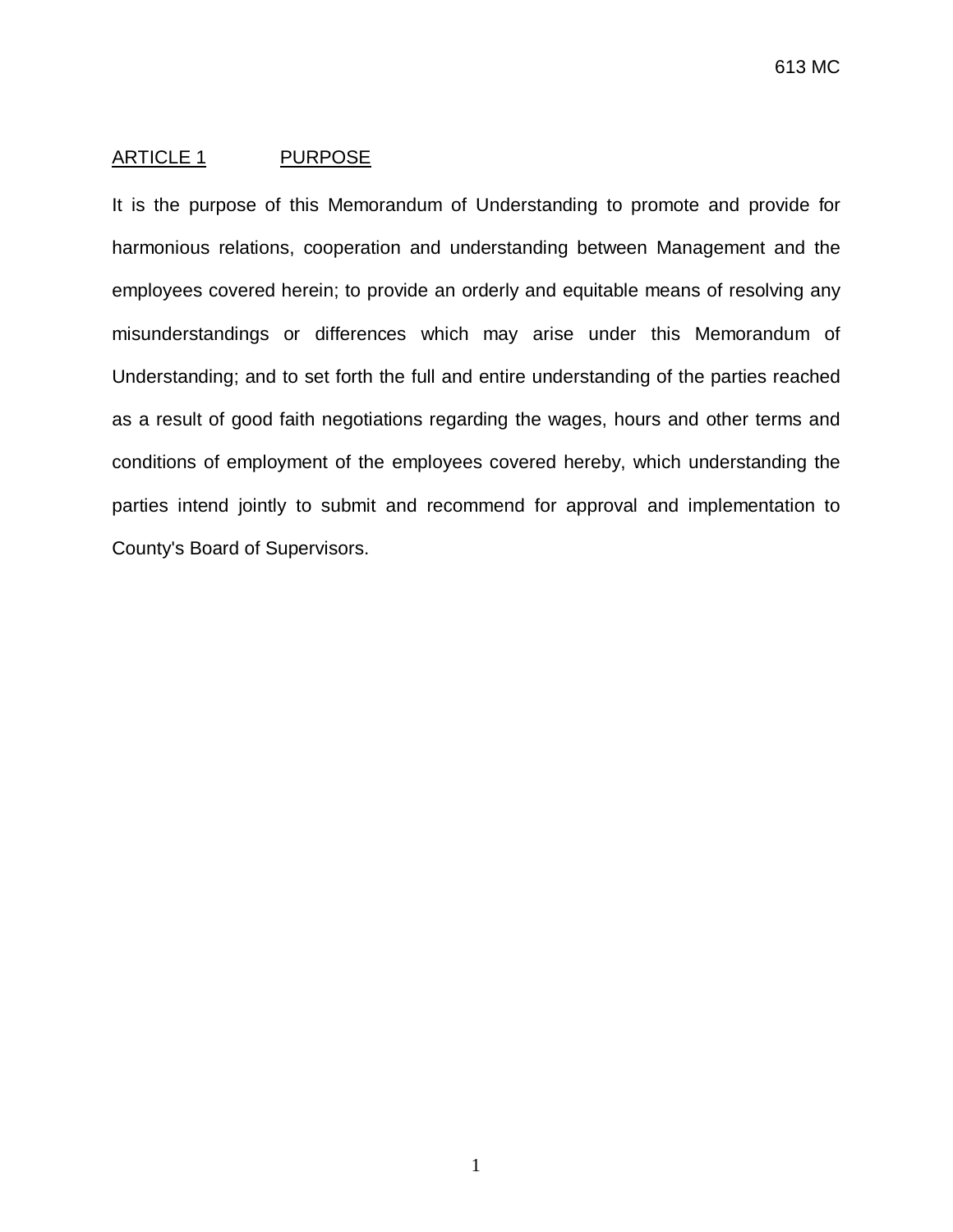## ARTICLE 1 PURPOSE

It is the purpose of this Memorandum of Understanding to promote and provide for harmonious relations, cooperation and understanding between Management and the employees covered herein; to provide an orderly and equitable means of resolving any misunderstandings or differences which may arise under this Memorandum of Understanding; and to set forth the full and entire understanding of the parties reached as a result of good faith negotiations regarding the wages, hours and other terms and conditions of employment of the employees covered hereby, which understanding the parties intend jointly to submit and recommend for approval and implementation to County's Board of Supervisors.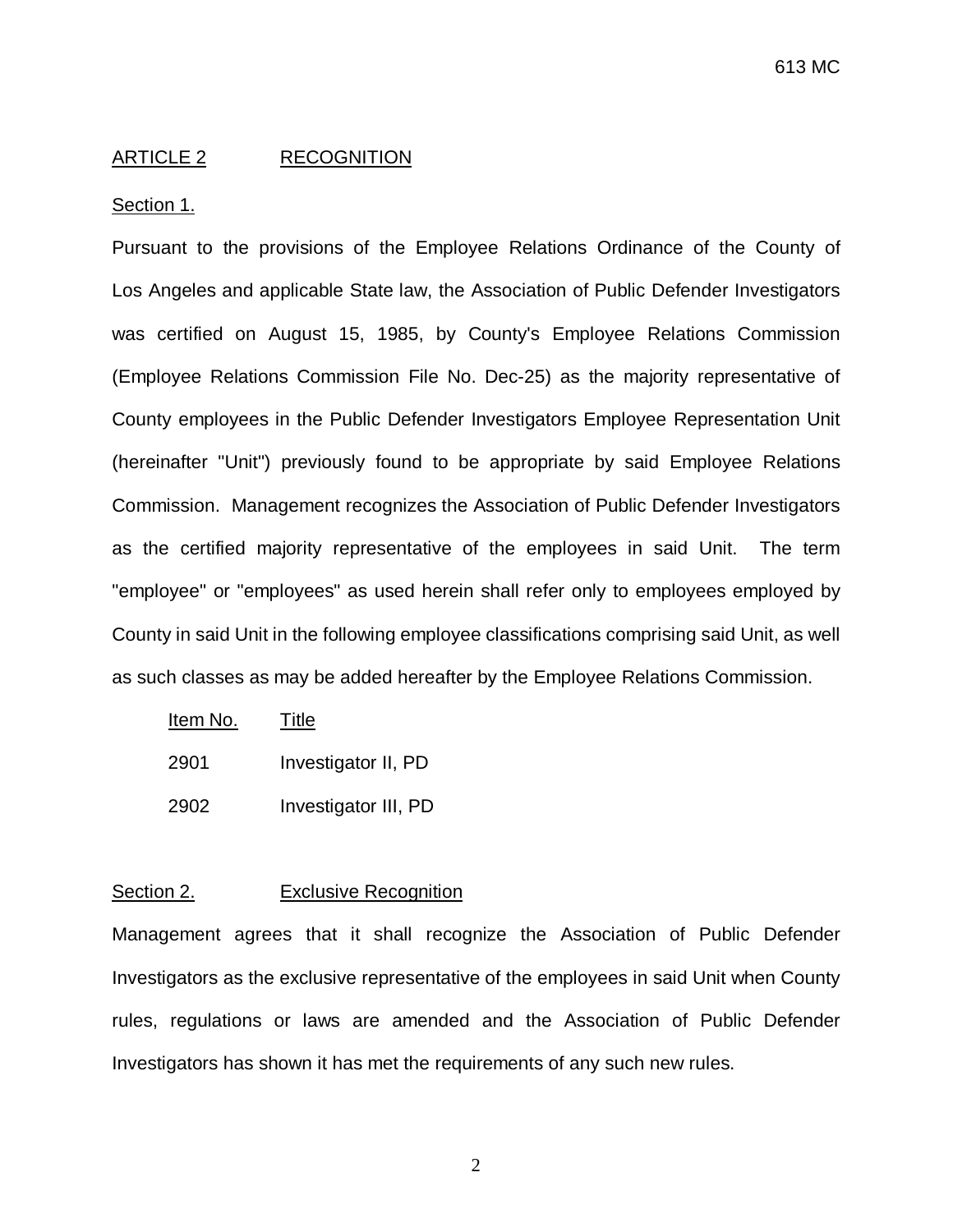## ARTICLE 2 RECOGNITION

### Section 1.

Pursuant to the provisions of the Employee Relations Ordinance of the County of Los Angeles and applicable State law, the Association of Public Defender Investigators was certified on August 15, 1985, by County's Employee Relations Commission (Employee Relations Commission File No. Dec-25) as the majority representative of County employees in the Public Defender Investigators Employee Representation Unit (hereinafter "Unit") previously found to be appropriate by said Employee Relations Commission. Management recognizes the Association of Public Defender Investigators as the certified majority representative of the employees in said Unit. The term "employee" or "employees" as used herein shall refer only to employees employed by County in said Unit in the following employee classifications comprising said Unit, as well as such classes as may be added hereafter by the Employee Relations Commission.

| Item No. | Title |
| --- | --- |
| 2901 | Investigator II, PD |
| 2902 | Investigator III, PD |

### Section 2. Exclusive Recognition

Management agrees that it shall recognize the Association of Public Defender Investigators as the exclusive representative of the employees in said Unit when County rules, regulations or laws are amended and the Association of Public Defender Investigators has shown it has met the requirements of any such new rules.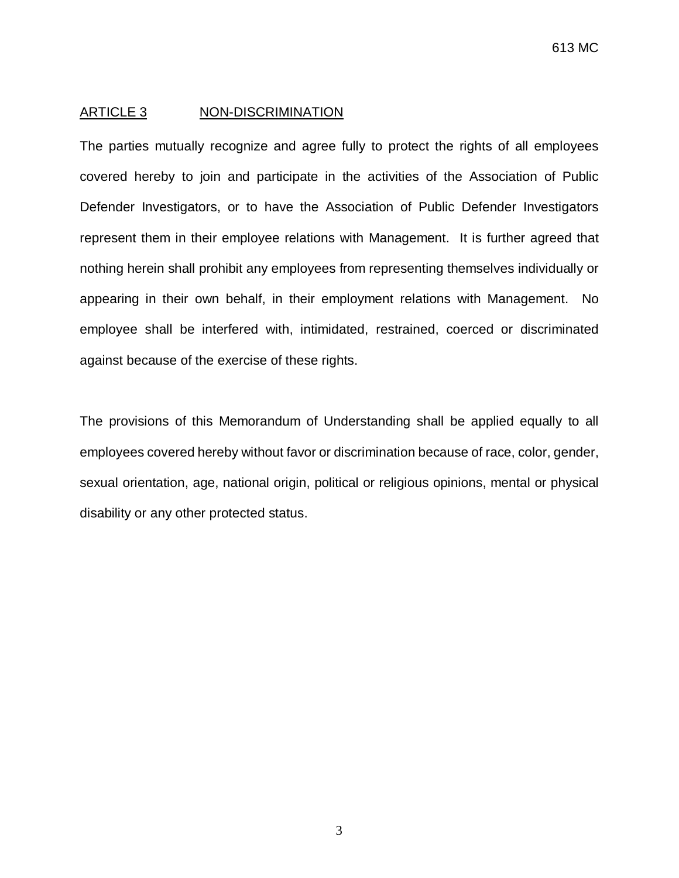## ARTICLE 3 NON-DISCRIMINATION

The parties mutually recognize and agree fully to protect the rights of all employees covered hereby to join and participate in the activities of the Association of Public Defender Investigators, or to have the Association of Public Defender Investigators represent them in their employee relations with Management. It is further agreed that nothing herein shall prohibit any employees from representing themselves individually or appearing in their own behalf, in their employment relations with Management. No employee shall be interfered with, intimidated, restrained, coerced or discriminated against because of the exercise of these rights.

The provisions of this Memorandum of Understanding shall be applied equally to all employees covered hereby without favor or discrimination because of race, color, gender, sexual orientation, age, national origin, political or religious opinions, mental or physical disability or any other protected status.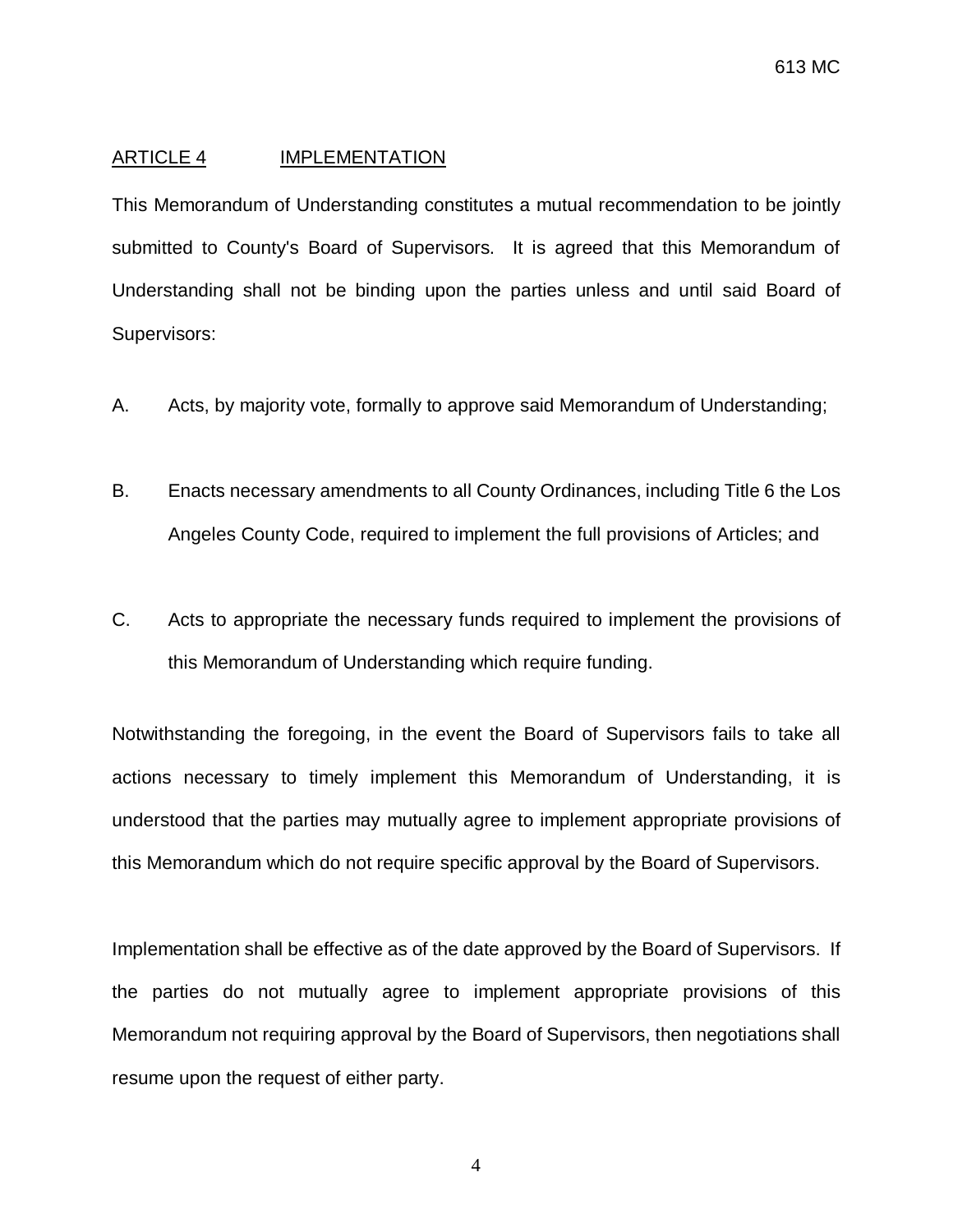## ARTICLE 4 IMPLEMENTATION

This Memorandum of Understanding constitutes a mutual recommendation to be jointly submitted to County's Board of Supervisors. It is agreed that this Memorandum of Understanding shall not be binding upon the parties unless and until said Board of Supervisors:

A. Acts, by majority vote, formally to approve said Memorandum of Understanding;

B. Enacts necessary amendments to all County Ordinances, including Title 6 the Los Angeles County Code, required to implement the full provisions of Articles; and

C. Acts to appropriate the necessary funds required to implement the provisions of this Memorandum of Understanding which require funding.

Notwithstanding the foregoing, in the event the Board of Supervisors fails to take all actions necessary to timely implement this Memorandum of Understanding, it is understood that the parties may mutually agree to implement appropriate provisions of this Memorandum which do not require specific approval by the Board of Supervisors.

Implementation shall be effective as of the date approved by the Board of Supervisors. If the parties do not mutually agree to implement appropriate provisions of this Memorandum not requiring approval by the Board of Supervisors, then negotiations shall resume upon the request of either party.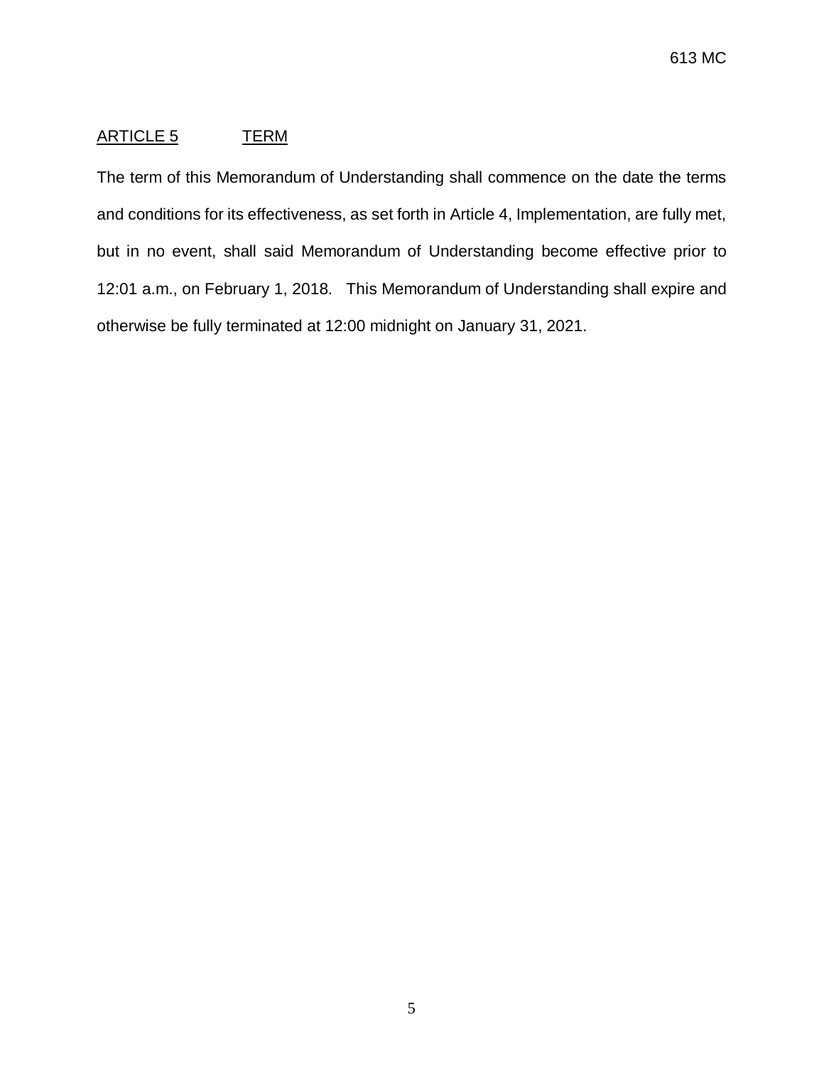## ARTICLE 5 TERM

The term of this Memorandum of Understanding shall commence on the date the terms and conditions for its effectiveness, as set forth in Article 4, Implementation, are fully met, but in no event, shall said Memorandum of Understanding become effective prior to 12:01 a.m., on February 1, 2018. This Memorandum of Understanding shall expire and otherwise be fully terminated at 12:00 midnight on January 31, 2021.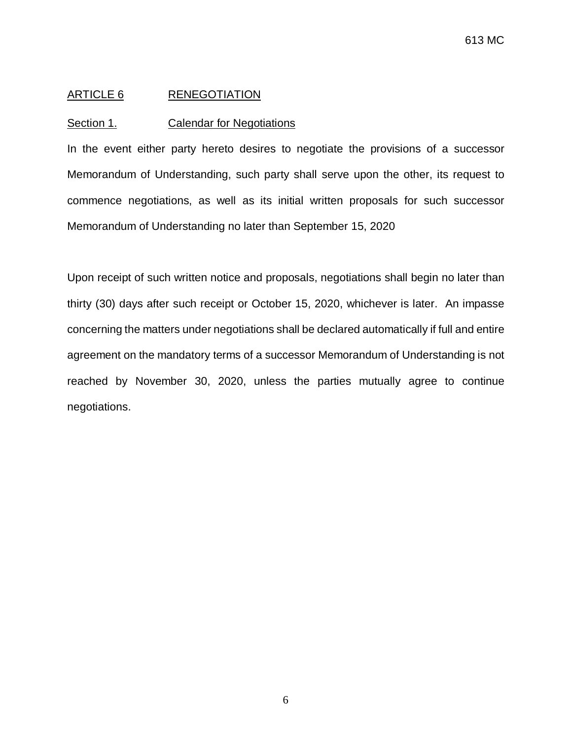## ARTICLE 6 RENEGOTIATION

### Section 1. Calendar for Negotiations

In the event either party hereto desires to negotiate the provisions of a successor Memorandum of Understanding, such party shall serve upon the other, its request to commence negotiations, as well as its initial written proposals for such successor Memorandum of Understanding no later than September 15, 2020

Upon receipt of such written notice and proposals, negotiations shall begin no later than thirty (30) days after such receipt or October 15, 2020, whichever is later. An impasse concerning the matters under negotiations shall be declared automatically if full and entire agreement on the mandatory terms of a successor Memorandum of Understanding is not reached by November 30, 2020, unless the parties mutually agree to continue negotiations.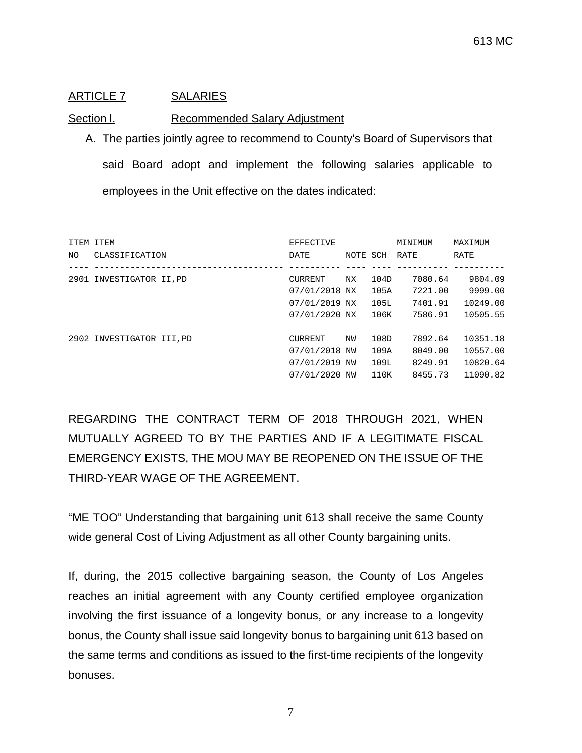## ARTICLE 7 SALARIES

### Section l. Recommended Salary Adjustment

A. The parties jointly agree to recommend to County's Board of Supervisors that said Board adopt and implement the following salaries applicable to employees in the Unit effective on the dates indicated:

| ITEM NO | ITEM CLASSIFICATION | EFFECTIVE DATE | NOTE | SCH | MINIMUM RATE | MAXIMUM RATE |
|---|---|---|---|---|---|---|
| 2901 | INVESTIGATOR II,PD | CURRENT | NX | 104D | 7080.64 | 9804.09 |
| | | 07/01/2018 | NX | 105A | 7221.00 | 9999.00 |
| | | 07/01/2019 | NX | 105L | 7401.91 | 10249.00 |
| | | 07/01/2020 | NX | 106K | 7586.91 | 10505.55 |
| 2902 | INVESTIGATOR III,PD | CURRENT | NW | 108D | 7892.64 | 10351.18 |
| | | 07/01/2018 | NW | 109A | 8049.00 | 10557.00 |
| | | 07/01/2019 | NW | 109L | 8249.91 | 10820.64 |
| | | 07/01/2020 | NW | 110K | 8455.73 | 11090.82 |

REGARDING THE CONTRACT TERM OF 2018 THROUGH 2021, WHEN MUTUALLY AGREED TO BY THE PARTIES AND IF A LEGITIMATE FISCAL EMERGENCY EXISTS, THE MOU MAY BE REOPENED ON THE ISSUE OF THE THIRD-YEAR WAGE OF THE AGREEMENT.

"ME TOO" Understanding that bargaining unit 613 shall receive the same County wide general Cost of Living Adjustment as all other County bargaining units.

If, during, the 2015 collective bargaining season, the County of Los Angeles reaches an initial agreement with any County certified employee organization involving the first issuance of a longevity bonus, or any increase to a longevity bonus, the County shall issue said longevity bonus to bargaining unit 613 based on the same terms and conditions as issued to the first-time recipients of the longevity bonuses.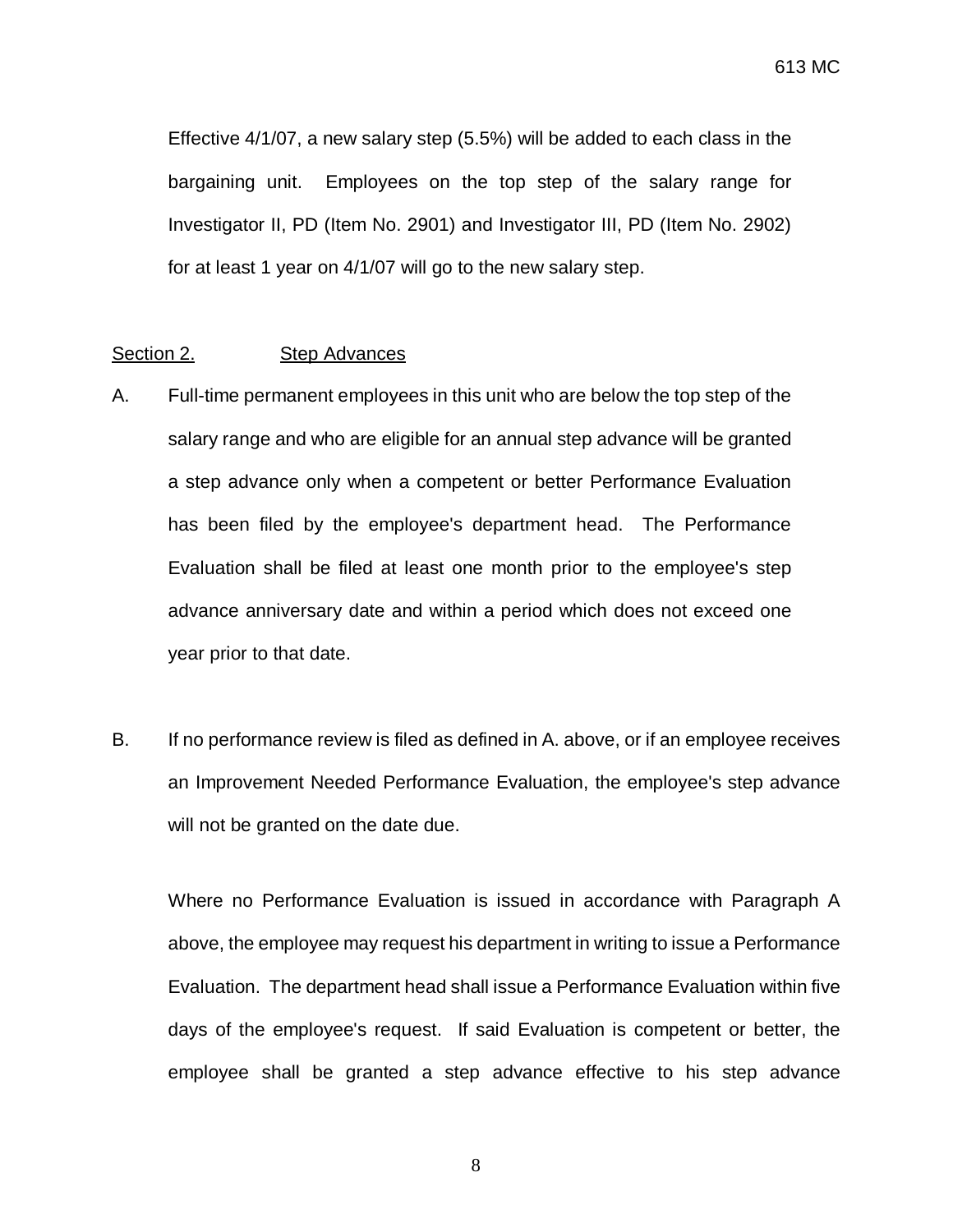Effective 4/1/07, a new salary step (5.5%) will be added to each class in the bargaining unit. Employees on the top step of the salary range for Investigator II, PD (Item No. 2901) and Investigator III, PD (Item No. 2902) for at least 1 year on 4/1/07 will go to the new salary step.

<u>Section 2.</u> <u>Step Advances</u>

A. Full-time permanent employees in this unit who are below the top step of the salary range and who are eligible for an annual step advance will be granted a step advance only when a competent or better Performance Evaluation has been filed by the employee's department head. The Performance Evaluation shall be filed at least one month prior to the employee's step advance anniversary date and within a period which does not exceed one year prior to that date.

B. If no performance review is filed as defined in A. above, or if an employee receives an Improvement Needed Performance Evaluation, the employee's step advance will not be granted on the date due.

Where no Performance Evaluation is issued in accordance with Paragraph A above, the employee may request his department in writing to issue a Performance Evaluation. The department head shall issue a Performance Evaluation within five days of the employee's request. If said Evaluation is competent or better, the employee shall be granted a step advance effective to his step advance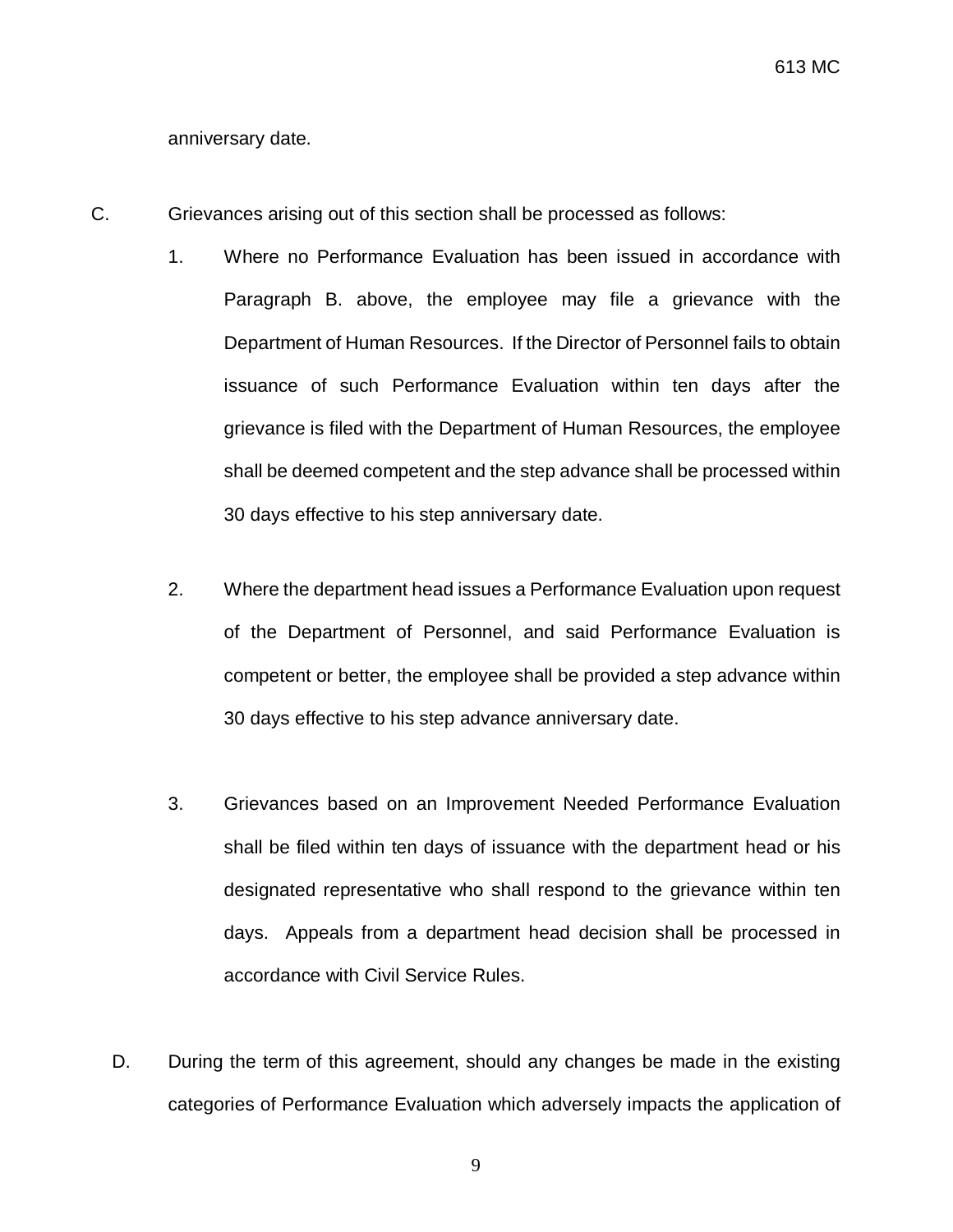anniversary date.

C. Grievances arising out of this section shall be processed as follows:

   1. Where no Performance Evaluation has been issued in accordance with Paragraph B. above, the employee may file a grievance with the Department of Human Resources. If the Director of Personnel fails to obtain issuance of such Performance Evaluation within ten days after the grievance is filed with the Department of Human Resources, the employee shall be deemed competent and the step advance shall be processed within 30 days effective to his step anniversary date.

   2. Where the department head issues a Performance Evaluation upon request of the Department of Personnel, and said Performance Evaluation is competent or better, the employee shall be provided a step advance within 30 days effective to his step advance anniversary date.

   3. Grievances based on an Improvement Needed Performance Evaluation shall be filed within ten days of issuance with the department head or his designated representative who shall respond to the grievance within ten days. Appeals from a department head decision shall be processed in accordance with Civil Service Rules.

D. During the term of this agreement, should any changes be made in the existing categories of Performance Evaluation which adversely impacts the application of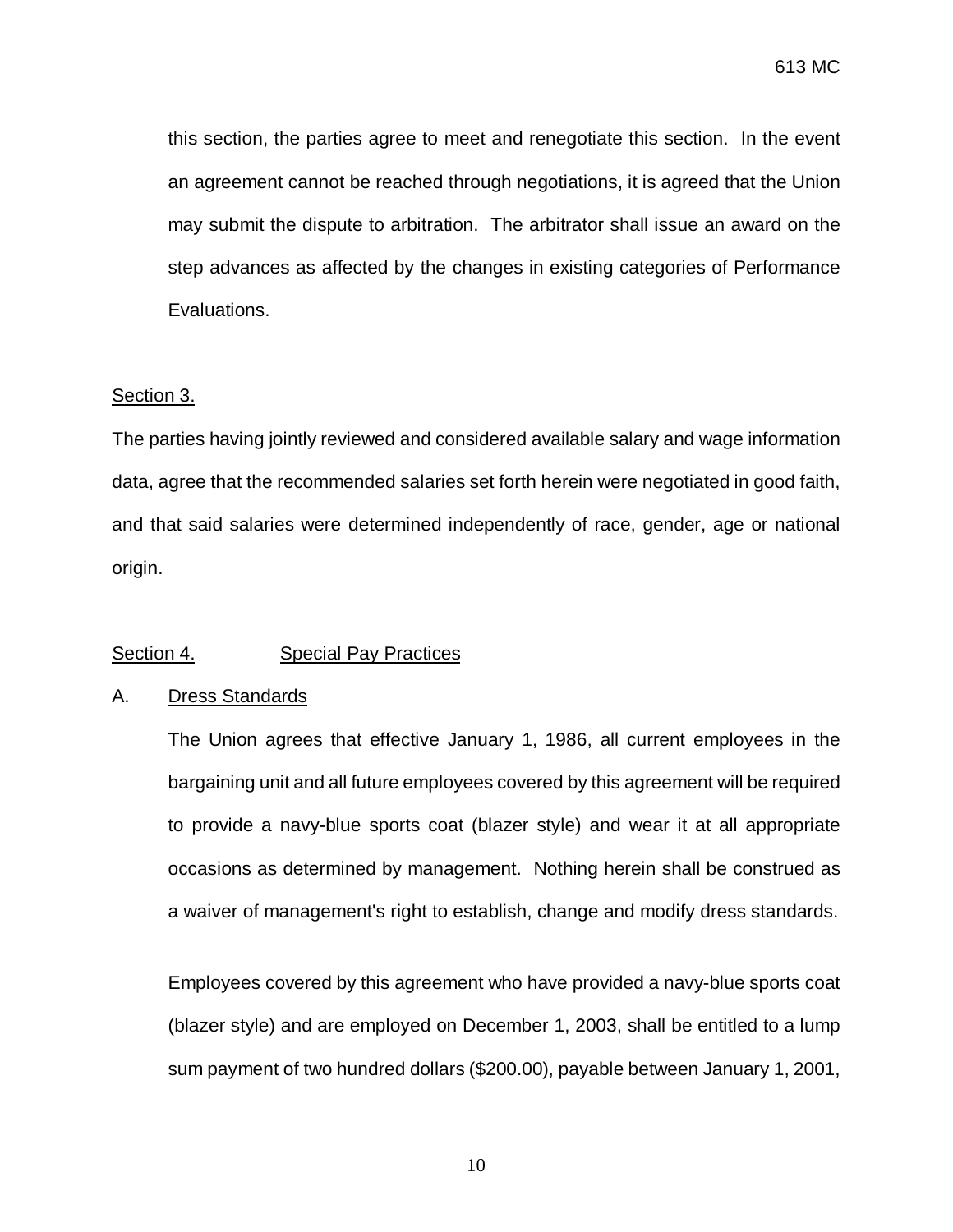this section, the parties agree to meet and renegotiate this section. In the event an agreement cannot be reached through negotiations, it is agreed that the Union may submit the dispute to arbitration. The arbitrator shall issue an award on the step advances as affected by the changes in existing categories of Performance Evaluations.

Section 3.

The parties having jointly reviewed and considered available salary and wage information data, agree that the recommended salaries set forth herein were negotiated in good faith, and that said salaries were determined independently of race, gender, age or national origin.

Section 4. Special Pay Practices

A. Dress Standards

The Union agrees that effective January 1, 1986, all current employees in the bargaining unit and all future employees covered by this agreement will be required to provide a navy-blue sports coat (blazer style) and wear it at all appropriate occasions as determined by management. Nothing herein shall be construed as a waiver of management's right to establish, change and modify dress standards.

Employees covered by this agreement who have provided a navy-blue sports coat (blazer style) and are employed on December 1, 2003, shall be entitled to a lump sum payment of two hundred dollars ($200.00), payable between January 1, 2001,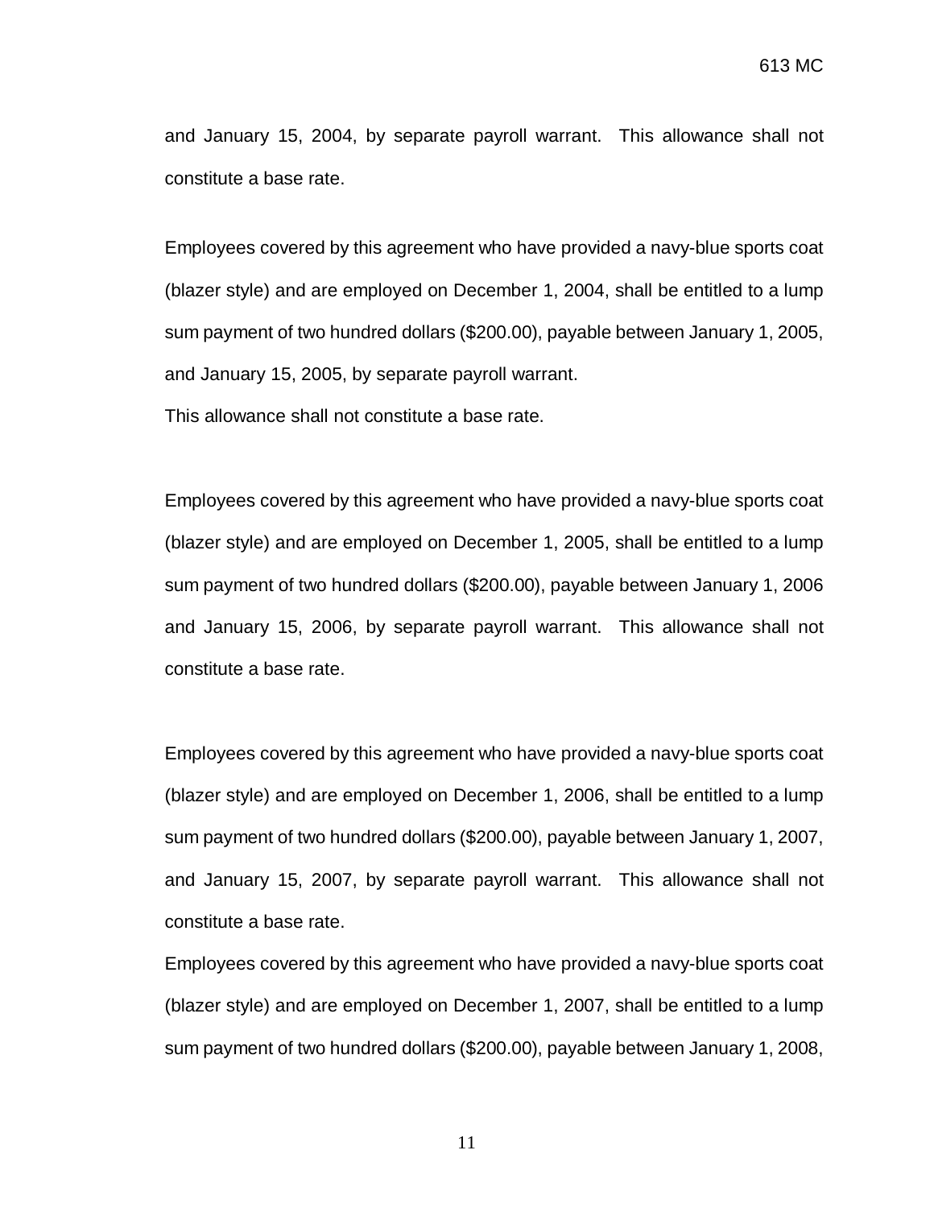and January 15, 2004, by separate payroll warrant. This allowance shall not constitute a base rate.

Employees covered by this agreement who have provided a navy-blue sports coat (blazer style) and are employed on December 1, 2004, shall be entitled to a lump sum payment of two hundred dollars ($200.00), payable between January 1, 2005, and January 15, 2005, by separate payroll warrant.
This allowance shall not constitute a base rate.

Employees covered by this agreement who have provided a navy-blue sports coat (blazer style) and are employed on December 1, 2005, shall be entitled to a lump sum payment of two hundred dollars ($200.00), payable between January 1, 2006 and January 15, 2006, by separate payroll warrant. This allowance shall not constitute a base rate.

Employees covered by this agreement who have provided a navy-blue sports coat (blazer style) and are employed on December 1, 2006, shall be entitled to a lump sum payment of two hundred dollars ($200.00), payable between January 1, 2007, and January 15, 2007, by separate payroll warrant. This allowance shall not constitute a base rate.

Employees covered by this agreement who have provided a navy-blue sports coat (blazer style) and are employed on December 1, 2007, shall be entitled to a lump sum payment of two hundred dollars ($200.00), payable between January 1, 2008,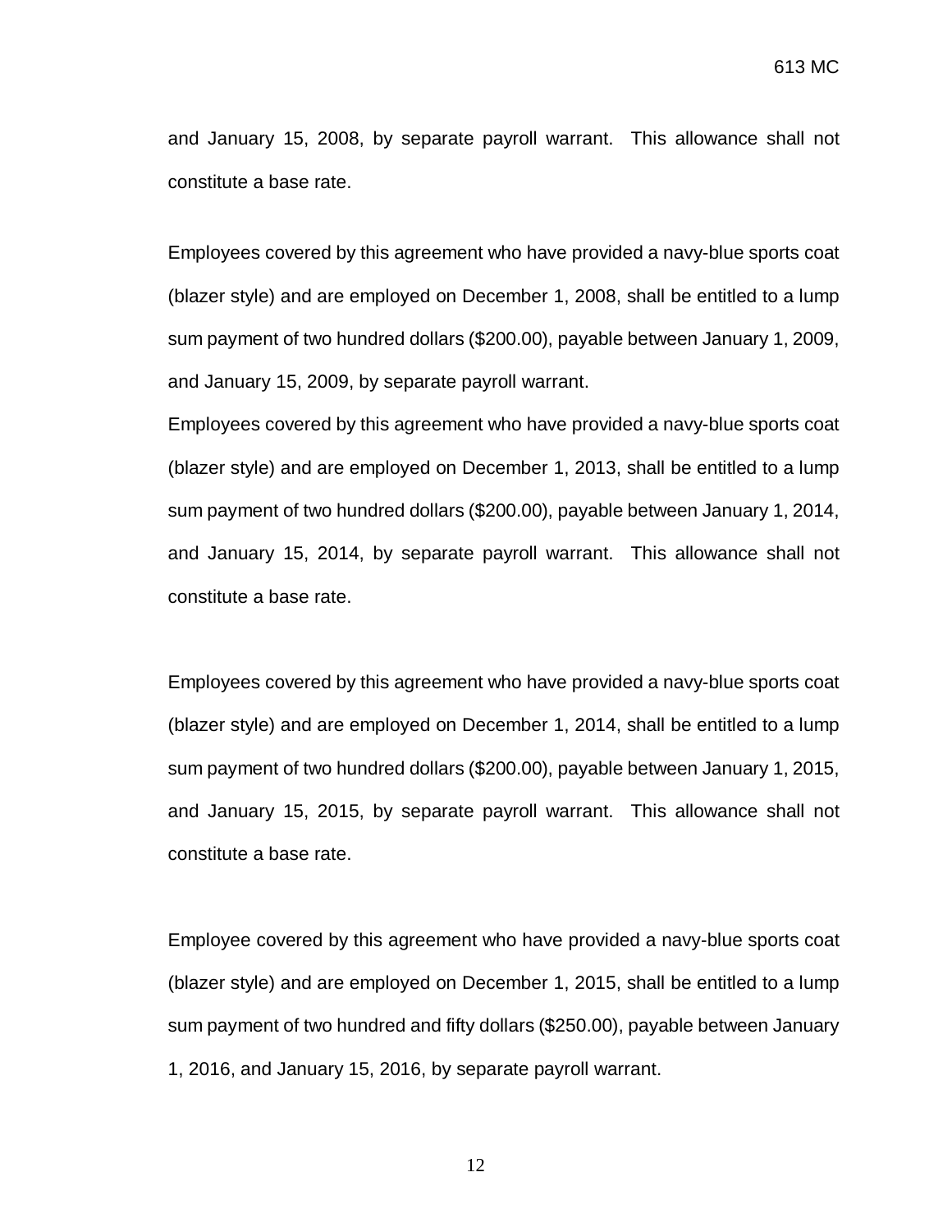and January 15, 2008, by separate payroll warrant. This allowance shall not constitute a base rate.

Employees covered by this agreement who have provided a navy-blue sports coat (blazer style) and are employed on December 1, 2008, shall be entitled to a lump sum payment of two hundred dollars ($200.00), payable between January 1, 2009, and January 15, 2009, by separate payroll warrant.

Employees covered by this agreement who have provided a navy-blue sports coat (blazer style) and are employed on December 1, 2013, shall be entitled to a lump sum payment of two hundred dollars ($200.00), payable between January 1, 2014, and January 15, 2014, by separate payroll warrant. This allowance shall not constitute a base rate.

Employees covered by this agreement who have provided a navy-blue sports coat (blazer style) and are employed on December 1, 2014, shall be entitled to a lump sum payment of two hundred dollars ($200.00), payable between January 1, 2015, and January 15, 2015, by separate payroll warrant. This allowance shall not constitute a base rate.

Employee covered by this agreement who have provided a navy-blue sports coat (blazer style) and are employed on December 1, 2015, shall be entitled to a lump sum payment of two hundred and fifty dollars ($250.00), payable between January 1, 2016, and January 15, 2016, by separate payroll warrant.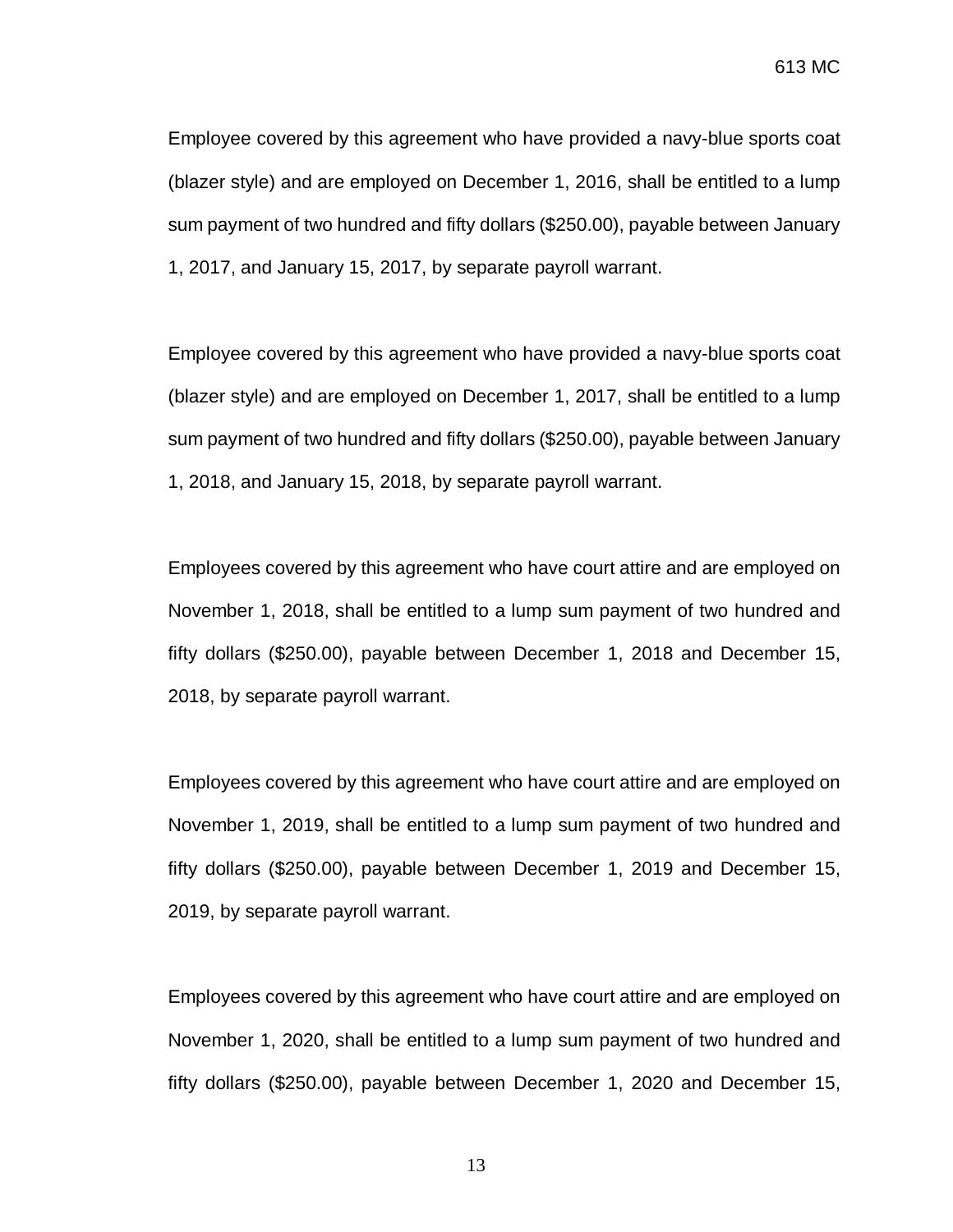Employee covered by this agreement who have provided a navy-blue sports coat (blazer style) and are employed on December 1, 2016, shall be entitled to a lump sum payment of two hundred and fifty dollars ($250.00), payable between January 1, 2017, and January 15, 2017, by separate payroll warrant.

Employee covered by this agreement who have provided a navy-blue sports coat (blazer style) and are employed on December 1, 2017, shall be entitled to a lump sum payment of two hundred and fifty dollars ($250.00), payable between January 1, 2018, and January 15, 2018, by separate payroll warrant.

Employees covered by this agreement who have court attire and are employed on November 1, 2018, shall be entitled to a lump sum payment of two hundred and fifty dollars ($250.00), payable between December 1, 2018 and December 15, 2018, by separate payroll warrant.

Employees covered by this agreement who have court attire and are employed on November 1, 2019, shall be entitled to a lump sum payment of two hundred and fifty dollars ($250.00), payable between December 1, 2019 and December 15, 2019, by separate payroll warrant.

Employees covered by this agreement who have court attire and are employed on November 1, 2020, shall be entitled to a lump sum payment of two hundred and fifty dollars ($250.00), payable between December 1, 2020 and December 15,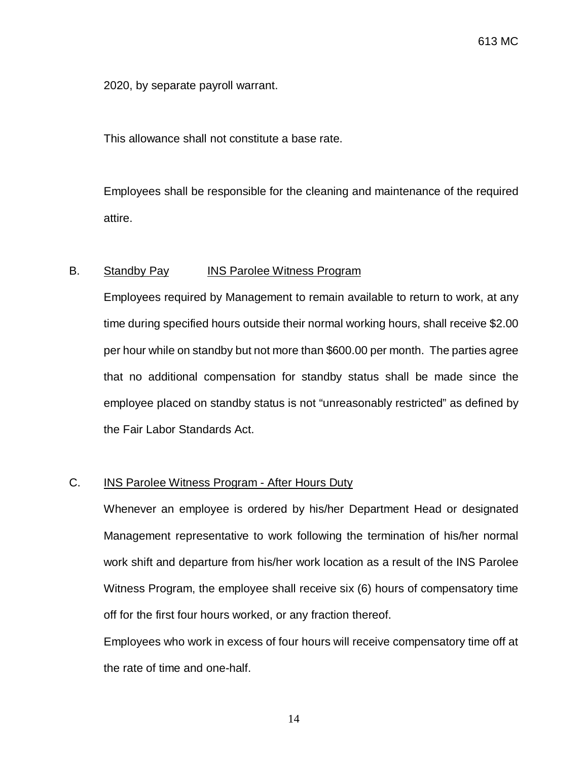2020, by separate payroll warrant.

This allowance shall not constitute a base rate.

Employees shall be responsible for the cleaning and maintenance of the required attire.

B. Standby Pay INS Parolee Witness Program

Employees required by Management to remain available to return to work, at any time during specified hours outside their normal working hours, shall receive \$2.00 per hour while on standby but not more than \$600.00 per month. The parties agree that no additional compensation for standby status shall be made since the employee placed on standby status is not "unreasonably restricted" as defined by the Fair Labor Standards Act.

C. INS Parolee Witness Program - After Hours Duty

Whenever an employee is ordered by his/her Department Head or designated Management representative to work following the termination of his/her normal work shift and departure from his/her work location as a result of the INS Parolee Witness Program, the employee shall receive six (6) hours of compensatory time off for the first four hours worked, or any fraction thereof.

Employees who work in excess of four hours will receive compensatory time off at the rate of time and one-half.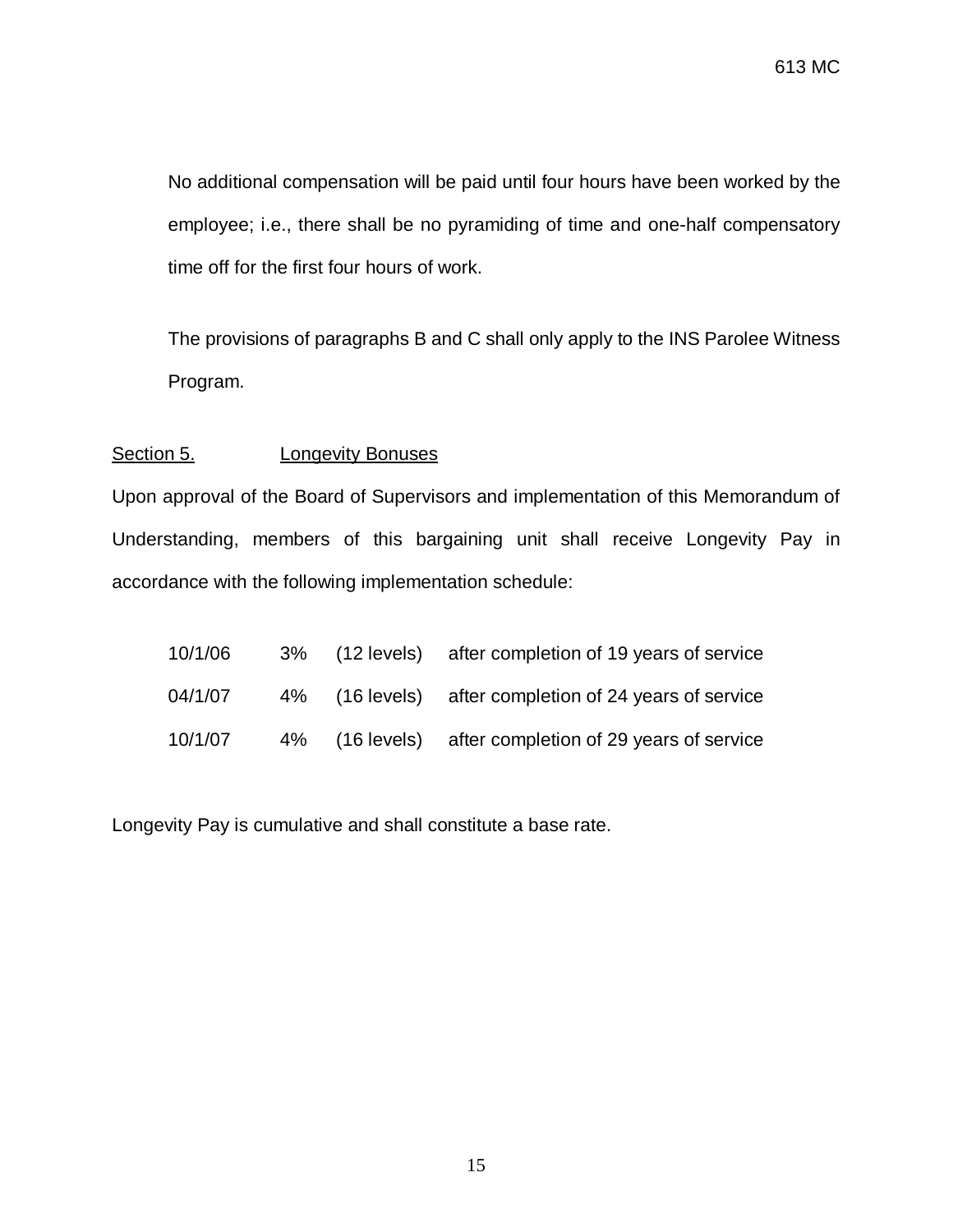No additional compensation will be paid until four hours have been worked by the employee; i.e., there shall be no pyramiding of time and one-half compensatory time off for the first four hours of work.

The provisions of paragraphs B and C shall only apply to the INS Parolee Witness Program.

Section 5. Longevity Bonuses

Upon approval of the Board of Supervisors and implementation of this Memorandum of Understanding, members of this bargaining unit shall receive Longevity Pay in accordance with the following implementation schedule:

| | | | |
|---|---|---|---|
| 10/1/06 | 3% | (12 levels) | after completion of 19 years of service |
| 04/1/07 | 4% | (16 levels) | after completion of 24 years of service |
| 10/1/07 | 4% | (16 levels) | after completion of 29 years of service |

Longevity Pay is cumulative and shall constitute a base rate.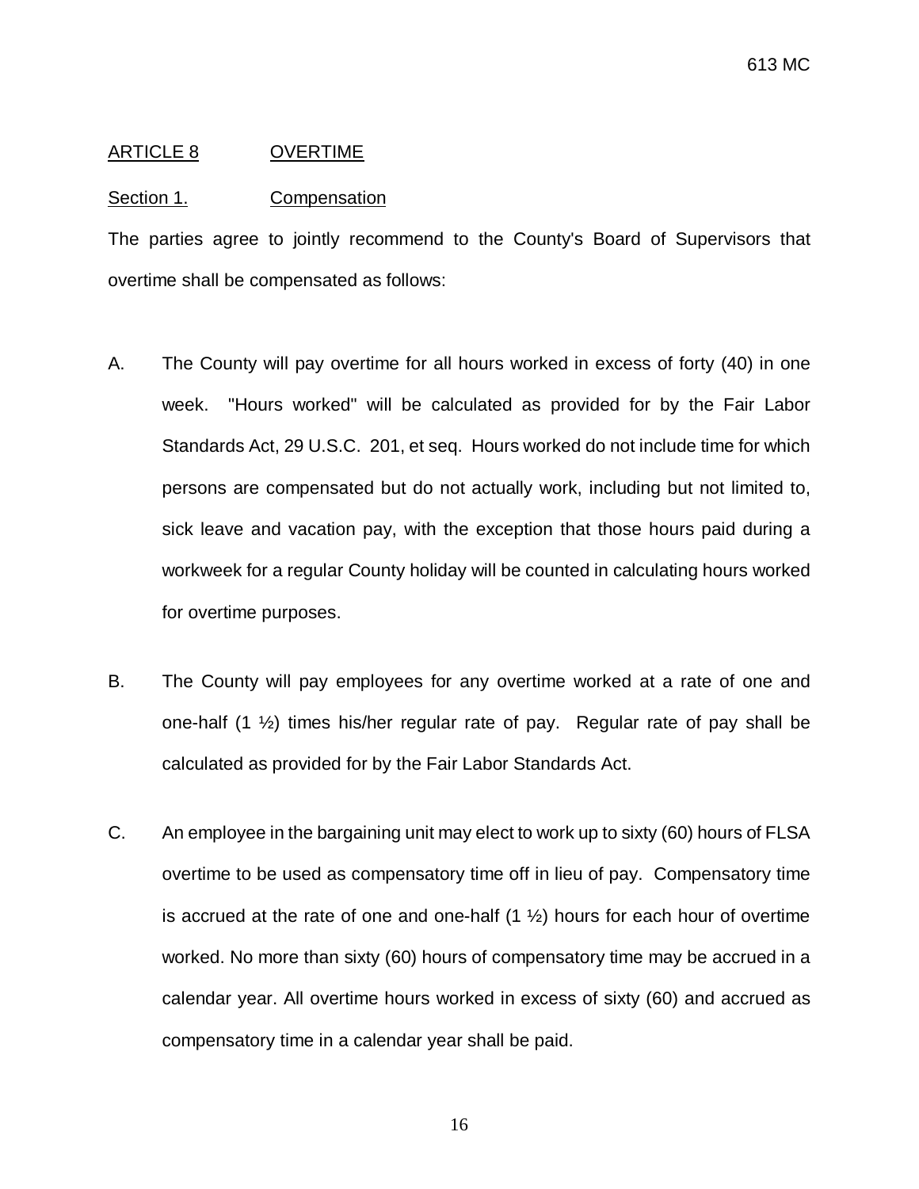## ARTICLE 8 OVERTIME

### Section 1. Compensation

The parties agree to jointly recommend to the County's Board of Supervisors that overtime shall be compensated as follows:

A. The County will pay overtime for all hours worked in excess of forty (40) in one week. "Hours worked" will be calculated as provided for by the Fair Labor Standards Act, 29 U.S.C. 201, et seq. Hours worked do not include time for which persons are compensated but do not actually work, including but not limited to, sick leave and vacation pay, with the exception that those hours paid during a workweek for a regular County holiday will be counted in calculating hours worked for overtime purposes.

B. The County will pay employees for any overtime worked at a rate of one and one-half (1 ½) times his/her regular rate of pay. Regular rate of pay shall be calculated as provided for by the Fair Labor Standards Act.

C. An employee in the bargaining unit may elect to work up to sixty (60) hours of FLSA overtime to be used as compensatory time off in lieu of pay. Compensatory time is accrued at the rate of one and one-half (1 ½) hours for each hour of overtime worked. No more than sixty (60) hours of compensatory time may be accrued in a calendar year. All overtime hours worked in excess of sixty (60) and accrued as compensatory time in a calendar year shall be paid.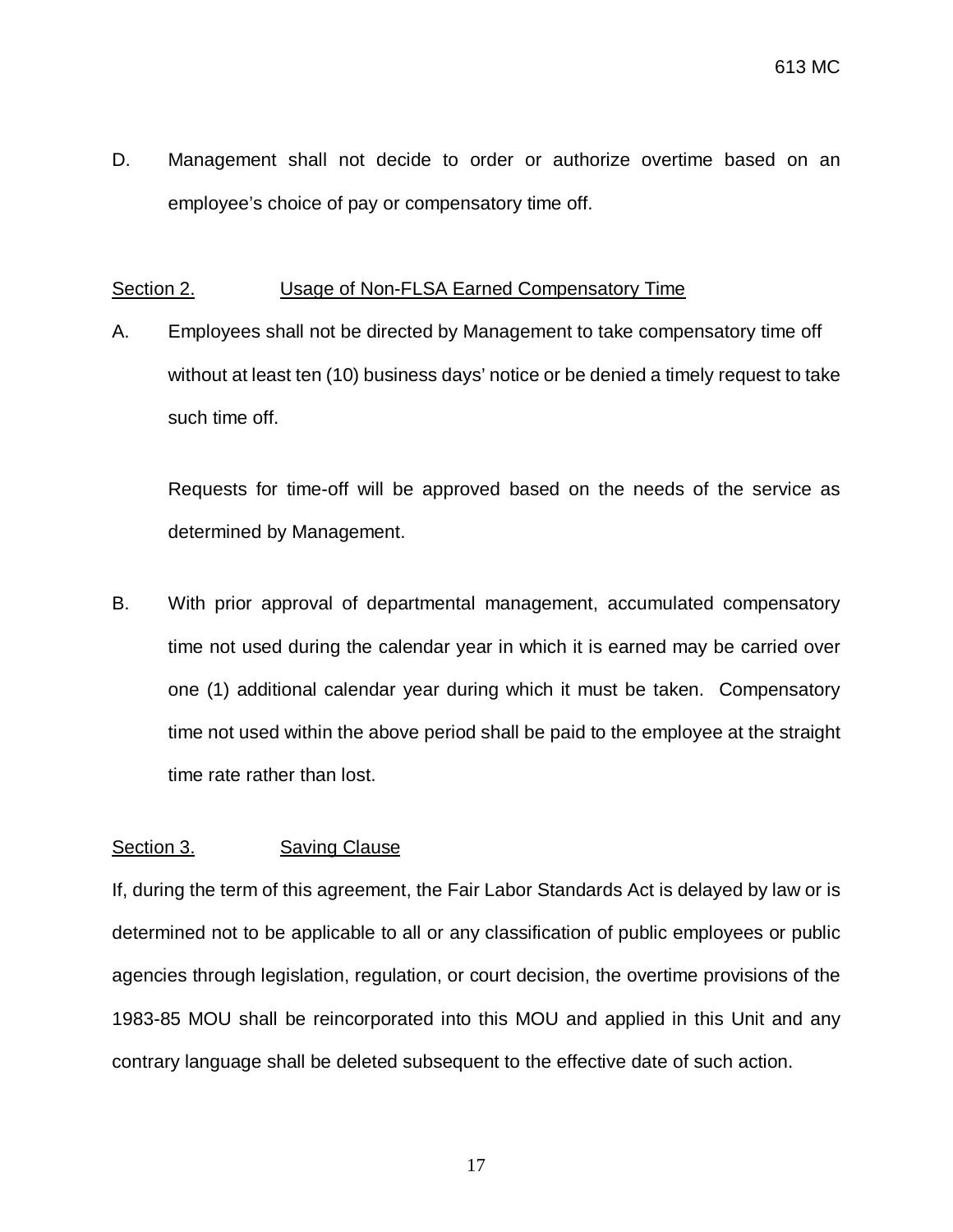D. Management shall not decide to order or authorize overtime based on an employee's choice of pay or compensatory time off.

Section 2. Usage of Non-FLSA Earned Compensatory Time

A. Employees shall not be directed by Management to take compensatory time off without at least ten (10) business days' notice or be denied a timely request to take such time off.

   Requests for time-off will be approved based on the needs of the service as determined by Management.

B. With prior approval of departmental management, accumulated compensatory time not used during the calendar year in which it is earned may be carried over one (1) additional calendar year during which it must be taken. Compensatory time not used within the above period shall be paid to the employee at the straight time rate rather than lost.

Section 3. Saving Clause

If, during the term of this agreement, the Fair Labor Standards Act is delayed by law or is determined not to be applicable to all or any classification of public employees or public agencies through legislation, regulation, or court decision, the overtime provisions of the 1983-85 MOU shall be reincorporated into this MOU and applied in this Unit and any contrary language shall be deleted subsequent to the effective date of such action.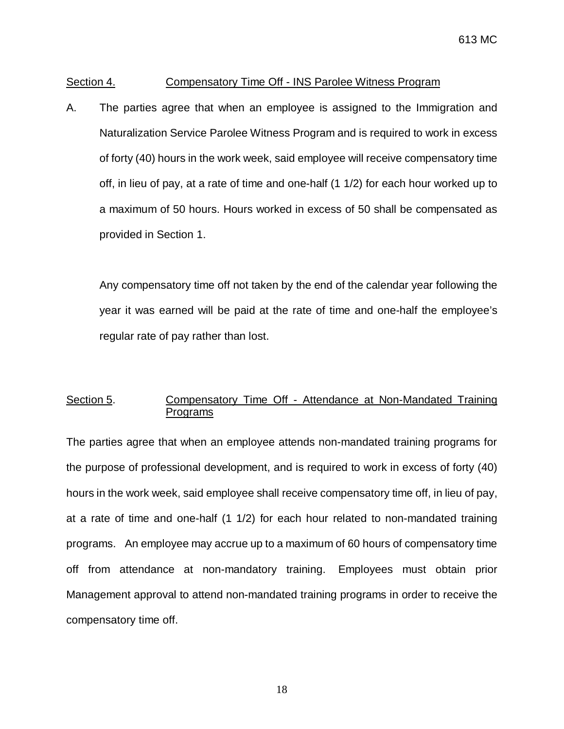Section 4. Compensatory Time Off - INS Parolee Witness Program

A. The parties agree that when an employee is assigned to the Immigration and Naturalization Service Parolee Witness Program and is required to work in excess of forty (40) hours in the work week, said employee will receive compensatory time off, in lieu of pay, at a rate of time and one-half (1 1/2) for each hour worked up to a maximum of 50 hours. Hours worked in excess of 50 shall be compensated as provided in Section 1.

   Any compensatory time off not taken by the end of the calendar year following the year it was earned will be paid at the rate of time and one-half the employee's regular rate of pay rather than lost.

Section 5. Compensatory Time Off - Attendance at Non-Mandated Training Programs

The parties agree that when an employee attends non-mandated training programs for the purpose of professional development, and is required to work in excess of forty (40) hours in the work week, said employee shall receive compensatory time off, in lieu of pay, at a rate of time and one-half (1 1/2) for each hour related to non-mandated training programs. An employee may accrue up to a maximum of 60 hours of compensatory time off from attendance at non-mandatory training. Employees must obtain prior Management approval to attend non-mandated training programs in order to receive the compensatory time off.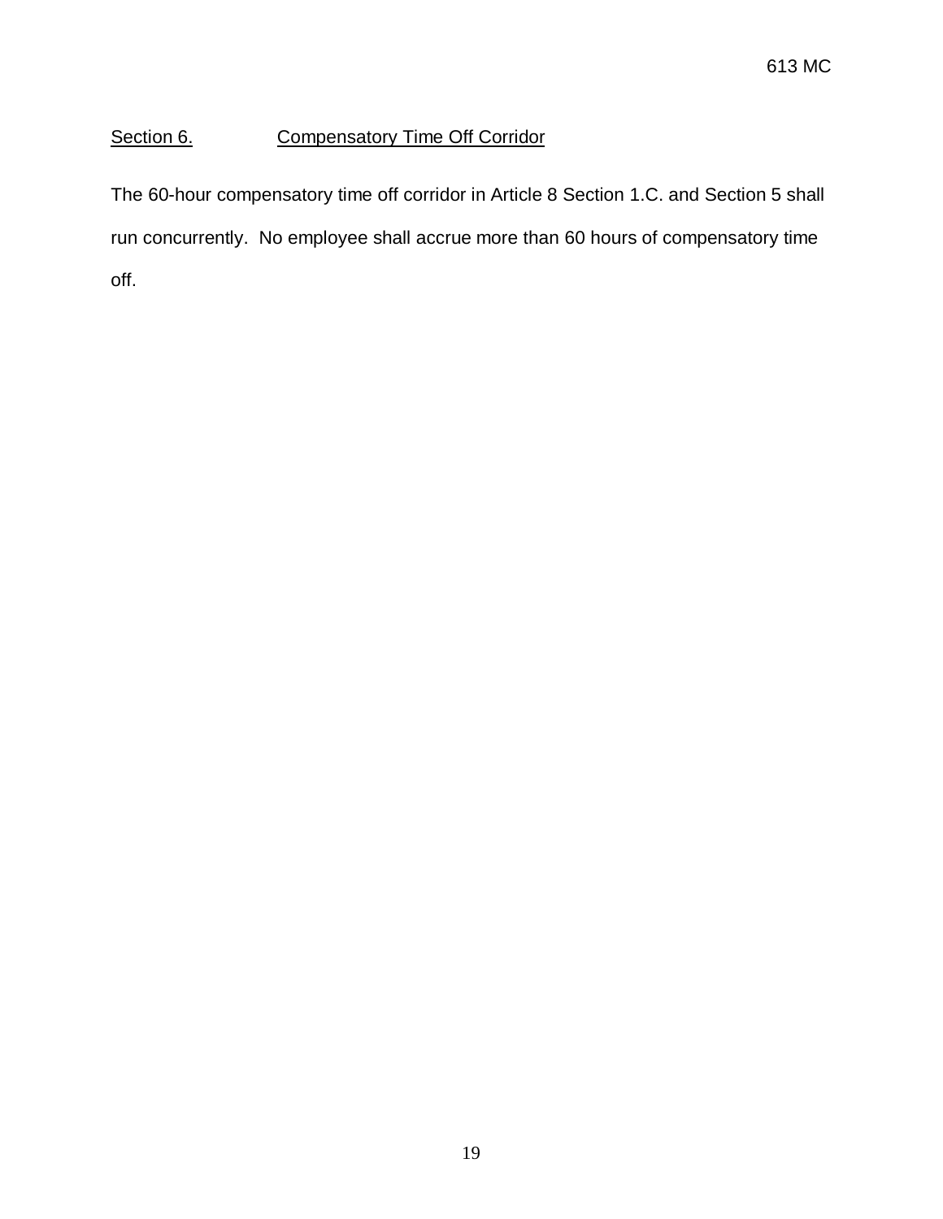Section 6. Compensatory Time Off Corridor

The 60-hour compensatory time off corridor in Article 8 Section 1.C. and Section 5 shall run concurrently. No employee shall accrue more than 60 hours of compensatory time off.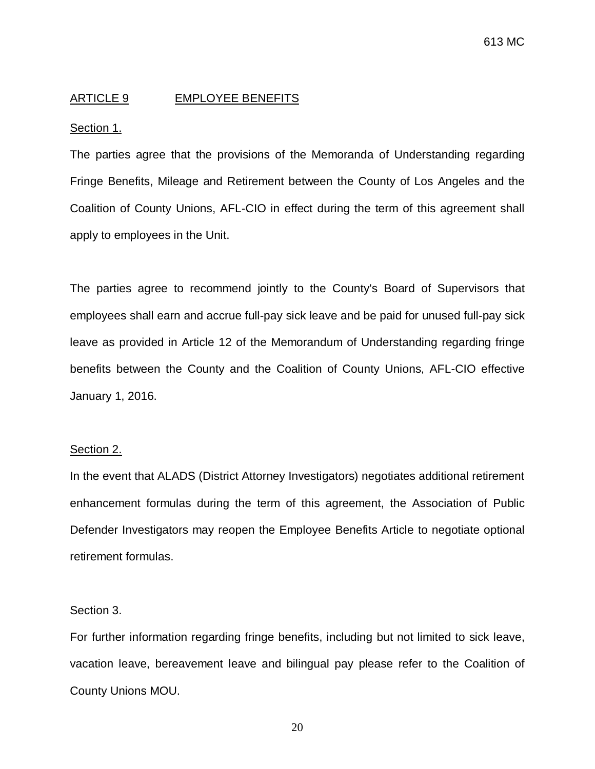## ARTICLE 9 EMPLOYEE BENEFITS

Section 1.

The parties agree that the provisions of the Memoranda of Understanding regarding Fringe Benefits, Mileage and Retirement between the County of Los Angeles and the Coalition of County Unions, AFL-CIO in effect during the term of this agreement shall apply to employees in the Unit.

The parties agree to recommend jointly to the County's Board of Supervisors that employees shall earn and accrue full-pay sick leave and be paid for unused full-pay sick leave as provided in Article 12 of the Memorandum of Understanding regarding fringe benefits between the County and the Coalition of County Unions, AFL-CIO effective January 1, 2016.

Section 2.

In the event that ALADS (District Attorney Investigators) negotiates additional retirement enhancement formulas during the term of this agreement, the Association of Public Defender Investigators may reopen the Employee Benefits Article to negotiate optional retirement formulas.

Section 3.

For further information regarding fringe benefits, including but not limited to sick leave, vacation leave, bereavement leave and bilingual pay please refer to the Coalition of County Unions MOU.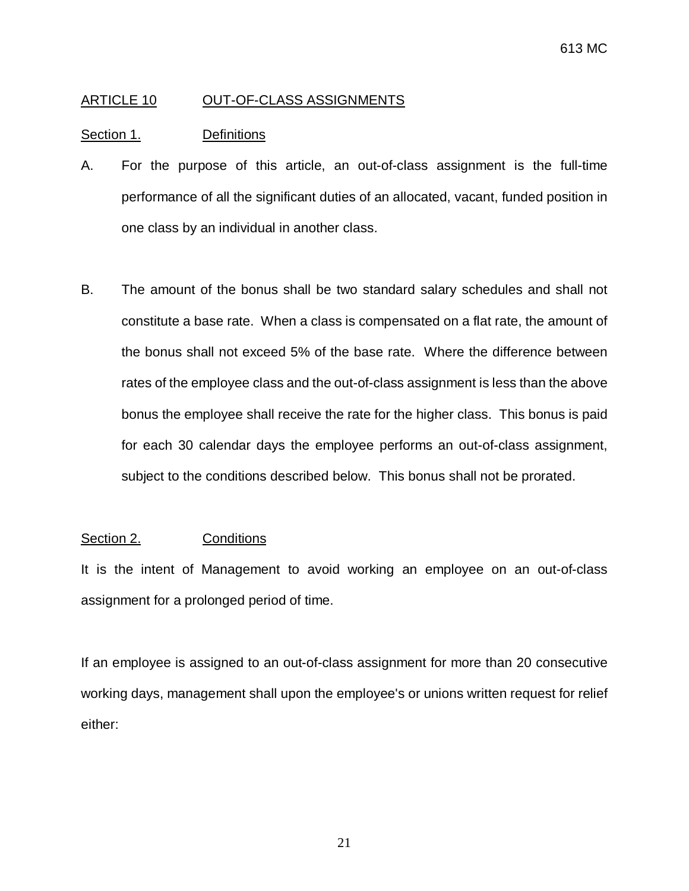## ARTICLE 10 OUT-OF-CLASS ASSIGNMENTS

### Section 1. Definitions

A. For the purpose of this article, an out-of-class assignment is the full-time performance of all the significant duties of an allocated, vacant, funded position in one class by an individual in another class.

B. The amount of the bonus shall be two standard salary schedules and shall not constitute a base rate. When a class is compensated on a flat rate, the amount of the bonus shall not exceed 5% of the base rate. Where the difference between rates of the employee class and the out-of-class assignment is less than the above bonus the employee shall receive the rate for the higher class. This bonus is paid for each 30 calendar days the employee performs an out-of-class assignment, subject to the conditions described below. This bonus shall not be prorated.

### Section 2. Conditions

It is the intent of Management to avoid working an employee on an out-of-class assignment for a prolonged period of time.

If an employee is assigned to an out-of-class assignment for more than 20 consecutive working days, management shall upon the employee's or unions written request for relief either: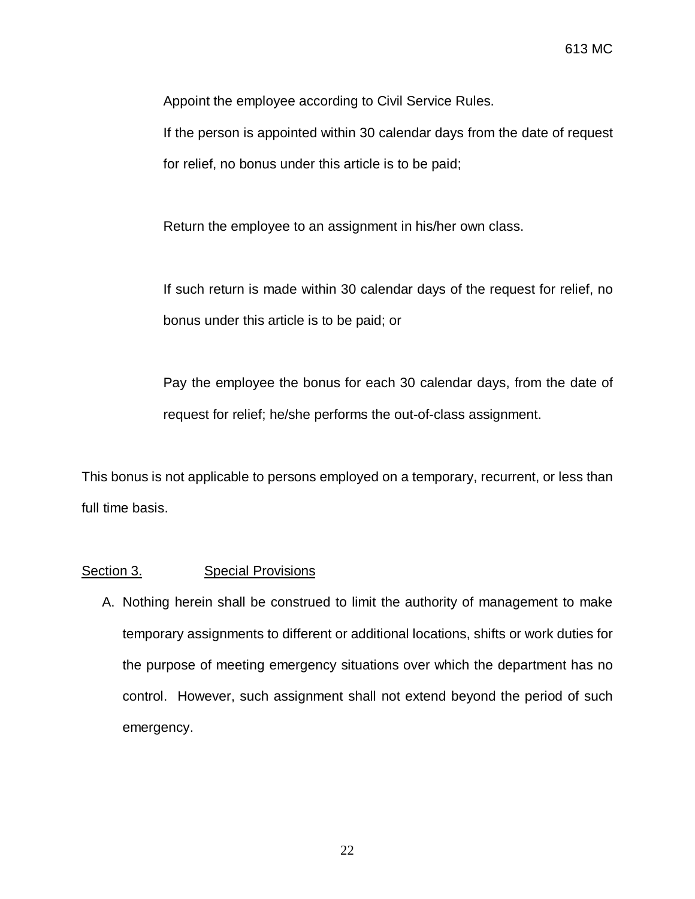Appoint the employee according to Civil Service Rules.

If the person is appointed within 30 calendar days from the date of request for relief, no bonus under this article is to be paid;

Return the employee to an assignment in his/her own class.

If such return is made within 30 calendar days of the request for relief, no bonus under this article is to be paid; or

Pay the employee the bonus for each 30 calendar days, from the date of request for relief; he/she performs the out-of-class assignment.

This bonus is not applicable to persons employed on a temporary, recurrent, or less than full time basis.

## Section 3. Special Provisions

A. Nothing herein shall be construed to limit the authority of management to make temporary assignments to different or additional locations, shifts or work duties for the purpose of meeting emergency situations over which the department has no control. However, such assignment shall not extend beyond the period of such emergency.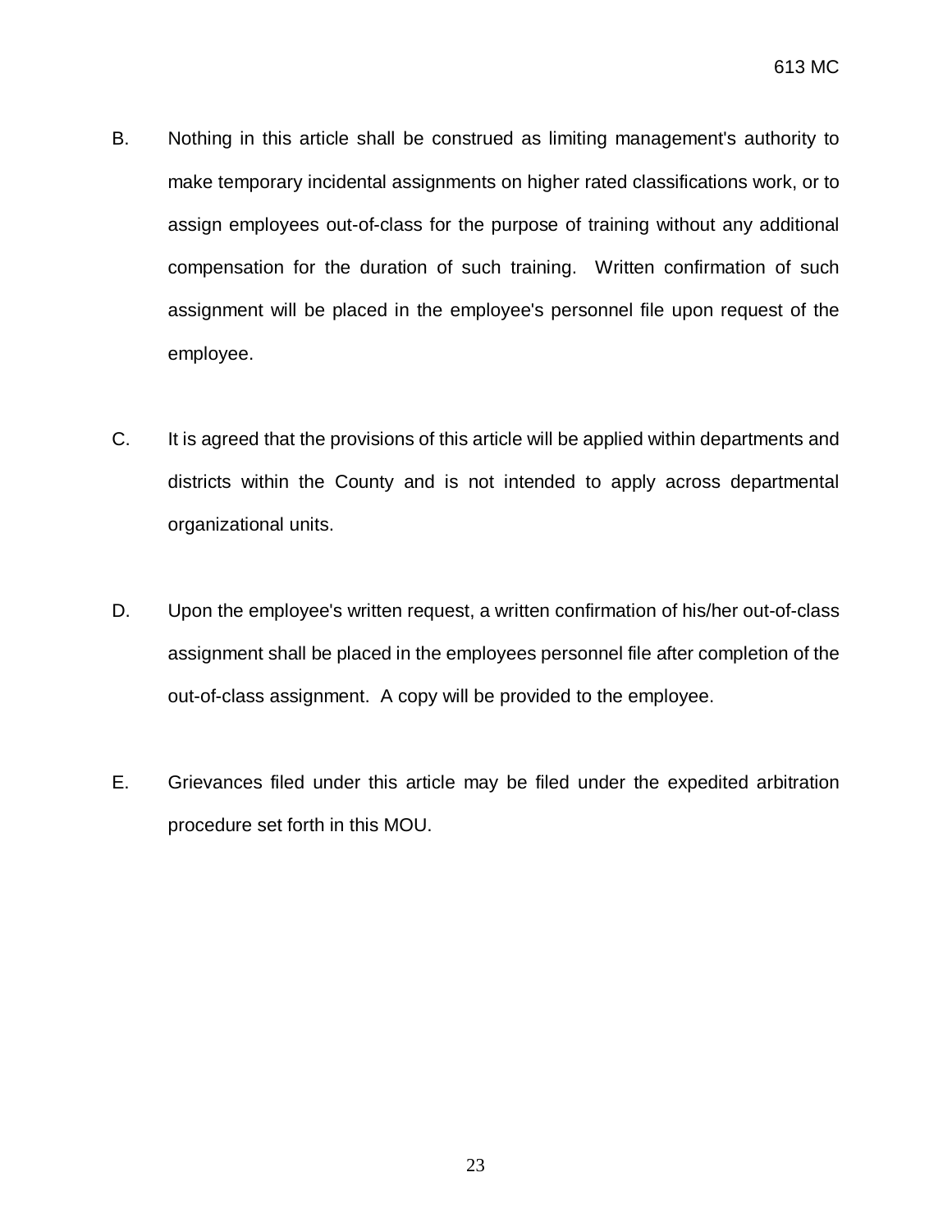B. Nothing in this article shall be construed as limiting management's authority to make temporary incidental assignments on higher rated classifications work, or to assign employees out-of-class for the purpose of training without any additional compensation for the duration of such training. Written confirmation of such assignment will be placed in the employee's personnel file upon request of the employee.

C. It is agreed that the provisions of this article will be applied within departments and districts within the County and is not intended to apply across departmental organizational units.

D. Upon the employee's written request, a written confirmation of his/her out-of-class assignment shall be placed in the employees personnel file after completion of the out-of-class assignment. A copy will be provided to the employee.

E. Grievances filed under this article may be filed under the expedited arbitration procedure set forth in this MOU.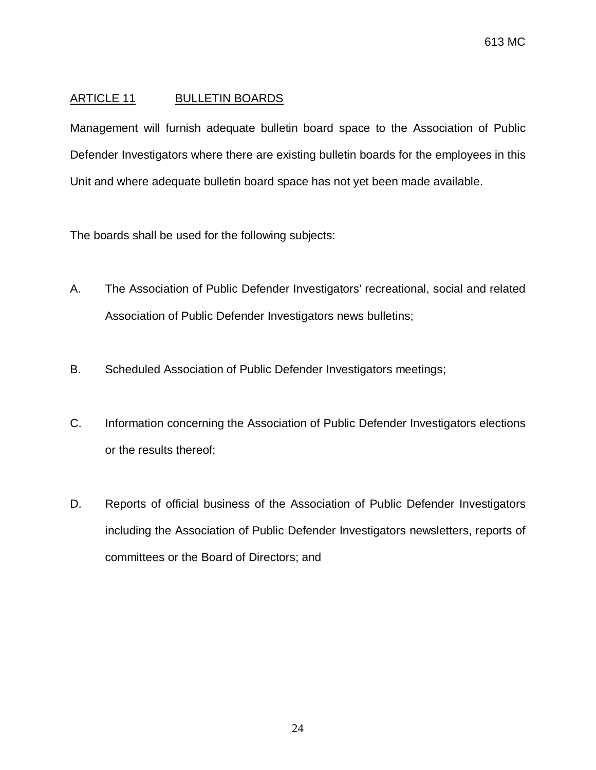## ARTICLE 11 BULLETIN BOARDS

Management will furnish adequate bulletin board space to the Association of Public Defender Investigators where there are existing bulletin boards for the employees in this Unit and where adequate bulletin board space has not yet been made available.

The boards shall be used for the following subjects:

A. The Association of Public Defender Investigators' recreational, social and related Association of Public Defender Investigators news bulletins;

B. Scheduled Association of Public Defender Investigators meetings;

C. Information concerning the Association of Public Defender Investigators elections or the results thereof;

D. Reports of official business of the Association of Public Defender Investigators including the Association of Public Defender Investigators newsletters, reports of committees or the Board of Directors; and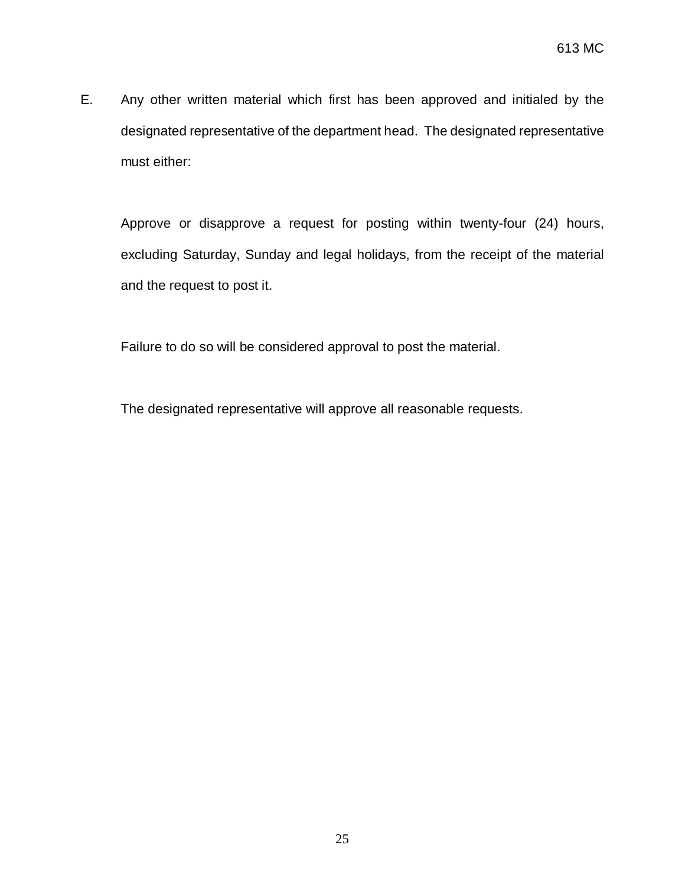E. Any other written material which first has been approved and initialed by the designated representative of the department head. The designated representative must either:

Approve or disapprove a request for posting within twenty-four (24) hours, excluding Saturday, Sunday and legal holidays, from the receipt of the material and the request to post it.

Failure to do so will be considered approval to post the material.

The designated representative will approve all reasonable requests.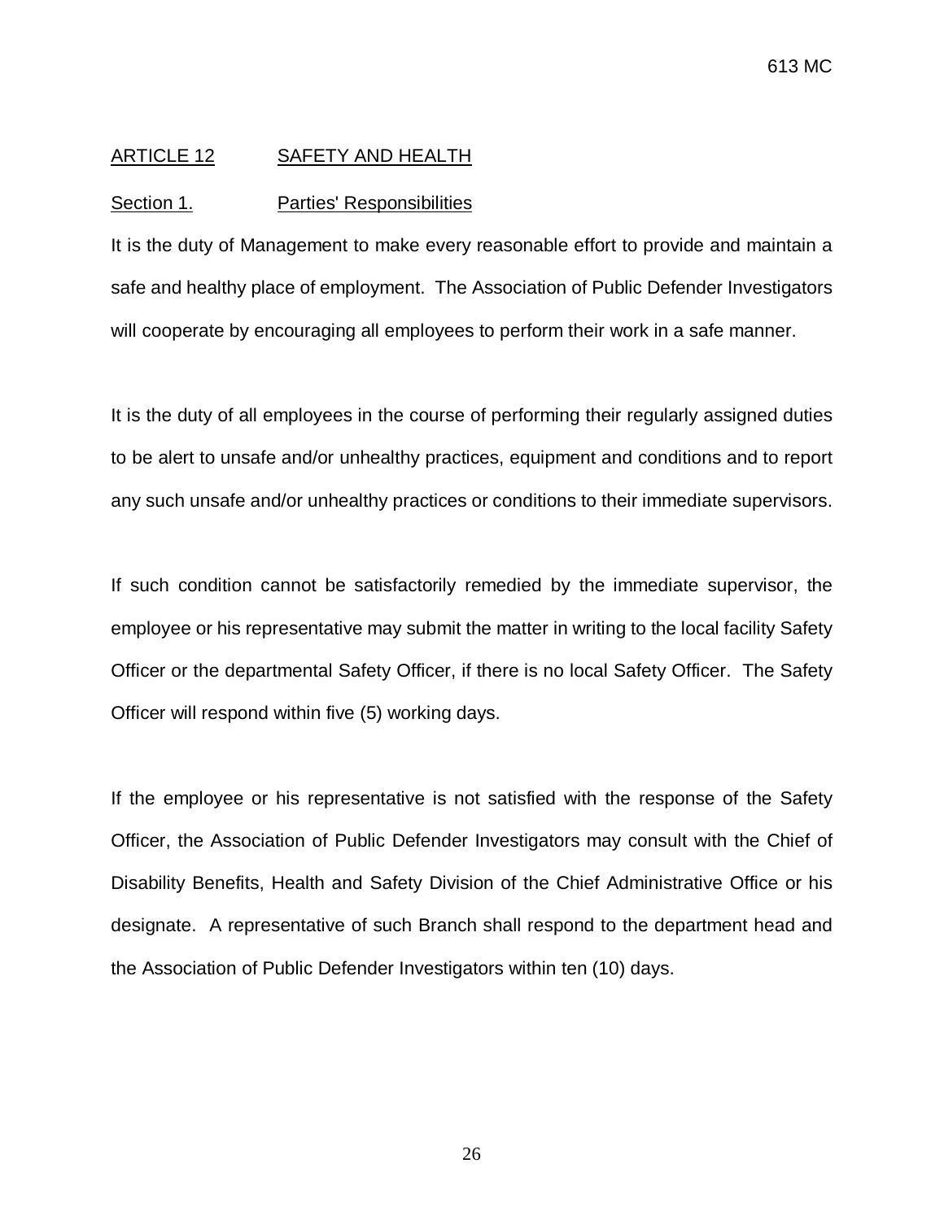## ARTICLE 12 SAFETY AND HEALTH

### Section 1. Parties' Responsibilities

It is the duty of Management to make every reasonable effort to provide and maintain a safe and healthy place of employment. The Association of Public Defender Investigators will cooperate by encouraging all employees to perform their work in a safe manner.

It is the duty of all employees in the course of performing their regularly assigned duties to be alert to unsafe and/or unhealthy practices, equipment and conditions and to report any such unsafe and/or unhealthy practices or conditions to their immediate supervisors.

If such condition cannot be satisfactorily remedied by the immediate supervisor, the employee or his representative may submit the matter in writing to the local facility Safety Officer or the departmental Safety Officer, if there is no local Safety Officer. The Safety Officer will respond within five (5) working days.

If the employee or his representative is not satisfied with the response of the Safety Officer, the Association of Public Defender Investigators may consult with the Chief of Disability Benefits, Health and Safety Division of the Chief Administrative Office or his designate. A representative of such Branch shall respond to the department head and the Association of Public Defender Investigators within ten (10) days.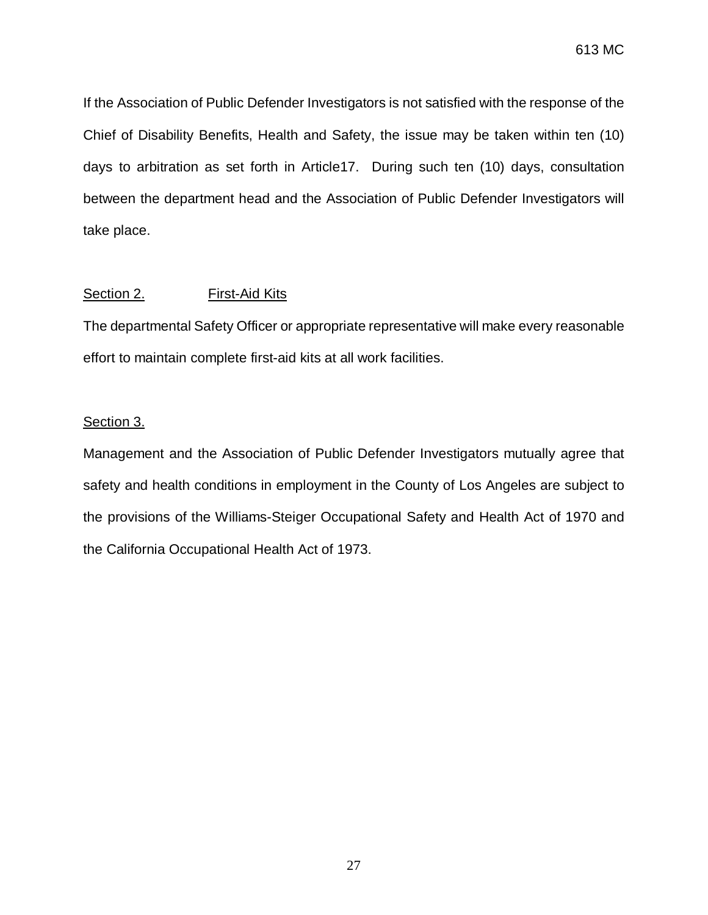If the Association of Public Defender Investigators is not satisfied with the response of the Chief of Disability Benefits, Health and Safety, the issue may be taken within ten (10) days to arbitration as set forth in Article17. During such ten (10) days, consultation between the department head and the Association of Public Defender Investigators will take place.

Section 2. First-Aid Kits

The departmental Safety Officer or appropriate representative will make every reasonable effort to maintain complete first-aid kits at all work facilities.

Section 3.

Management and the Association of Public Defender Investigators mutually agree that safety and health conditions in employment in the County of Los Angeles are subject to the provisions of the Williams-Steiger Occupational Safety and Health Act of 1970 and the California Occupational Health Act of 1973.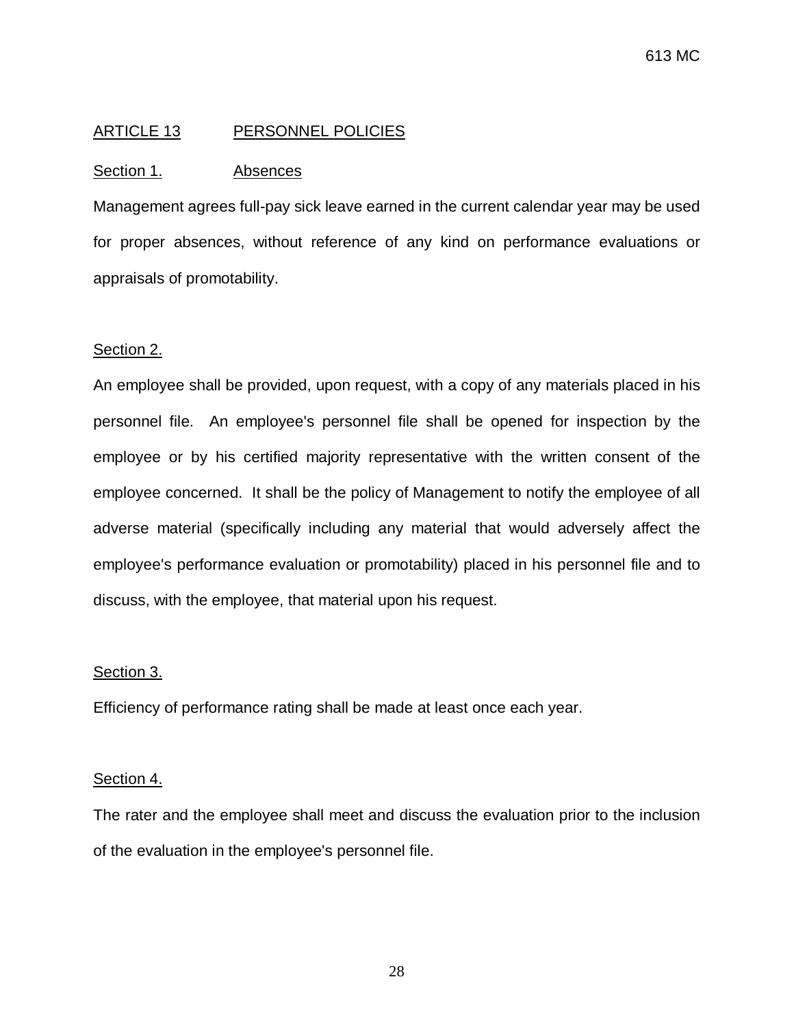## ARTICLE 13 PERSONNEL POLICIES

### Section 1. Absences

Management agrees full-pay sick leave earned in the current calendar year may be used for proper absences, without reference of any kind on performance evaluations or appraisals of promotability.

### Section 2.

An employee shall be provided, upon request, with a copy of any materials placed in his personnel file. An employee's personnel file shall be opened for inspection by the employee or by his certified majority representative with the written consent of the employee concerned. It shall be the policy of Management to notify the employee of all adverse material (specifically including any material that would adversely affect the employee's performance evaluation or promotability) placed in his personnel file and to discuss, with the employee, that material upon his request.

### Section 3.

Efficiency of performance rating shall be made at least once each year.

### Section 4.

The rater and the employee shall meet and discuss the evaluation prior to the inclusion of the evaluation in the employee's personnel file.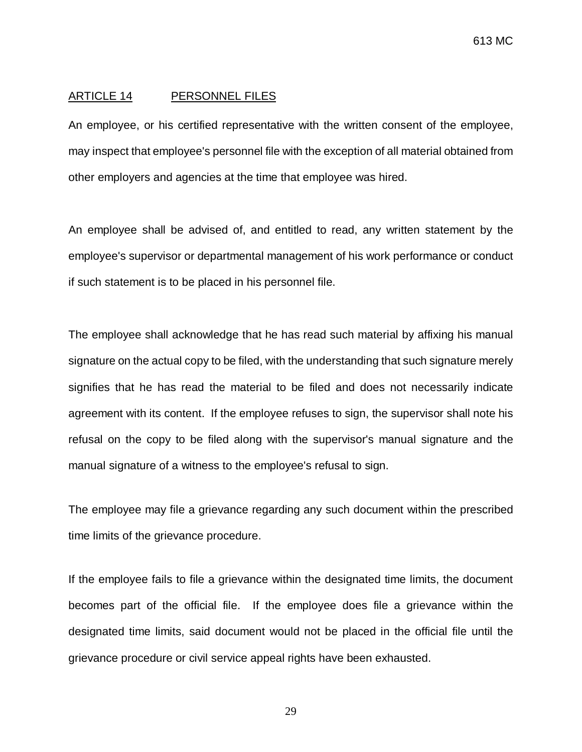## ARTICLE 14 PERSONNEL FILES

An employee, or his certified representative with the written consent of the employee, may inspect that employee's personnel file with the exception of all material obtained from other employers and agencies at the time that employee was hired.

An employee shall be advised of, and entitled to read, any written statement by the employee's supervisor or departmental management of his work performance or conduct if such statement is to be placed in his personnel file.

The employee shall acknowledge that he has read such material by affixing his manual signature on the actual copy to be filed, with the understanding that such signature merely signifies that he has read the material to be filed and does not necessarily indicate agreement with its content. If the employee refuses to sign, the supervisor shall note his refusal on the copy to be filed along with the supervisor's manual signature and the manual signature of a witness to the employee's refusal to sign.

The employee may file a grievance regarding any such document within the prescribed time limits of the grievance procedure.

If the employee fails to file a grievance within the designated time limits, the document becomes part of the official file. If the employee does file a grievance within the designated time limits, said document would not be placed in the official file until the grievance procedure or civil service appeal rights have been exhausted.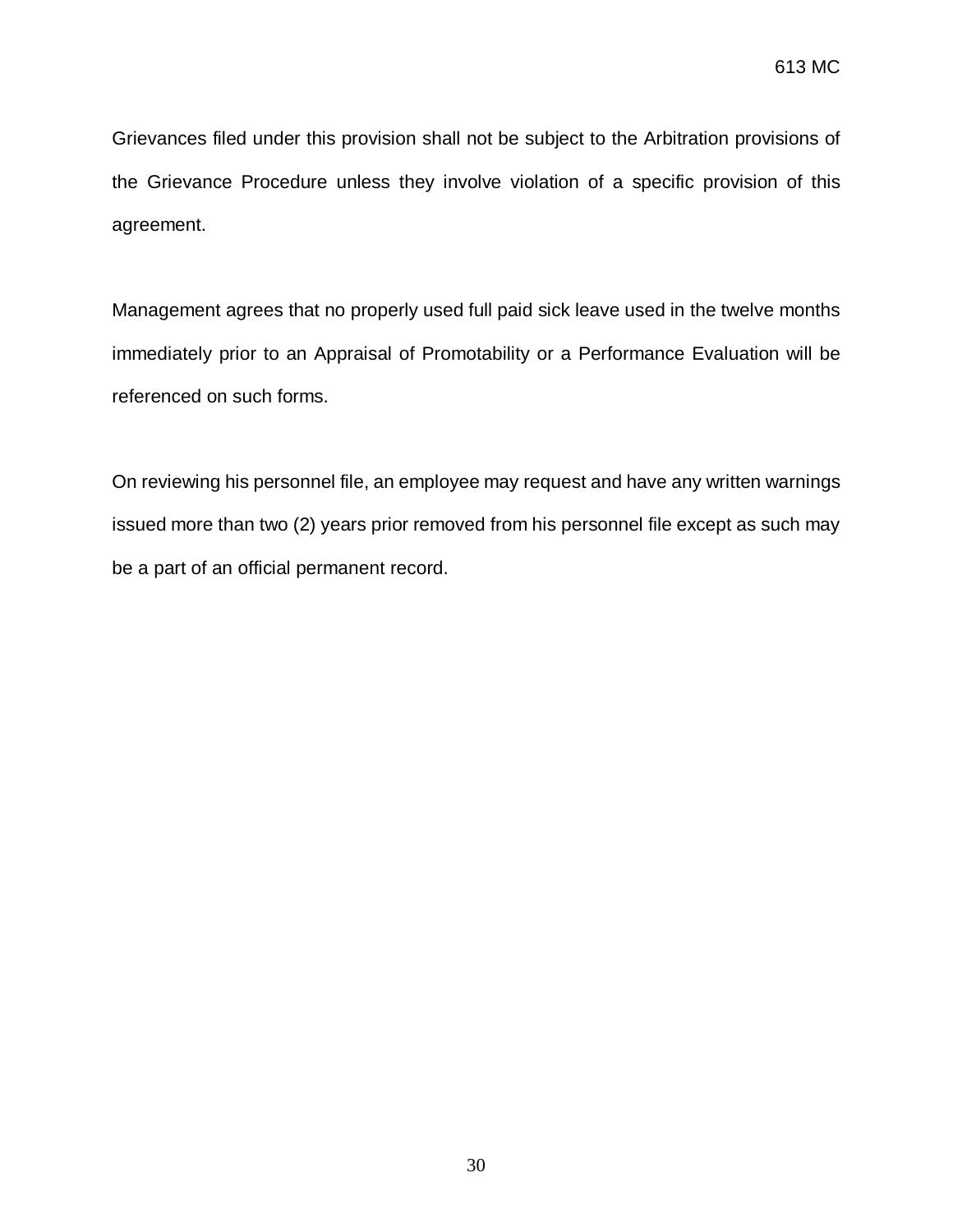Grievances filed under this provision shall not be subject to the Arbitration provisions of the Grievance Procedure unless they involve violation of a specific provision of this agreement.

Management agrees that no properly used full paid sick leave used in the twelve months immediately prior to an Appraisal of Promotability or a Performance Evaluation will be referenced on such forms.

On reviewing his personnel file, an employee may request and have any written warnings issued more than two (2) years prior removed from his personnel file except as such may be a part of an official permanent record.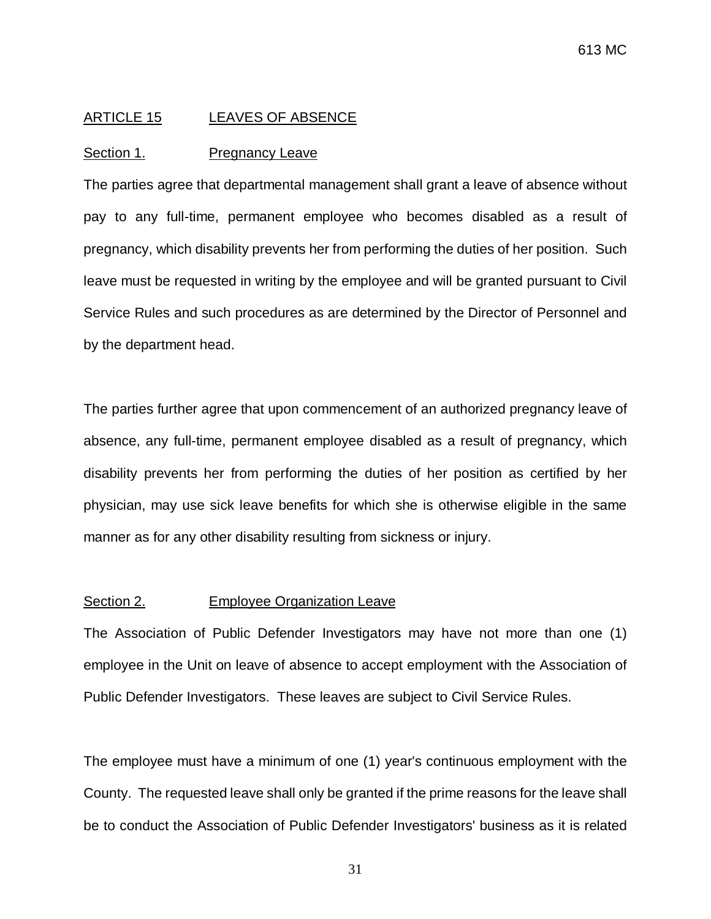## ARTICLE 15 LEAVES OF ABSENCE

### Section 1. Pregnancy Leave

The parties agree that departmental management shall grant a leave of absence without pay to any full-time, permanent employee who becomes disabled as a result of pregnancy, which disability prevents her from performing the duties of her position. Such leave must be requested in writing by the employee and will be granted pursuant to Civil Service Rules and such procedures as are determined by the Director of Personnel and by the department head.

The parties further agree that upon commencement of an authorized pregnancy leave of absence, any full-time, permanent employee disabled as a result of pregnancy, which disability prevents her from performing the duties of her position as certified by her physician, may use sick leave benefits for which she is otherwise eligible in the same manner as for any other disability resulting from sickness or injury.

### Section 2. Employee Organization Leave

The Association of Public Defender Investigators may have not more than one (1) employee in the Unit on leave of absence to accept employment with the Association of Public Defender Investigators. These leaves are subject to Civil Service Rules.

The employee must have a minimum of one (1) year's continuous employment with the County. The requested leave shall only be granted if the prime reasons for the leave shall be to conduct the Association of Public Defender Investigators' business as it is related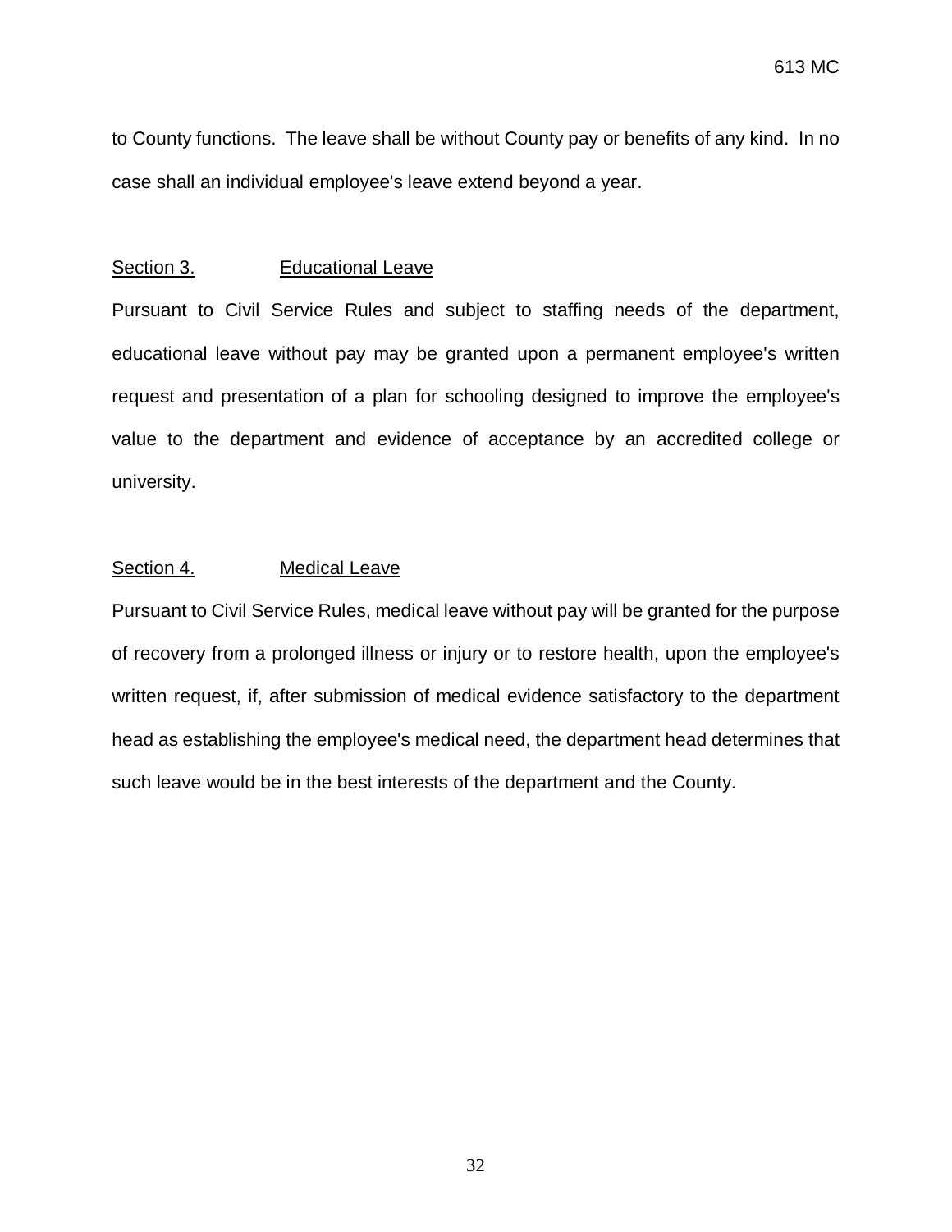to County functions. The leave shall be without County pay or benefits of any kind. In no case shall an individual employee's leave extend beyond a year.

### Section 3. Educational Leave

Pursuant to Civil Service Rules and subject to staffing needs of the department, educational leave without pay may be granted upon a permanent employee's written request and presentation of a plan for schooling designed to improve the employee's value to the department and evidence of acceptance by an accredited college or university.

### Section 4. Medical Leave

Pursuant to Civil Service Rules, medical leave without pay will be granted for the purpose of recovery from a prolonged illness or injury or to restore health, upon the employee's written request, if, after submission of medical evidence satisfactory to the department head as establishing the employee's medical need, the department head determines that such leave would be in the best interests of the department and the County.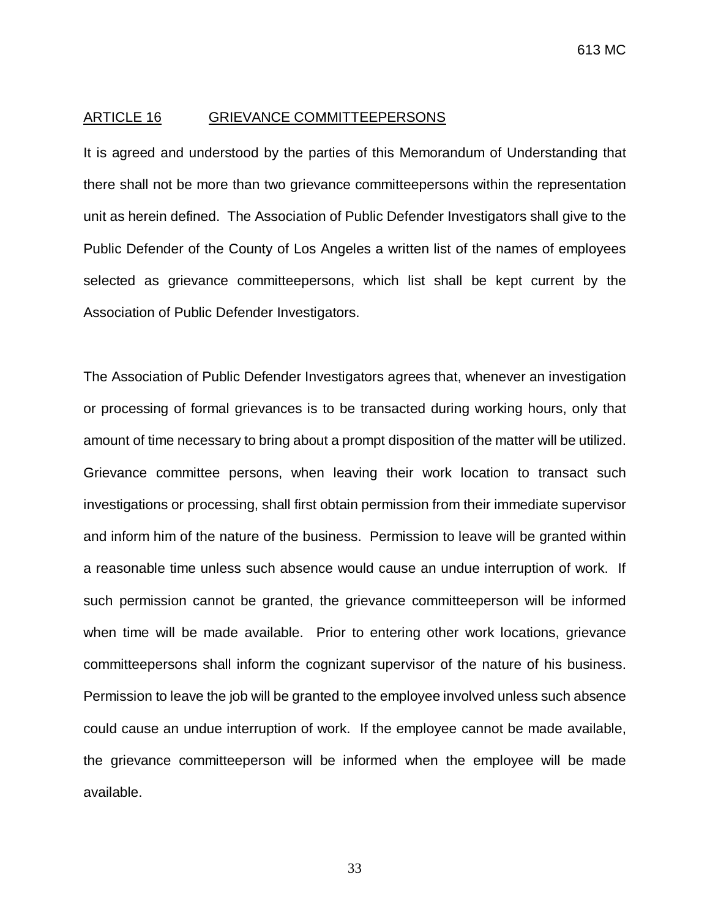## ARTICLE 16 GRIEVANCE COMMITTEEPERSONS

It is agreed and understood by the parties of this Memorandum of Understanding that there shall not be more than two grievance committeepersons within the representation unit as herein defined. The Association of Public Defender Investigators shall give to the Public Defender of the County of Los Angeles a written list of the names of employees selected as grievance committeepersons, which list shall be kept current by the Association of Public Defender Investigators.

The Association of Public Defender Investigators agrees that, whenever an investigation or processing of formal grievances is to be transacted during working hours, only that amount of time necessary to bring about a prompt disposition of the matter will be utilized. Grievance committee persons, when leaving their work location to transact such investigations or processing, shall first obtain permission from their immediate supervisor and inform him of the nature of the business. Permission to leave will be granted within a reasonable time unless such absence would cause an undue interruption of work. If such permission cannot be granted, the grievance committeeperson will be informed when time will be made available. Prior to entering other work locations, grievance committeepersons shall inform the cognizant supervisor of the nature of his business. Permission to leave the job will be granted to the employee involved unless such absence could cause an undue interruption of work. If the employee cannot be made available, the grievance committeeperson will be informed when the employee will be made available.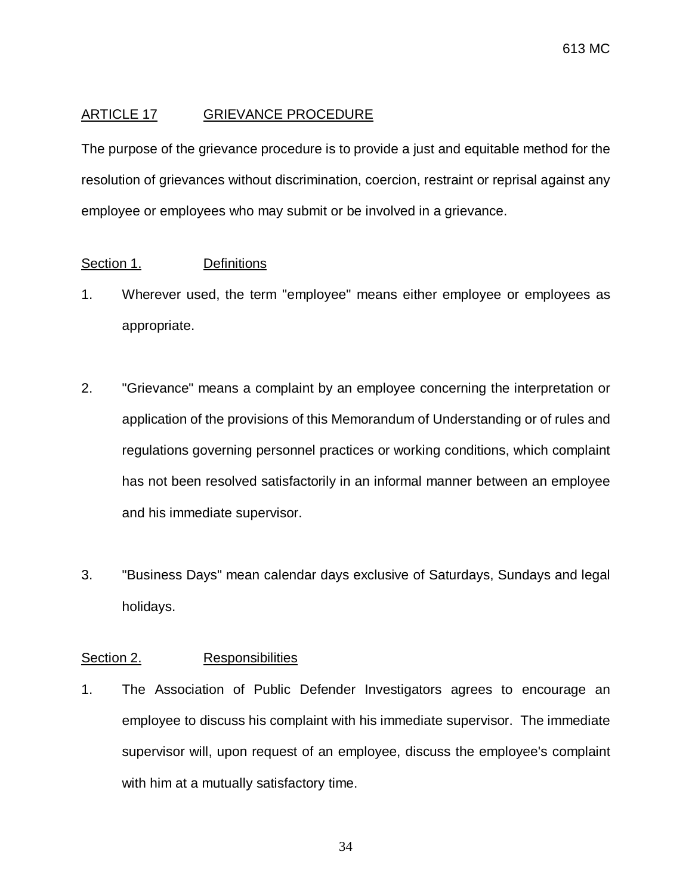## ARTICLE 17 GRIEVANCE PROCEDURE

The purpose of the grievance procedure is to provide a just and equitable method for the resolution of grievances without discrimination, coercion, restraint or reprisal against any employee or employees who may submit or be involved in a grievance.

### Section 1. Definitions

1. Wherever used, the term "employee" means either employee or employees as appropriate.

2. "Grievance" means a complaint by an employee concerning the interpretation or application of the provisions of this Memorandum of Understanding or of rules and regulations governing personnel practices or working conditions, which complaint has not been resolved satisfactorily in an informal manner between an employee and his immediate supervisor.

3. "Business Days" mean calendar days exclusive of Saturdays, Sundays and legal holidays.

### Section 2. Responsibilities

1. The Association of Public Defender Investigators agrees to encourage an employee to discuss his complaint with his immediate supervisor. The immediate supervisor will, upon request of an employee, discuss the employee's complaint with him at a mutually satisfactory time.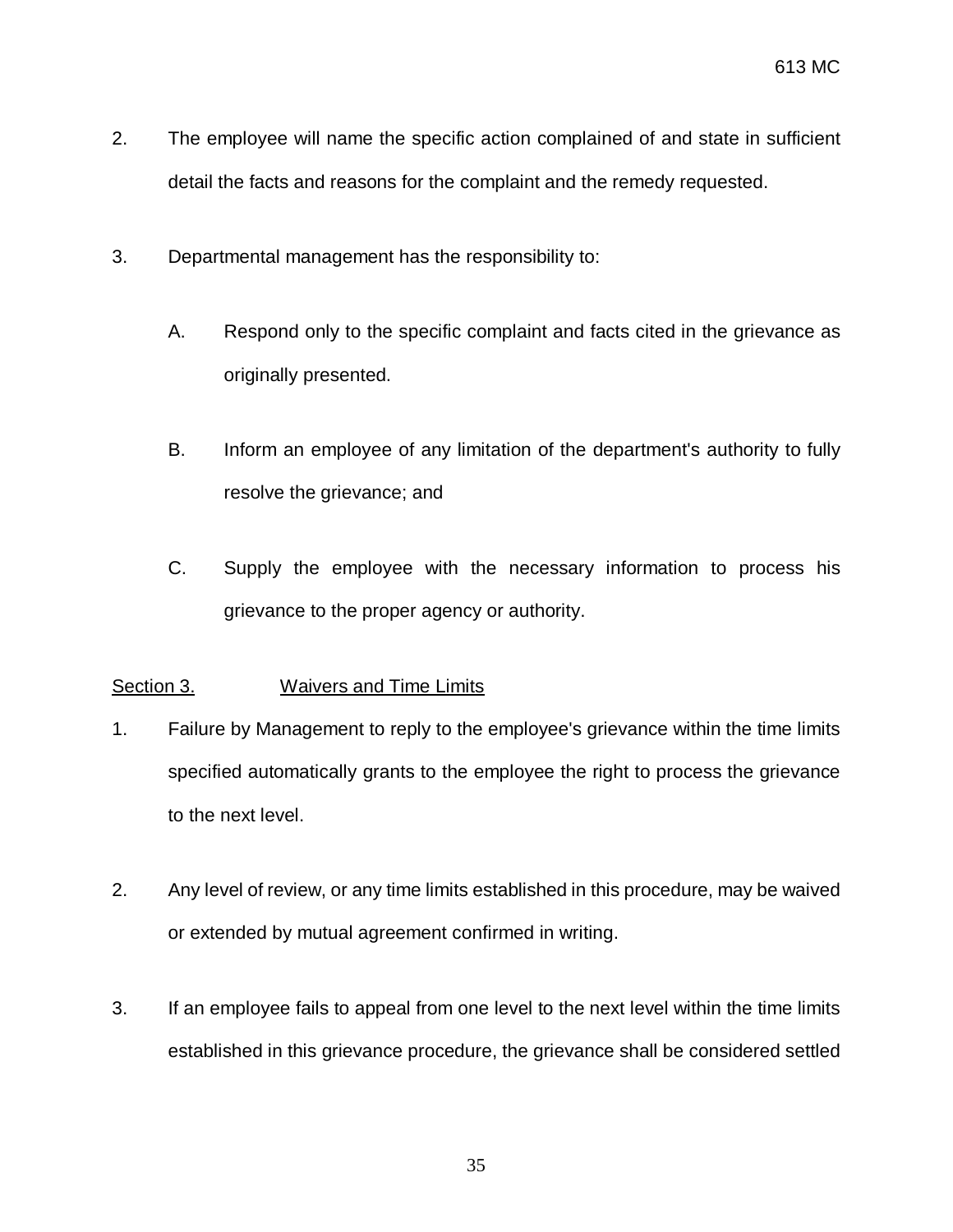2. The employee will name the specific action complained of and state in sufficient detail the facts and reasons for the complaint and the remedy requested.

3. Departmental management has the responsibility to:

   A. Respond only to the specific complaint and facts cited in the grievance as originally presented.

   B. Inform an employee of any limitation of the department's authority to fully resolve the grievance; and

   C. Supply the employee with the necessary information to process his grievance to the proper agency or authority.

<u>Section 3.</u> <u>Waivers and Time Limits</u>

1. Failure by Management to reply to the employee's grievance within the time limits specified automatically grants to the employee the right to process the grievance to the next level.

2. Any level of review, or any time limits established in this procedure, may be waived or extended by mutual agreement confirmed in writing.

3. If an employee fails to appeal from one level to the next level within the time limits established in this grievance procedure, the grievance shall be considered settled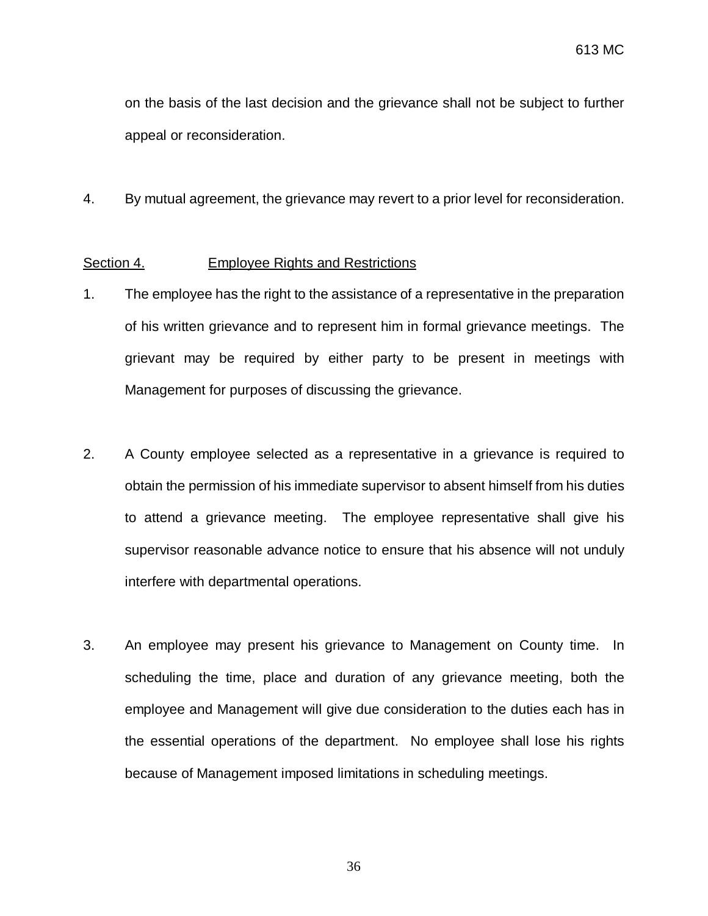on the basis of the last decision and the grievance shall not be subject to further appeal or reconsideration.

4. By mutual agreement, the grievance may revert to a prior level for reconsideration.

<u>Section 4.</u> <u>Employee Rights and Restrictions</u>

1. The employee has the right to the assistance of a representative in the preparation of his written grievance and to represent him in formal grievance meetings. The grievant may be required by either party to be present in meetings with Management for purposes of discussing the grievance.

2. A County employee selected as a representative in a grievance is required to obtain the permission of his immediate supervisor to absent himself from his duties to attend a grievance meeting. The employee representative shall give his supervisor reasonable advance notice to ensure that his absence will not unduly interfere with departmental operations.

3. An employee may present his grievance to Management on County time. In scheduling the time, place and duration of any grievance meeting, both the employee and Management will give due consideration to the duties each has in the essential operations of the department. No employee shall lose his rights because of Management imposed limitations in scheduling meetings.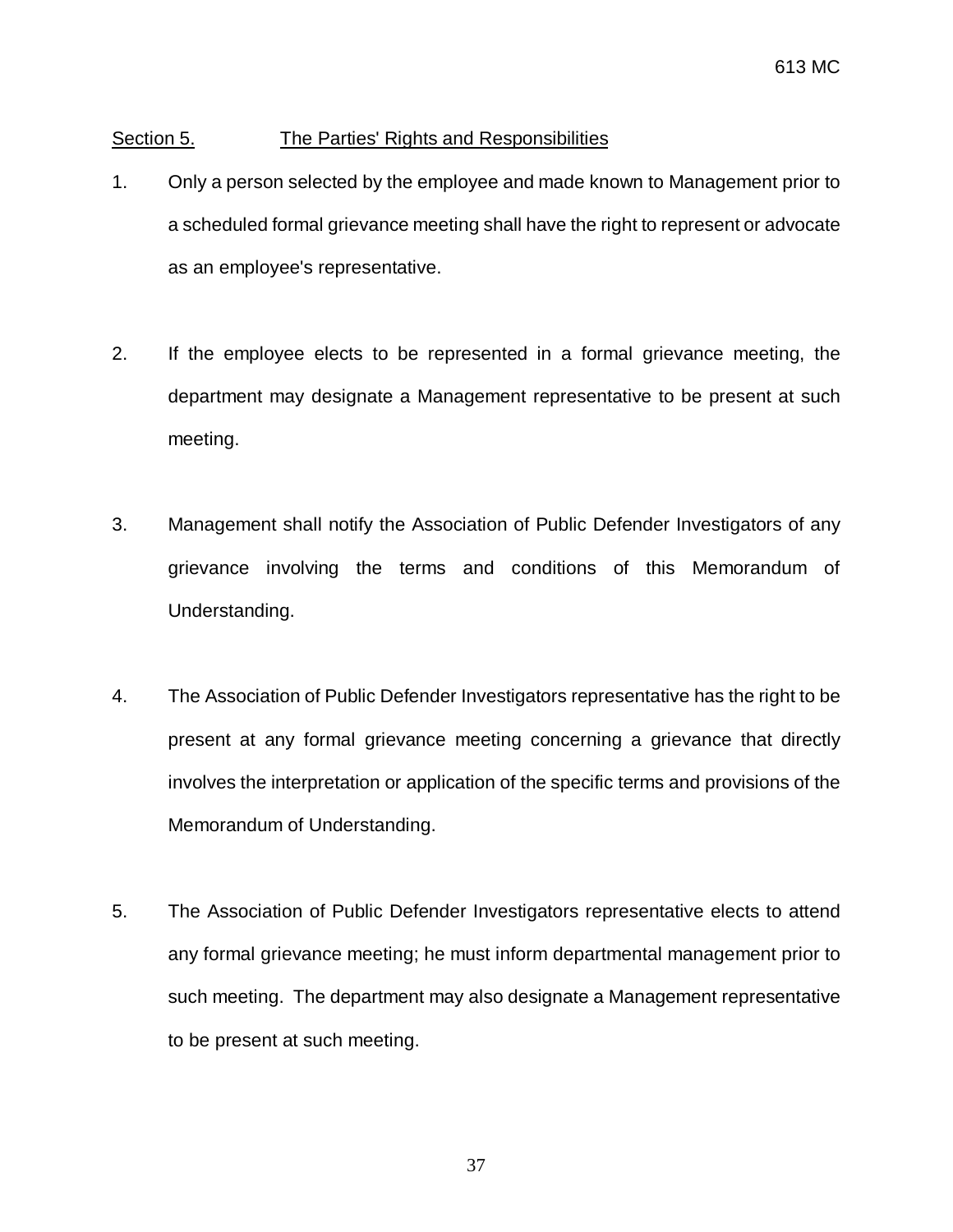Section 5. The Parties' Rights and Responsibilities

1. Only a person selected by the employee and made known to Management prior to a scheduled formal grievance meeting shall have the right to represent or advocate as an employee's representative.

2. If the employee elects to be represented in a formal grievance meeting, the department may designate a Management representative to be present at such meeting.

3. Management shall notify the Association of Public Defender Investigators of any grievance involving the terms and conditions of this Memorandum of Understanding.

4. The Association of Public Defender Investigators representative has the right to be present at any formal grievance meeting concerning a grievance that directly involves the interpretation or application of the specific terms and provisions of the Memorandum of Understanding.

5. The Association of Public Defender Investigators representative elects to attend any formal grievance meeting; he must inform departmental management prior to such meeting. The department may also designate a Management representative to be present at such meeting.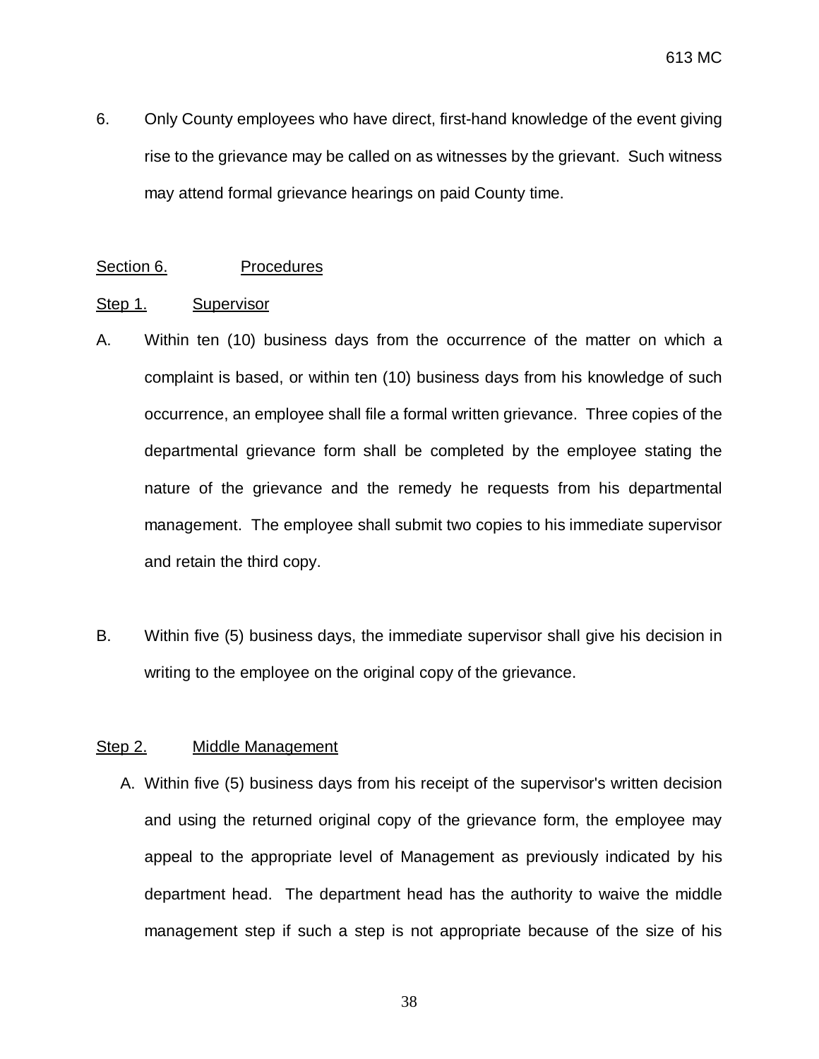6. Only County employees who have direct, first-hand knowledge of the event giving rise to the grievance may be called on as witnesses by the grievant. Such witness may attend formal grievance hearings on paid County time.

Section 6. Procedures

Step 1. Supervisor

A. Within ten (10) business days from the occurrence of the matter on which a complaint is based, or within ten (10) business days from his knowledge of such occurrence, an employee shall file a formal written grievance. Three copies of the departmental grievance form shall be completed by the employee stating the nature of the grievance and the remedy he requests from his departmental management. The employee shall submit two copies to his immediate supervisor and retain the third copy.

B. Within five (5) business days, the immediate supervisor shall give his decision in writing to the employee on the original copy of the grievance.

Step 2. Middle Management

A. Within five (5) business days from his receipt of the supervisor's written decision and using the returned original copy of the grievance form, the employee may appeal to the appropriate level of Management as previously indicated by his department head. The department head has the authority to waive the middle management step if such a step is not appropriate because of the size of his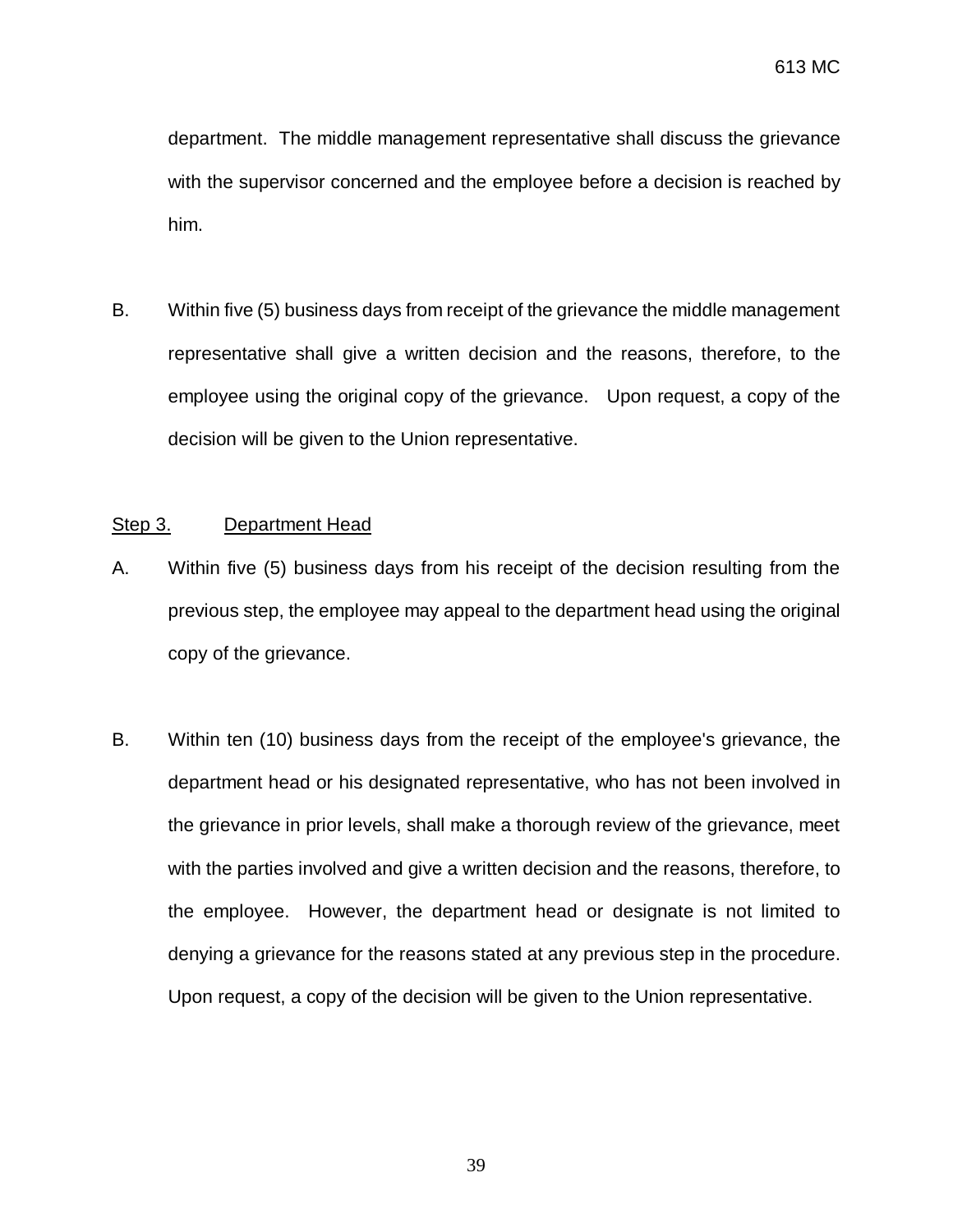department. The middle management representative shall discuss the grievance with the supervisor concerned and the employee before a decision is reached by him.

B. Within five (5) business days from receipt of the grievance the middle management representative shall give a written decision and the reasons, therefore, to the employee using the original copy of the grievance. Upon request, a copy of the decision will be given to the Union representative.

<u>Step 3.</u> <u>Department Head</u>

A. Within five (5) business days from his receipt of the decision resulting from the previous step, the employee may appeal to the department head using the original copy of the grievance.

B. Within ten (10) business days from the receipt of the employee's grievance, the department head or his designated representative, who has not been involved in the grievance in prior levels, shall make a thorough review of the grievance, meet with the parties involved and give a written decision and the reasons, therefore, to the employee. However, the department head or designate is not limited to denying a grievance for the reasons stated at any previous step in the procedure. Upon request, a copy of the decision will be given to the Union representative.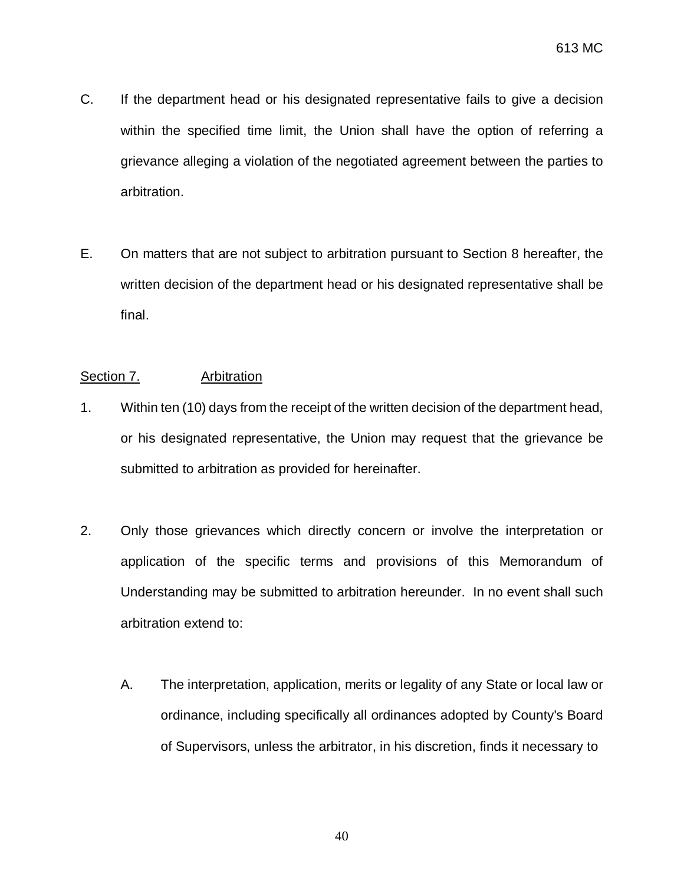C. If the department head or his designated representative fails to give a decision within the specified time limit, the Union shall have the option of referring a grievance alleging a violation of the negotiated agreement between the parties to arbitration.

E. On matters that are not subject to arbitration pursuant to Section 8 hereafter, the written decision of the department head or his designated representative shall be final.

<u>Section 7.</u> <u>Arbitration</u>

1. Within ten (10) days from the receipt of the written decision of the department head, or his designated representative, the Union may request that the grievance be submitted to arbitration as provided for hereinafter.

2. Only those grievances which directly concern or involve the interpretation or application of the specific terms and provisions of this Memorandum of Understanding may be submitted to arbitration hereunder. In no event shall such arbitration extend to:

   A. The interpretation, application, merits or legality of any State or local law or ordinance, including specifically all ordinances adopted by County's Board of Supervisors, unless the arbitrator, in his discretion, finds it necessary to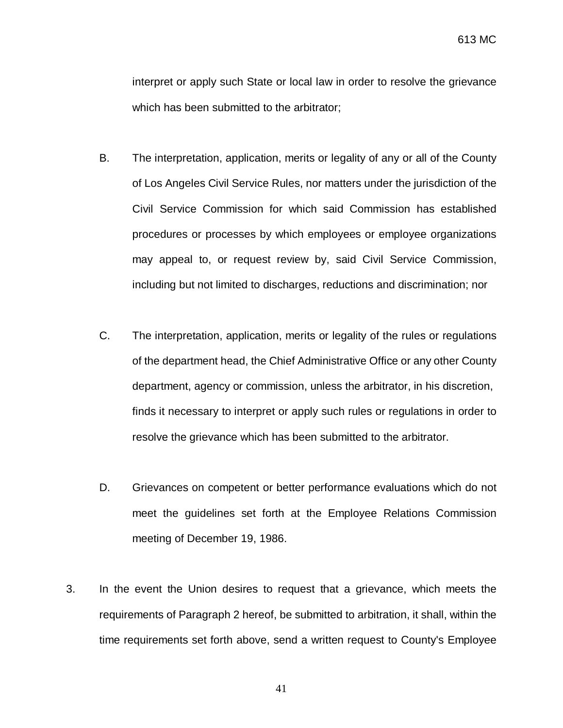interpret or apply such State or local law in order to resolve the grievance which has been submitted to the arbitrator;

B. The interpretation, application, merits or legality of any or all of the County of Los Angeles Civil Service Rules, nor matters under the jurisdiction of the Civil Service Commission for which said Commission has established procedures or processes by which employees or employee organizations may appeal to, or request review by, said Civil Service Commission, including but not limited to discharges, reductions and discrimination; nor

C. The interpretation, application, merits or legality of the rules or regulations of the department head, the Chief Administrative Office or any other County department, agency or commission, unless the arbitrator, in his discretion, finds it necessary to interpret or apply such rules or regulations in order to resolve the grievance which has been submitted to the arbitrator.

D. Grievances on competent or better performance evaluations which do not meet the guidelines set forth at the Employee Relations Commission meeting of December 19, 1986.

3. In the event the Union desires to request that a grievance, which meets the requirements of Paragraph 2 hereof, be submitted to arbitration, it shall, within the time requirements set forth above, send a written request to County's Employee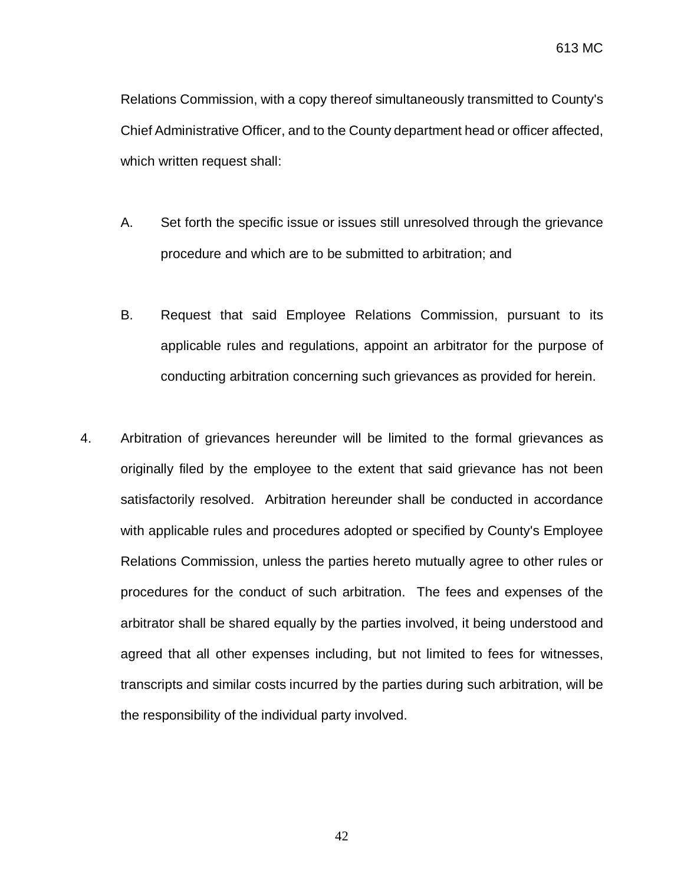Relations Commission, with a copy thereof simultaneously transmitted to County's Chief Administrative Officer, and to the County department head or officer affected, which written request shall:

A. Set forth the specific issue or issues still unresolved through the grievance procedure and which are to be submitted to arbitration; and

B. Request that said Employee Relations Commission, pursuant to its applicable rules and regulations, appoint an arbitrator for the purpose of conducting arbitration concerning such grievances as provided for herein.

4. Arbitration of grievances hereunder will be limited to the formal grievances as originally filed by the employee to the extent that said grievance has not been satisfactorily resolved. Arbitration hereunder shall be conducted in accordance with applicable rules and procedures adopted or specified by County's Employee Relations Commission, unless the parties hereto mutually agree to other rules or procedures for the conduct of such arbitration. The fees and expenses of the arbitrator shall be shared equally by the parties involved, it being understood and agreed that all other expenses including, but not limited to fees for witnesses, transcripts and similar costs incurred by the parties during such arbitration, will be the responsibility of the individual party involved.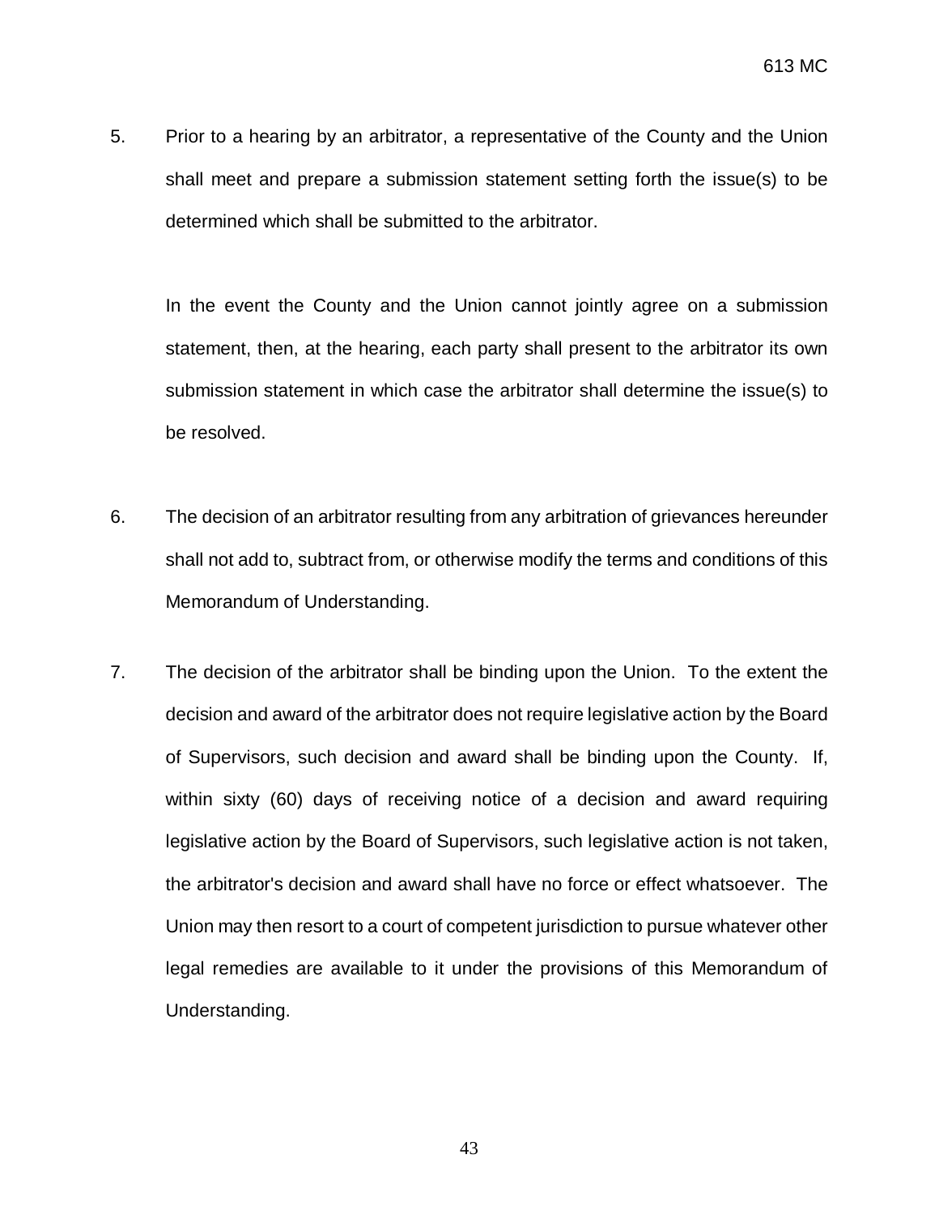5. Prior to a hearing by an arbitrator, a representative of the County and the Union shall meet and prepare a submission statement setting forth the issue(s) to be determined which shall be submitted to the arbitrator.

   In the event the County and the Union cannot jointly agree on a submission statement, then, at the hearing, each party shall present to the arbitrator its own submission statement in which case the arbitrator shall determine the issue(s) to be resolved.

6. The decision of an arbitrator resulting from any arbitration of grievances hereunder shall not add to, subtract from, or otherwise modify the terms and conditions of this Memorandum of Understanding.

7. The decision of the arbitrator shall be binding upon the Union. To the extent the decision and award of the arbitrator does not require legislative action by the Board of Supervisors, such decision and award shall be binding upon the County. If, within sixty (60) days of receiving notice of a decision and award requiring legislative action by the Board of Supervisors, such legislative action is not taken, the arbitrator's decision and award shall have no force or effect whatsoever. The Union may then resort to a court of competent jurisdiction to pursue whatever other legal remedies are available to it under the provisions of this Memorandum of Understanding.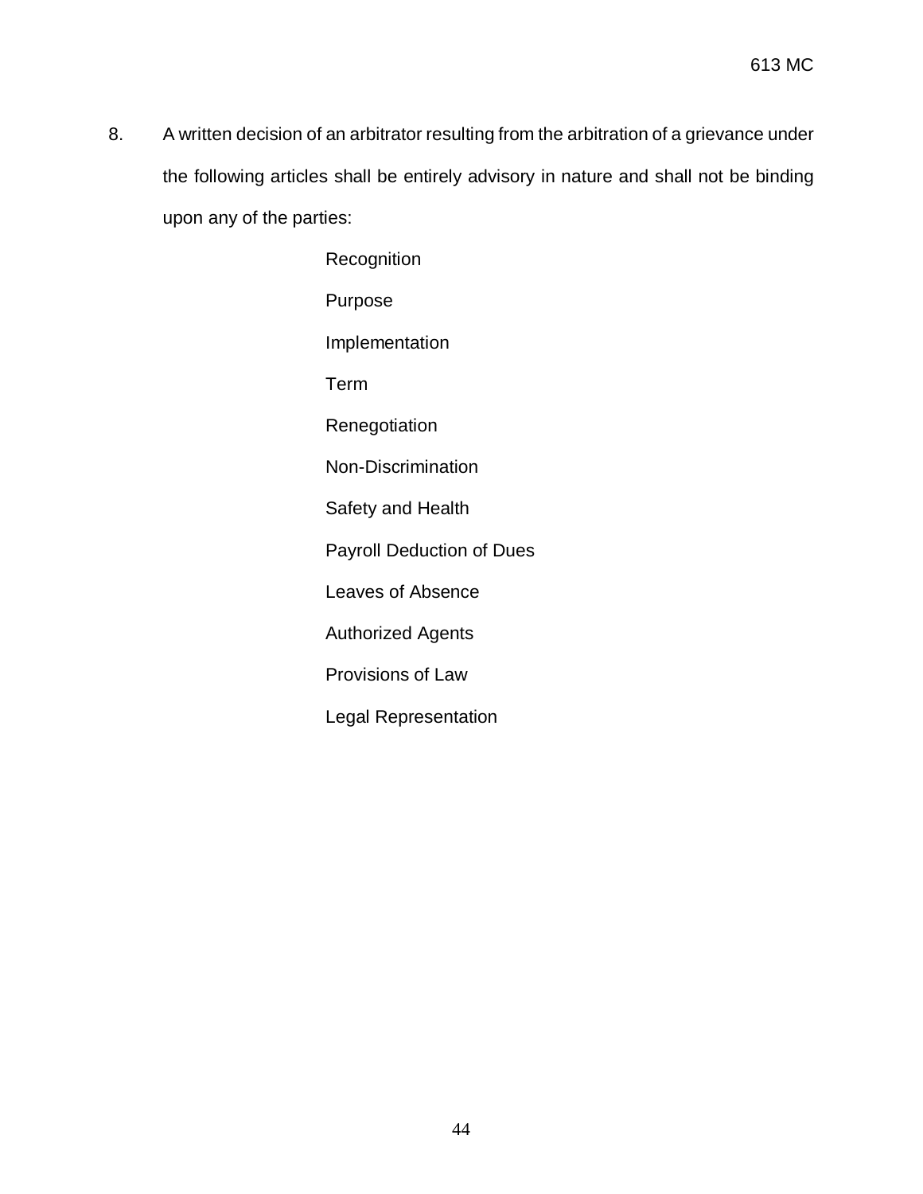8. A written decision of an arbitrator resulting from the arbitration of a grievance under the following articles shall be entirely advisory in nature and shall not be binding upon any of the parties:

   Recognition

   Purpose

   Implementation

   Term

   Renegotiation

   Non-Discrimination

   Safety and Health

   Payroll Deduction of Dues

   Leaves of Absence

   Authorized Agents

   Provisions of Law

   Legal Representation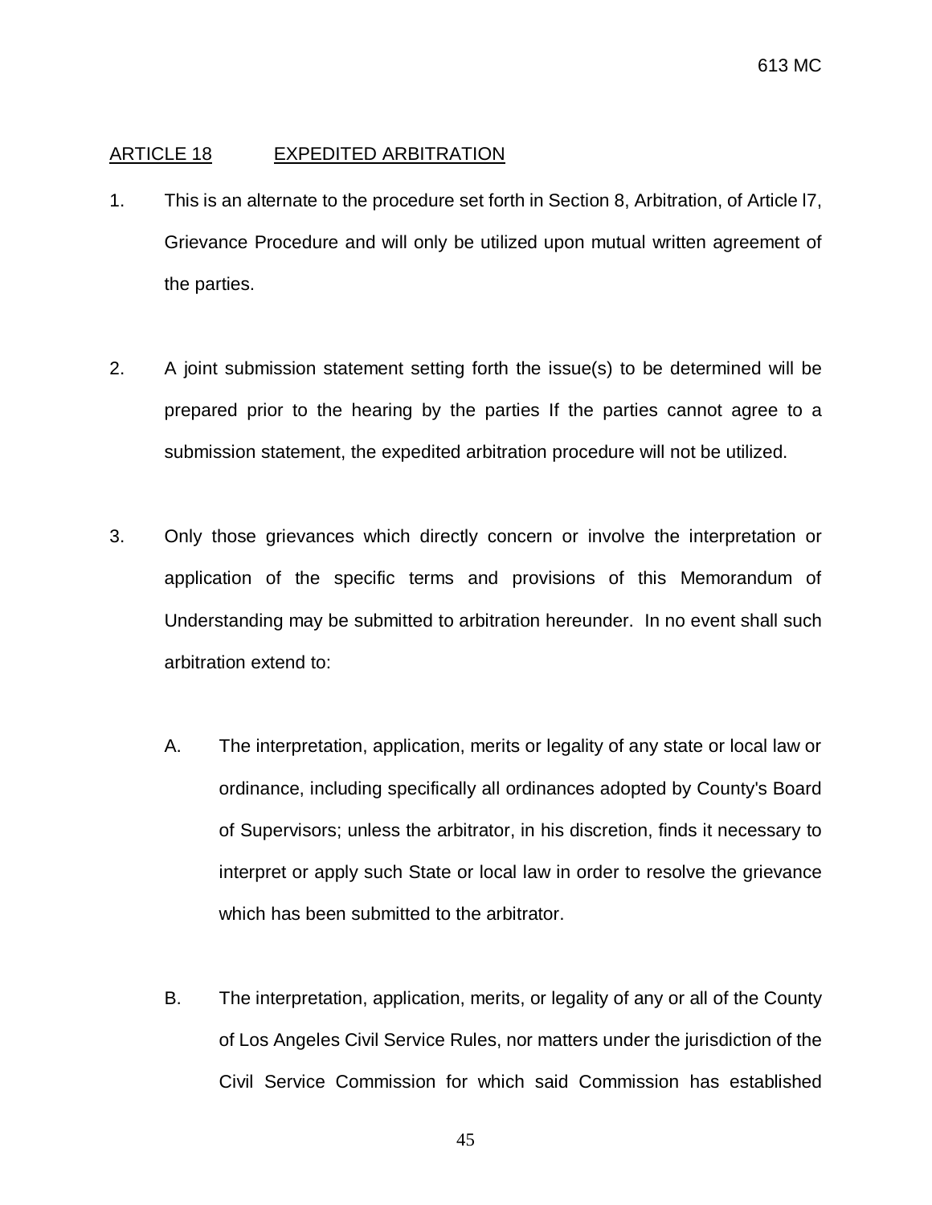## ARTICLE 18 EXPEDITED ARBITRATION

1. This is an alternate to the procedure set forth in Section 8, Arbitration, of Article l7, Grievance Procedure and will only be utilized upon mutual written agreement of the parties.

2. A joint submission statement setting forth the issue(s) to be determined will be prepared prior to the hearing by the parties If the parties cannot agree to a submission statement, the expedited arbitration procedure will not be utilized.

3. Only those grievances which directly concern or involve the interpretation or application of the specific terms and provisions of this Memorandum of Understanding may be submitted to arbitration hereunder. In no event shall such arbitration extend to:

   A. The interpretation, application, merits or legality of any state or local law or ordinance, including specifically all ordinances adopted by County's Board of Supervisors; unless the arbitrator, in his discretion, finds it necessary to interpret or apply such State or local law in order to resolve the grievance which has been submitted to the arbitrator.

   B. The interpretation, application, merits, or legality of any or all of the County of Los Angeles Civil Service Rules, nor matters under the jurisdiction of the Civil Service Commission for which said Commission has established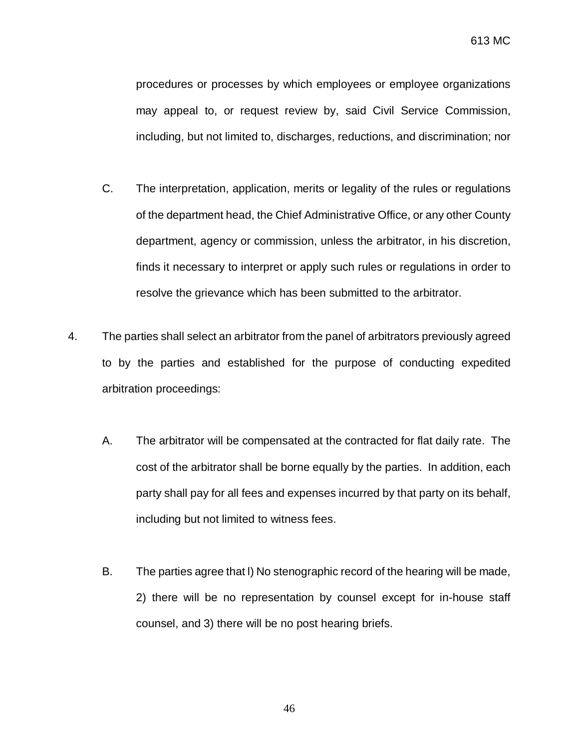procedures or processes by which employees or employee organizations may appeal to, or request review by, said Civil Service Commission, including, but not limited to, discharges, reductions, and discrimination; nor

C. The interpretation, application, merits or legality of the rules or regulations of the department head, the Chief Administrative Office, or any other County department, agency or commission, unless the arbitrator, in his discretion, finds it necessary to interpret or apply such rules or regulations in order to resolve the grievance which has been submitted to the arbitrator.

4. The parties shall select an arbitrator from the panel of arbitrators previously agreed to by the parties and established for the purpose of conducting expedited arbitration proceedings:

   A. The arbitrator will be compensated at the contracted for flat daily rate. The cost of the arbitrator shall be borne equally by the parties. In addition, each party shall pay for all fees and expenses incurred by that party on its behalf, including but not limited to witness fees.

   B. The parties agree that l) No stenographic record of the hearing will be made, 2) there will be no representation by counsel except for in-house staff counsel, and 3) there will be no post hearing briefs.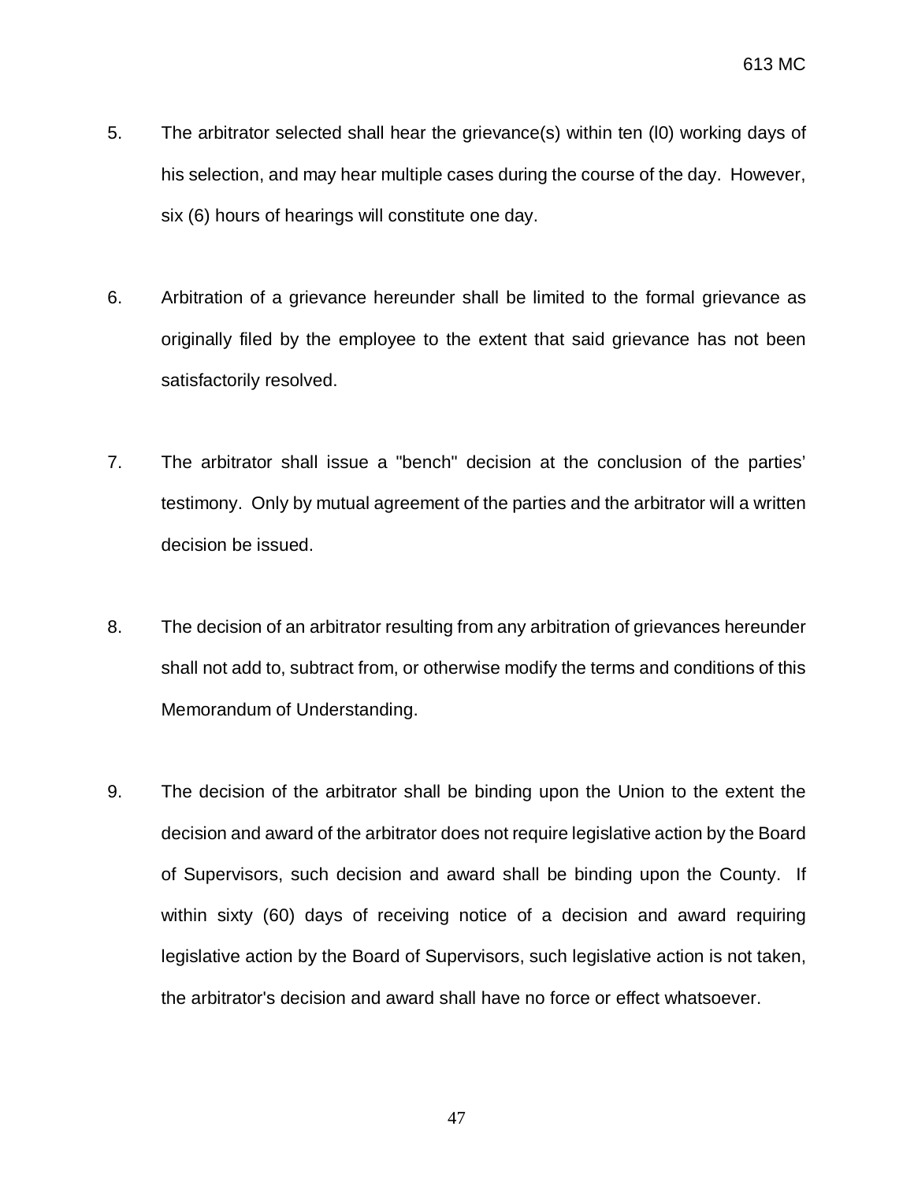5. The arbitrator selected shall hear the grievance(s) within ten (l0) working days of his selection, and may hear multiple cases during the course of the day. However, six (6) hours of hearings will constitute one day.

6. Arbitration of a grievance hereunder shall be limited to the formal grievance as originally filed by the employee to the extent that said grievance has not been satisfactorily resolved.

7. The arbitrator shall issue a "bench" decision at the conclusion of the parties' testimony. Only by mutual agreement of the parties and the arbitrator will a written decision be issued.

8. The decision of an arbitrator resulting from any arbitration of grievances hereunder shall not add to, subtract from, or otherwise modify the terms and conditions of this Memorandum of Understanding.

9. The decision of the arbitrator shall be binding upon the Union to the extent the decision and award of the arbitrator does not require legislative action by the Board of Supervisors, such decision and award shall be binding upon the County. If within sixty (60) days of receiving notice of a decision and award requiring legislative action by the Board of Supervisors, such legislative action is not taken, the arbitrator's decision and award shall have no force or effect whatsoever.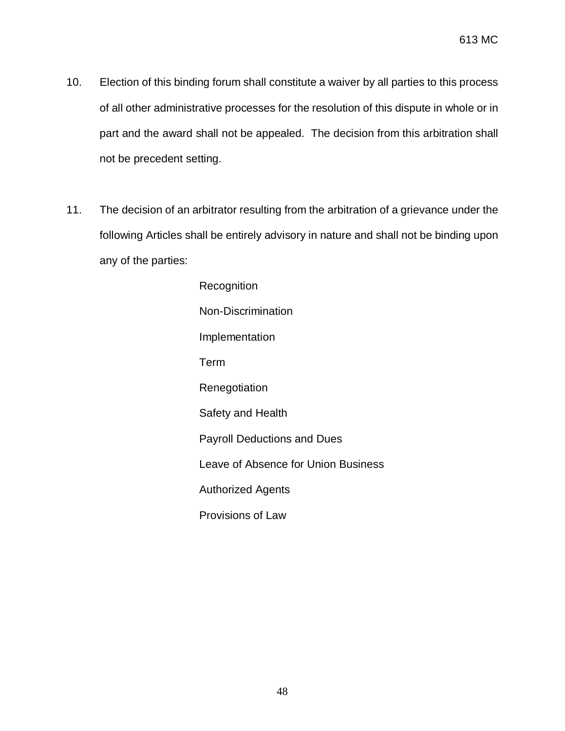10. Election of this binding forum shall constitute a waiver by all parties to this process of all other administrative processes for the resolution of this dispute in whole or in part and the award shall not be appealed. The decision from this arbitration shall not be precedent setting.

11. The decision of an arbitrator resulting from the arbitration of a grievance under the following Articles shall be entirely advisory in nature and shall not be binding upon any of the parties:

    Recognition

    Non-Discrimination

    Implementation

    Term

    Renegotiation

    Safety and Health

    Payroll Deductions and Dues

    Leave of Absence for Union Business

    Authorized Agents

    Provisions of Law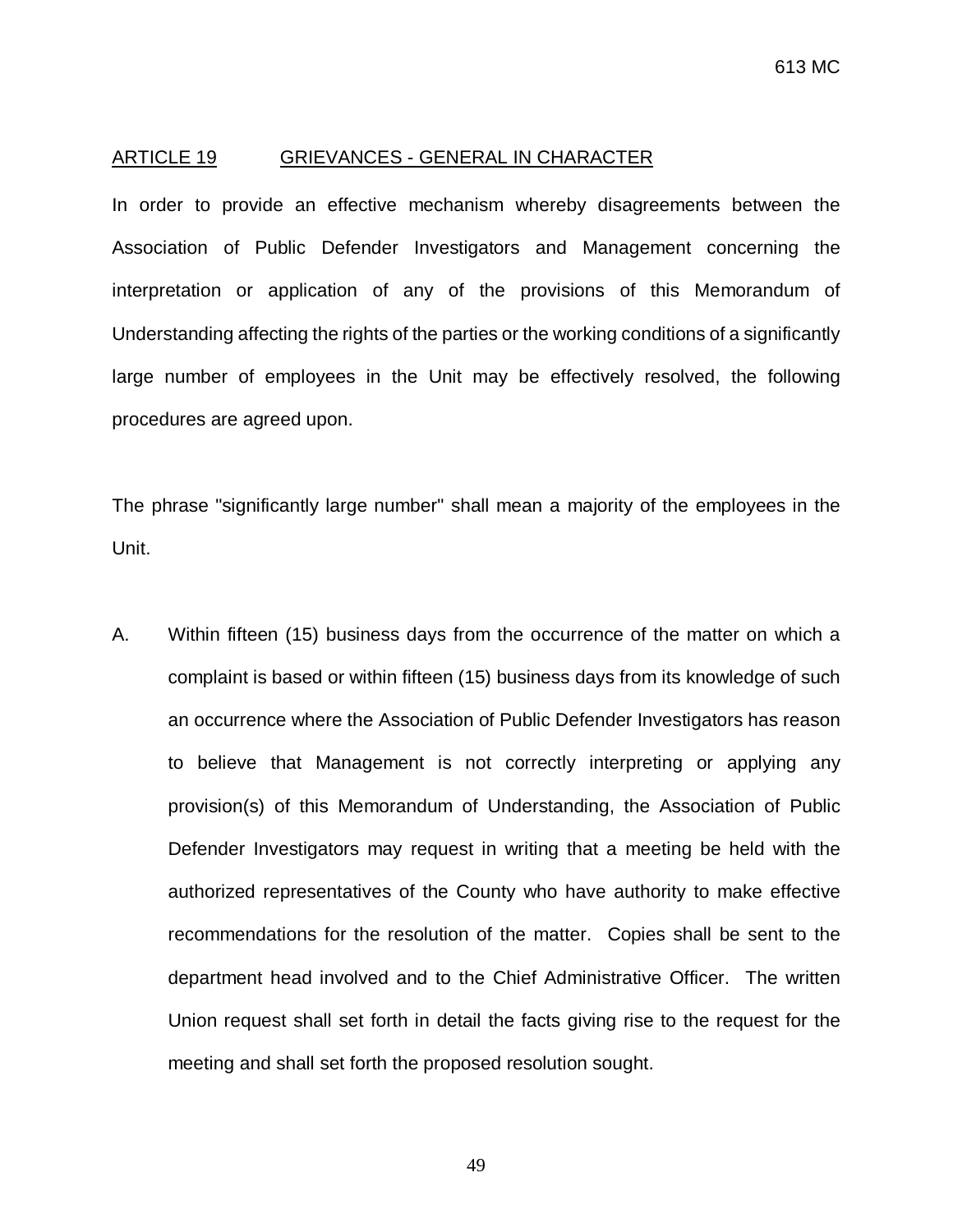## ARTICLE 19 GRIEVANCES - GENERAL IN CHARACTER

In order to provide an effective mechanism whereby disagreements between the Association of Public Defender Investigators and Management concerning the interpretation or application of any of the provisions of this Memorandum of Understanding affecting the rights of the parties or the working conditions of a significantly large number of employees in the Unit may be effectively resolved, the following procedures are agreed upon.

The phrase "significantly large number" shall mean a majority of the employees in the Unit.

A. Within fifteen (15) business days from the occurrence of the matter on which a complaint is based or within fifteen (15) business days from its knowledge of such an occurrence where the Association of Public Defender Investigators has reason to believe that Management is not correctly interpreting or applying any provision(s) of this Memorandum of Understanding, the Association of Public Defender Investigators may request in writing that a meeting be held with the authorized representatives of the County who have authority to make effective recommendations for the resolution of the matter. Copies shall be sent to the department head involved and to the Chief Administrative Officer. The written Union request shall set forth in detail the facts giving rise to the request for the meeting and shall set forth the proposed resolution sought.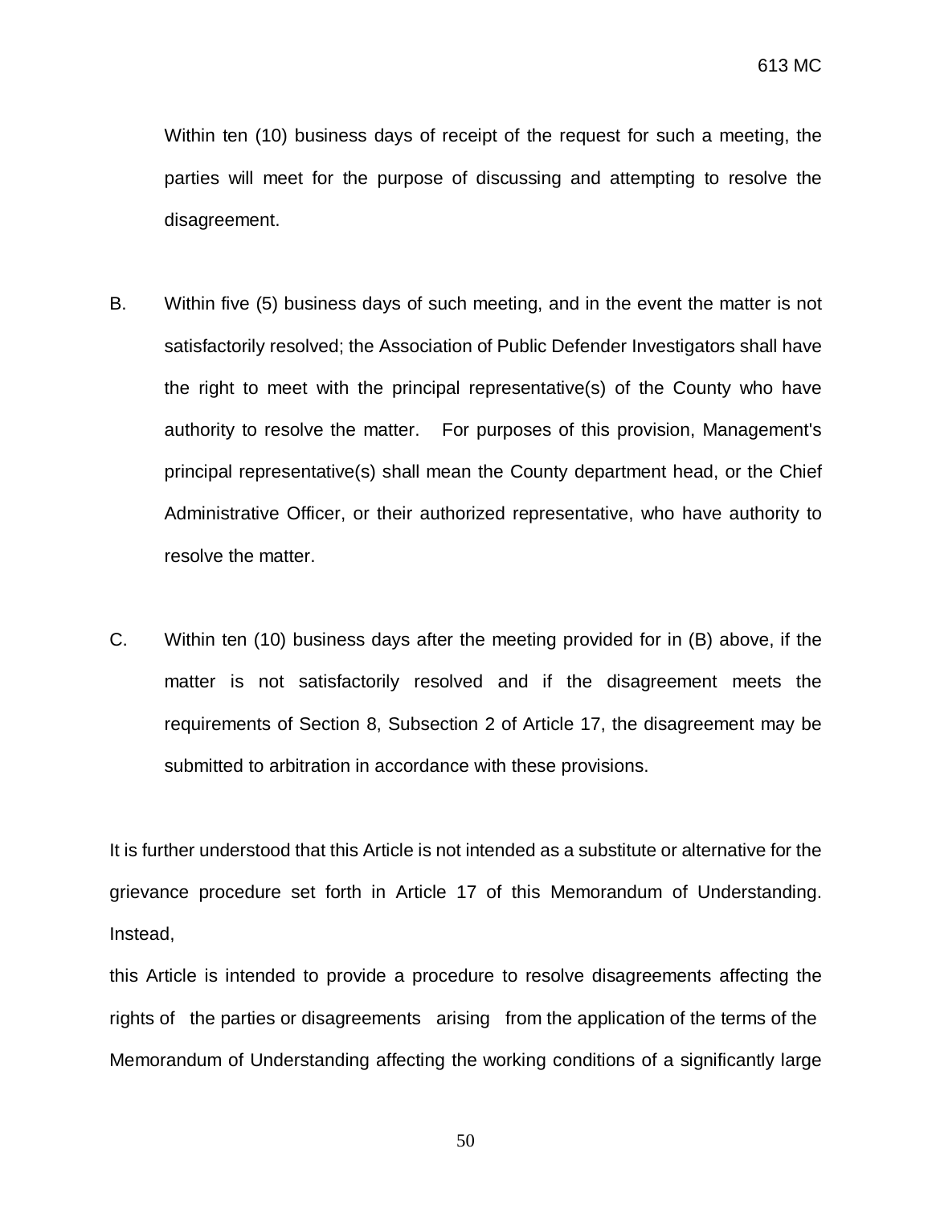Within ten (10) business days of receipt of the request for such a meeting, the parties will meet for the purpose of discussing and attempting to resolve the disagreement.

B. Within five (5) business days of such meeting, and in the event the matter is not satisfactorily resolved; the Association of Public Defender Investigators shall have the right to meet with the principal representative(s) of the County who have authority to resolve the matter. For purposes of this provision, Management's principal representative(s) shall mean the County department head, or the Chief Administrative Officer, or their authorized representative, who have authority to resolve the matter.

C. Within ten (10) business days after the meeting provided for in (B) above, if the matter is not satisfactorily resolved and if the disagreement meets the requirements of Section 8, Subsection 2 of Article 17, the disagreement may be submitted to arbitration in accordance with these provisions.

It is further understood that this Article is not intended as a substitute or alternative for the grievance procedure set forth in Article 17 of this Memorandum of Understanding. Instead,

this Article is intended to provide a procedure to resolve disagreements affecting the rights of the parties or disagreements arising from the application of the terms of the Memorandum of Understanding affecting the working conditions of a significantly large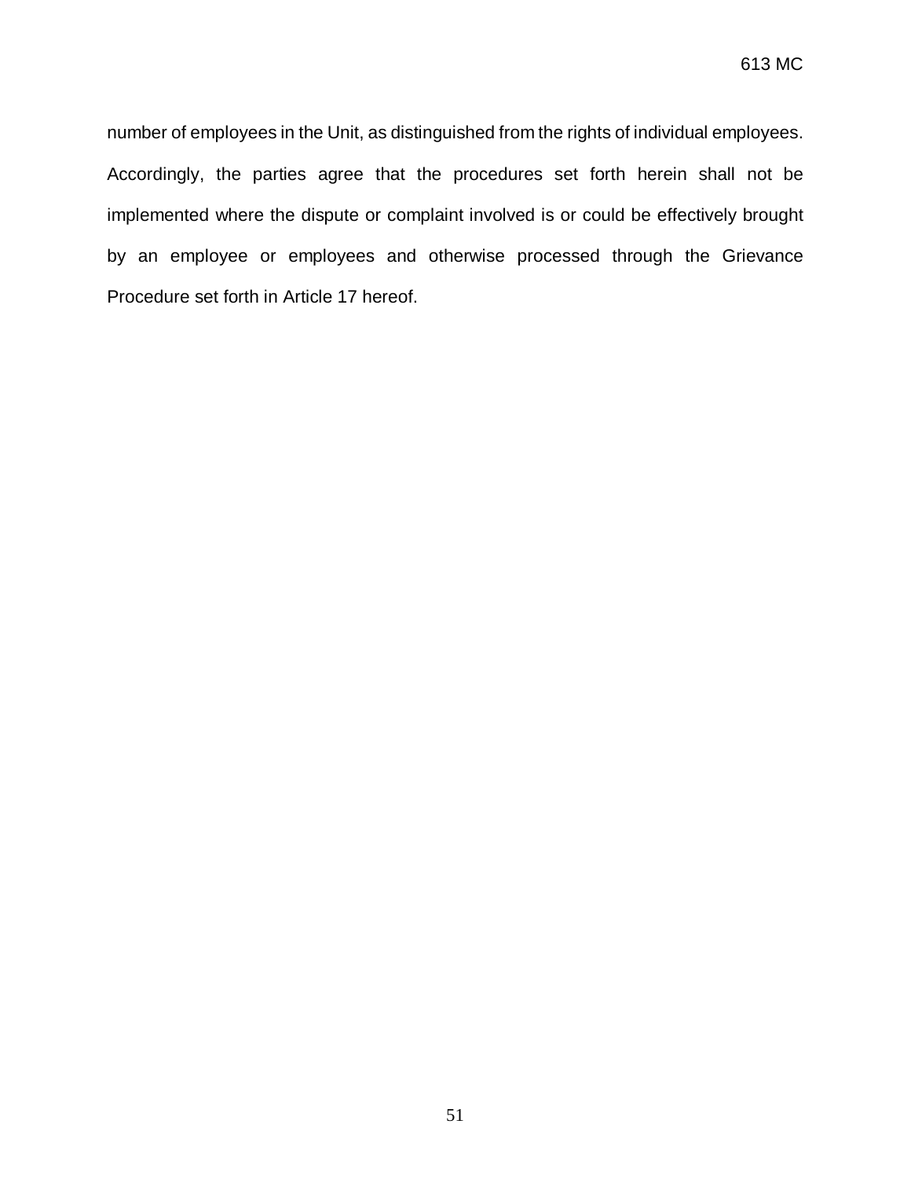number of employees in the Unit, as distinguished from the rights of individual employees. Accordingly, the parties agree that the procedures set forth herein shall not be implemented where the dispute or complaint involved is or could be effectively brought by an employee or employees and otherwise processed through the Grievance Procedure set forth in Article 17 hereof.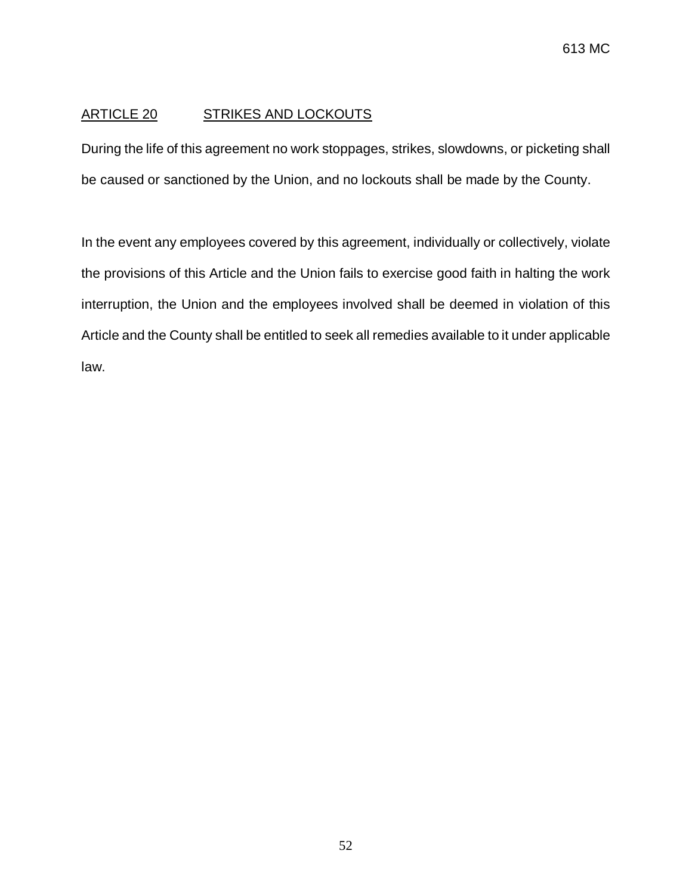## ARTICLE 20 STRIKES AND LOCKOUTS

During the life of this agreement no work stoppages, strikes, slowdowns, or picketing shall be caused or sanctioned by the Union, and no lockouts shall be made by the County.

In the event any employees covered by this agreement, individually or collectively, violate the provisions of this Article and the Union fails to exercise good faith in halting the work interruption, the Union and the employees involved shall be deemed in violation of this Article and the County shall be entitled to seek all remedies available to it under applicable law.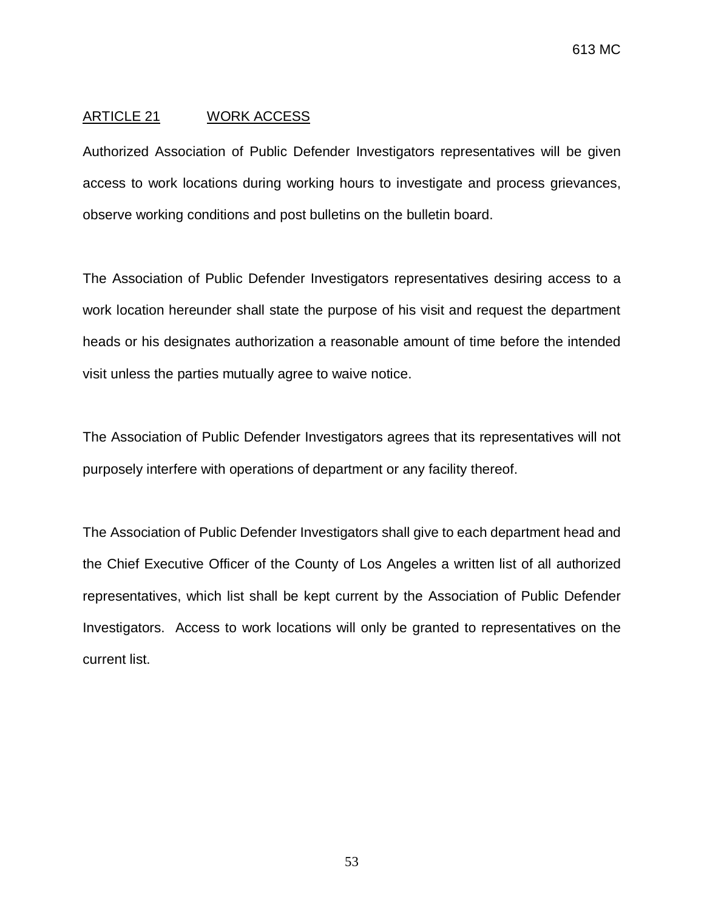## ARTICLE 21 WORK ACCESS

Authorized Association of Public Defender Investigators representatives will be given access to work locations during working hours to investigate and process grievances, observe working conditions and post bulletins on the bulletin board.

The Association of Public Defender Investigators representatives desiring access to a work location hereunder shall state the purpose of his visit and request the department heads or his designates authorization a reasonable amount of time before the intended visit unless the parties mutually agree to waive notice.

The Association of Public Defender Investigators agrees that its representatives will not purposely interfere with operations of department or any facility thereof.

The Association of Public Defender Investigators shall give to each department head and the Chief Executive Officer of the County of Los Angeles a written list of all authorized representatives, which list shall be kept current by the Association of Public Defender Investigators. Access to work locations will only be granted to representatives on the current list.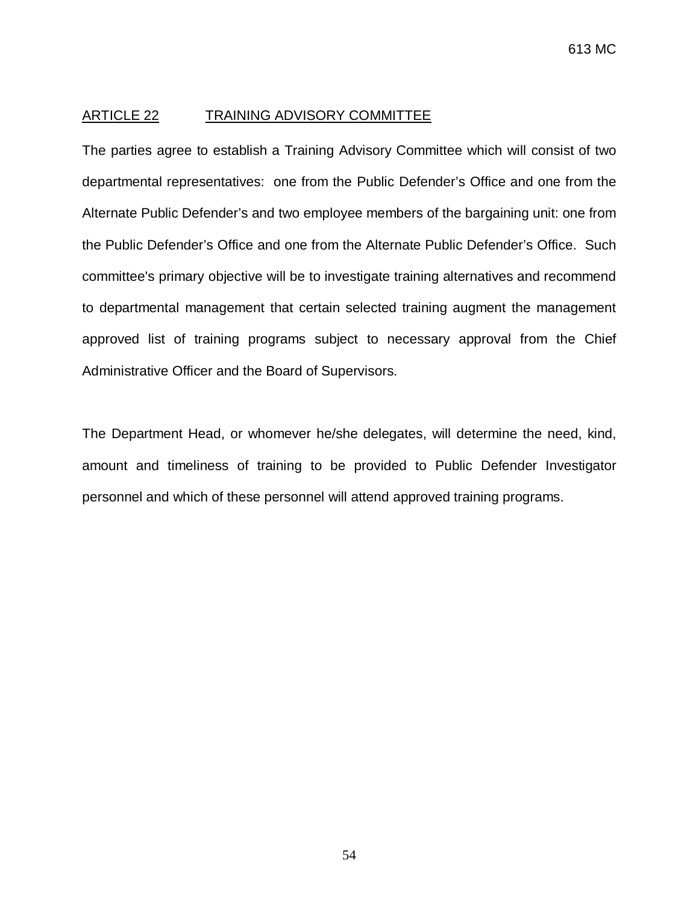## ARTICLE 22 TRAINING ADVISORY COMMITTEE

The parties agree to establish a Training Advisory Committee which will consist of two departmental representatives: one from the Public Defender's Office and one from the Alternate Public Defender's and two employee members of the bargaining unit: one from the Public Defender's Office and one from the Alternate Public Defender's Office. Such committee's primary objective will be to investigate training alternatives and recommend to departmental management that certain selected training augment the management approved list of training programs subject to necessary approval from the Chief Administrative Officer and the Board of Supervisors.

The Department Head, or whomever he/she delegates, will determine the need, kind, amount and timeliness of training to be provided to Public Defender Investigator personnel and which of these personnel will attend approved training programs.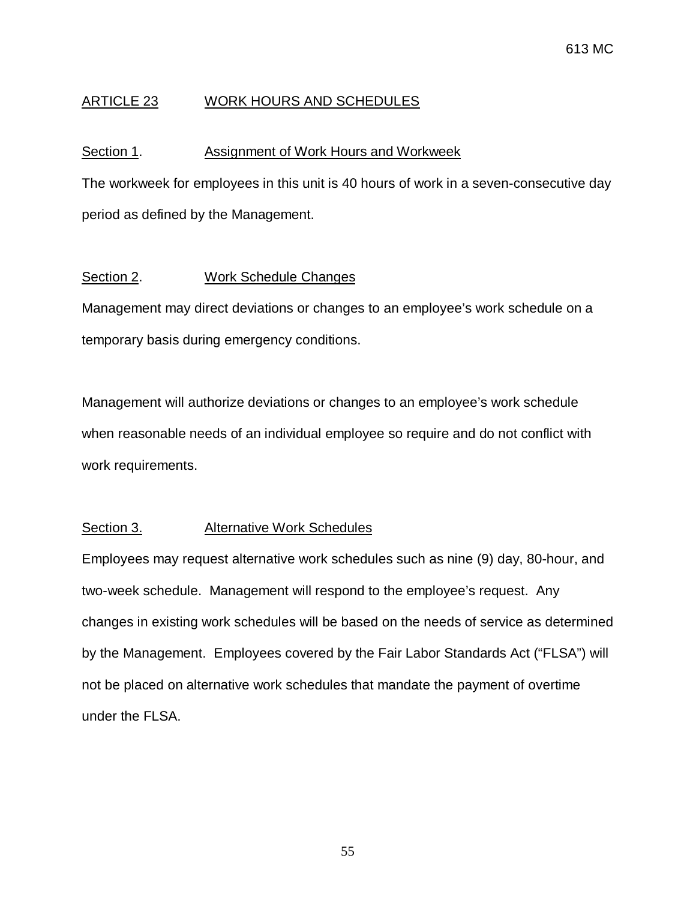## ARTICLE 23 WORK HOURS AND SCHEDULES

### Section 1. Assignment of Work Hours and Workweek

The workweek for employees in this unit is 40 hours of work in a seven-consecutive day period as defined by the Management.

### Section 2. Work Schedule Changes

Management may direct deviations or changes to an employee's work schedule on a temporary basis during emergency conditions.

Management will authorize deviations or changes to an employee's work schedule when reasonable needs of an individual employee so require and do not conflict with work requirements.

### Section 3. Alternative Work Schedules

Employees may request alternative work schedules such as nine (9) day, 80-hour, and two-week schedule. Management will respond to the employee's request. Any changes in existing work schedules will be based on the needs of service as determined by the Management. Employees covered by the Fair Labor Standards Act ("FLSA") will not be placed on alternative work schedules that mandate the payment of overtime under the FLSA.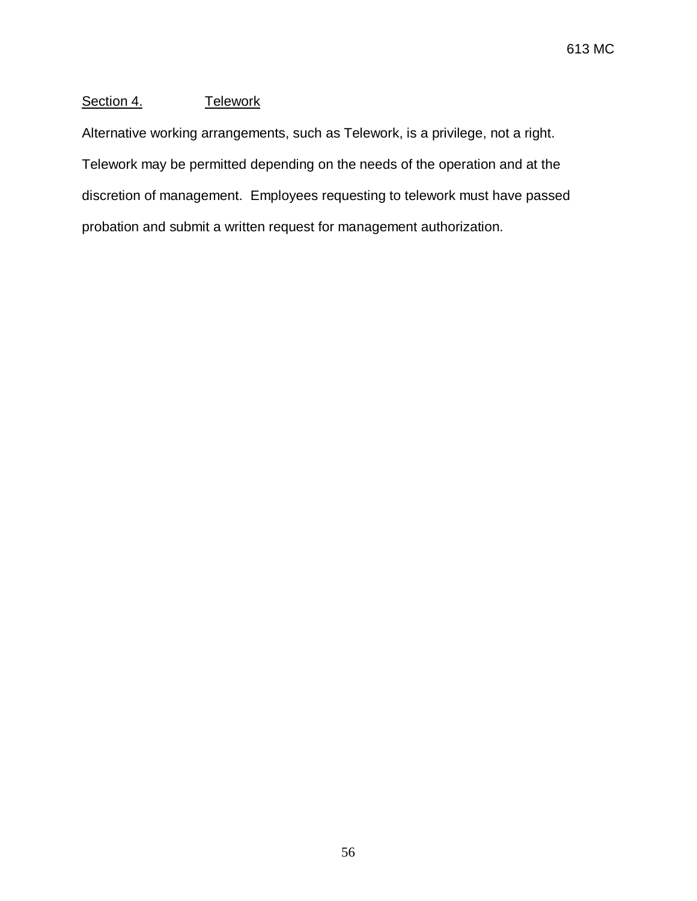Section 4. Telework

Alternative working arrangements, such as Telework, is a privilege, not a right. Telework may be permitted depending on the needs of the operation and at the discretion of management. Employees requesting to telework must have passed probation and submit a written request for management authorization.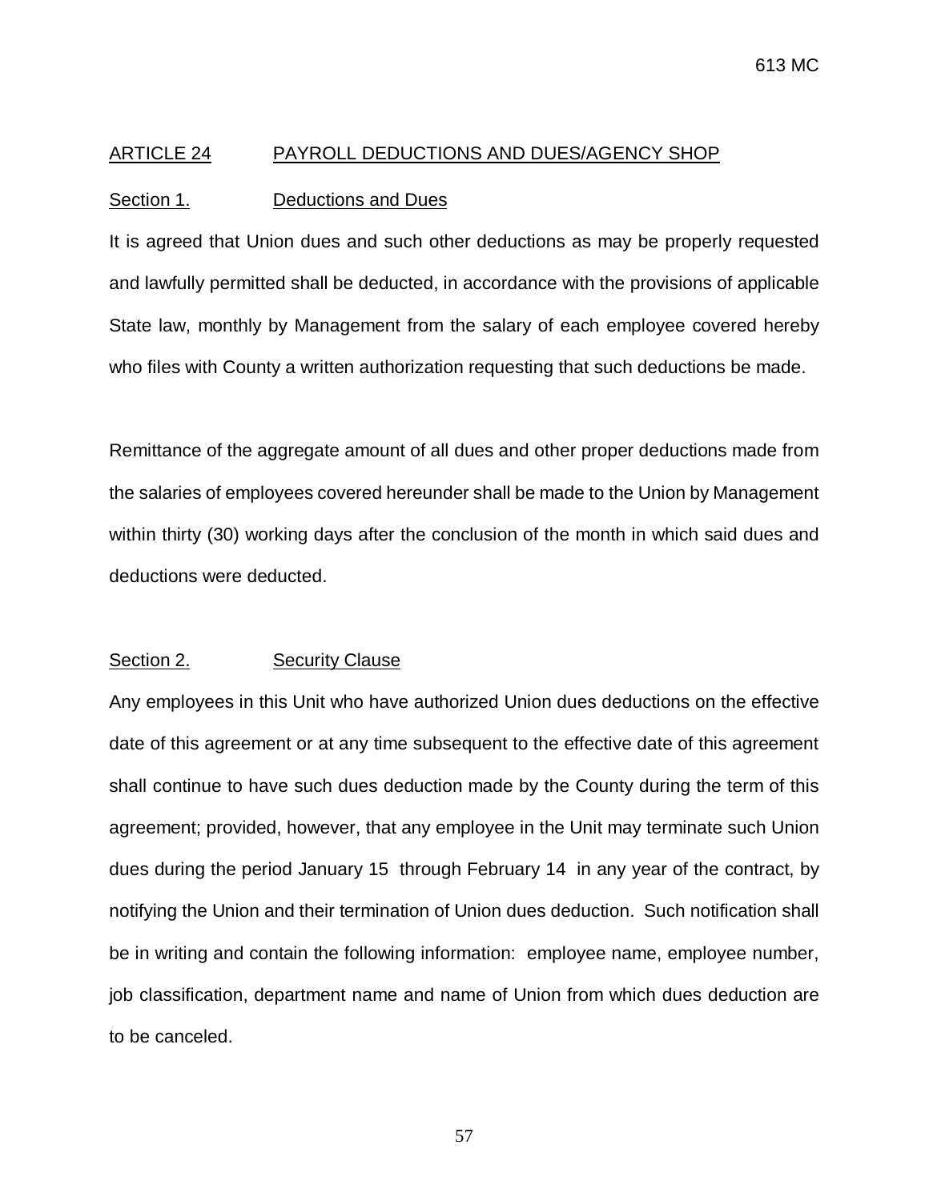## ARTICLE 24 PAYROLL DEDUCTIONS AND DUES/AGENCY SHOP

### Section 1. Deductions and Dues

It is agreed that Union dues and such other deductions as may be properly requested and lawfully permitted shall be deducted, in accordance with the provisions of applicable State law, monthly by Management from the salary of each employee covered hereby who files with County a written authorization requesting that such deductions be made.

Remittance of the aggregate amount of all dues and other proper deductions made from the salaries of employees covered hereunder shall be made to the Union by Management within thirty (30) working days after the conclusion of the month in which said dues and deductions were deducted.

### Section 2. Security Clause

Any employees in this Unit who have authorized Union dues deductions on the effective date of this agreement or at any time subsequent to the effective date of this agreement shall continue to have such dues deduction made by the County during the term of this agreement; provided, however, that any employee in the Unit may terminate such Union dues during the period January 15 through February 14 in any year of the contract, by notifying the Union and their termination of Union dues deduction. Such notification shall be in writing and contain the following information: employee name, employee number, job classification, department name and name of Union from which dues deduction are to be canceled.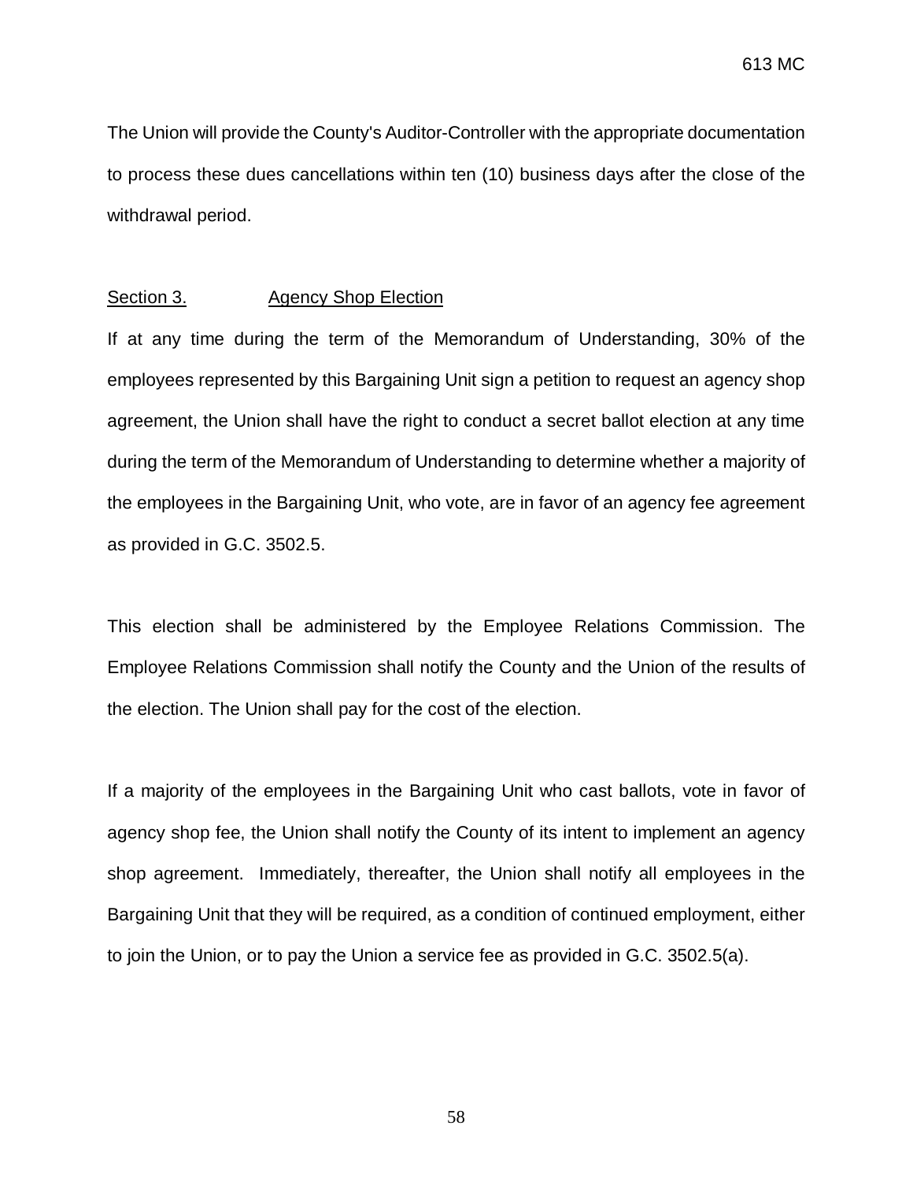The Union will provide the County's Auditor-Controller with the appropriate documentation to process these dues cancellations within ten (10) business days after the close of the withdrawal period.

Section 3. Agency Shop Election

If at any time during the term of the Memorandum of Understanding, 30% of the employees represented by this Bargaining Unit sign a petition to request an agency shop agreement, the Union shall have the right to conduct a secret ballot election at any time during the term of the Memorandum of Understanding to determine whether a majority of the employees in the Bargaining Unit, who vote, are in favor of an agency fee agreement as provided in G.C. 3502.5.

This election shall be administered by the Employee Relations Commission. The Employee Relations Commission shall notify the County and the Union of the results of the election. The Union shall pay for the cost of the election.

If a majority of the employees in the Bargaining Unit who cast ballots, vote in favor of agency shop fee, the Union shall notify the County of its intent to implement an agency shop agreement. Immediately, thereafter, the Union shall notify all employees in the Bargaining Unit that they will be required, as a condition of continued employment, either to join the Union, or to pay the Union a service fee as provided in G.C. 3502.5(a).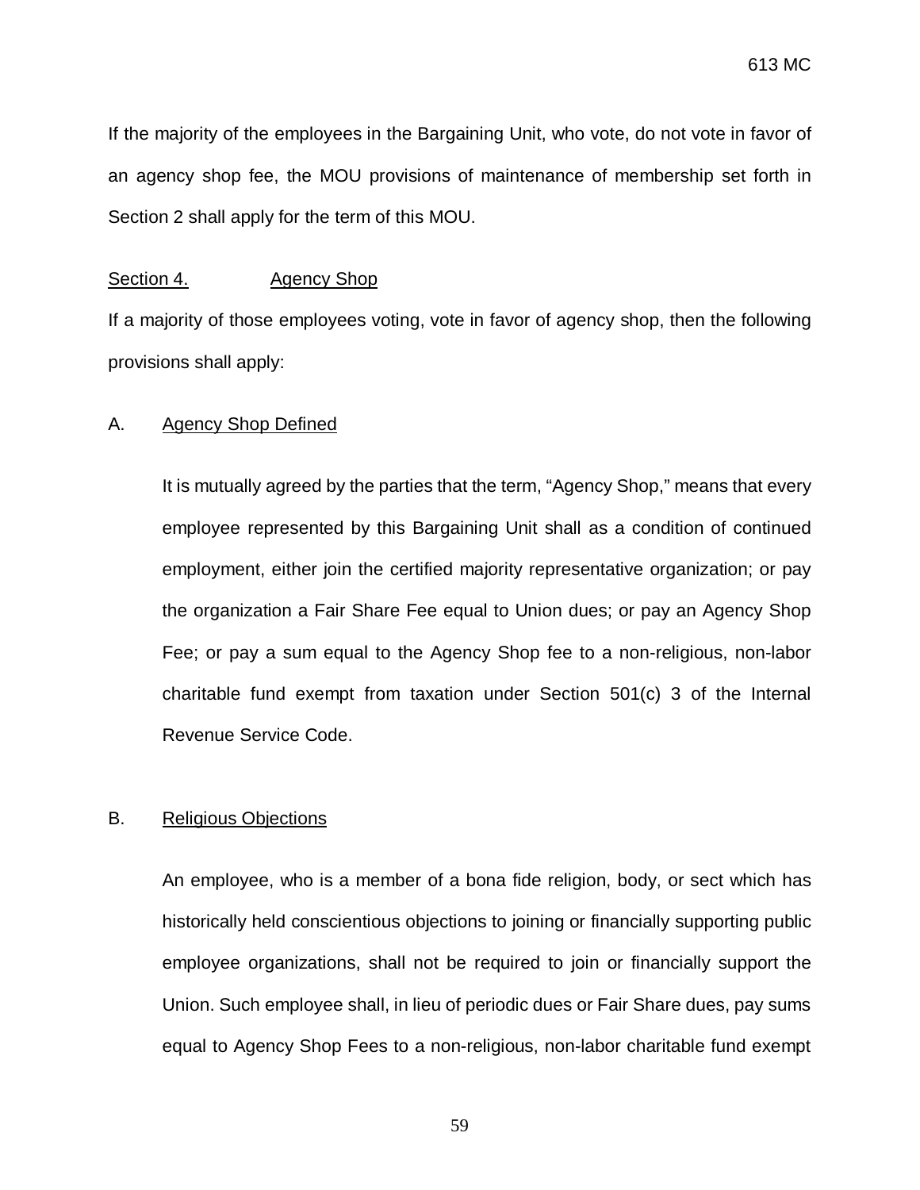If the majority of the employees in the Bargaining Unit, who vote, do not vote in favor of an agency shop fee, the MOU provisions of maintenance of membership set forth in Section 2 shall apply for the term of this MOU.

## Section 4. Agency Shop

If a majority of those employees voting, vote in favor of agency shop, then the following provisions shall apply:

### A. Agency Shop Defined

It is mutually agreed by the parties that the term, "Agency Shop," means that every employee represented by this Bargaining Unit shall as a condition of continued employment, either join the certified majority representative organization; or pay the organization a Fair Share Fee equal to Union dues; or pay an Agency Shop Fee; or pay a sum equal to the Agency Shop fee to a non-religious, non-labor charitable fund exempt from taxation under Section 501(c) 3 of the Internal Revenue Service Code.

### B. Religious Objections

An employee, who is a member of a bona fide religion, body, or sect which has historically held conscientious objections to joining or financially supporting public employee organizations, shall not be required to join or financially support the Union. Such employee shall, in lieu of periodic dues or Fair Share dues, pay sums equal to Agency Shop Fees to a non-religious, non-labor charitable fund exempt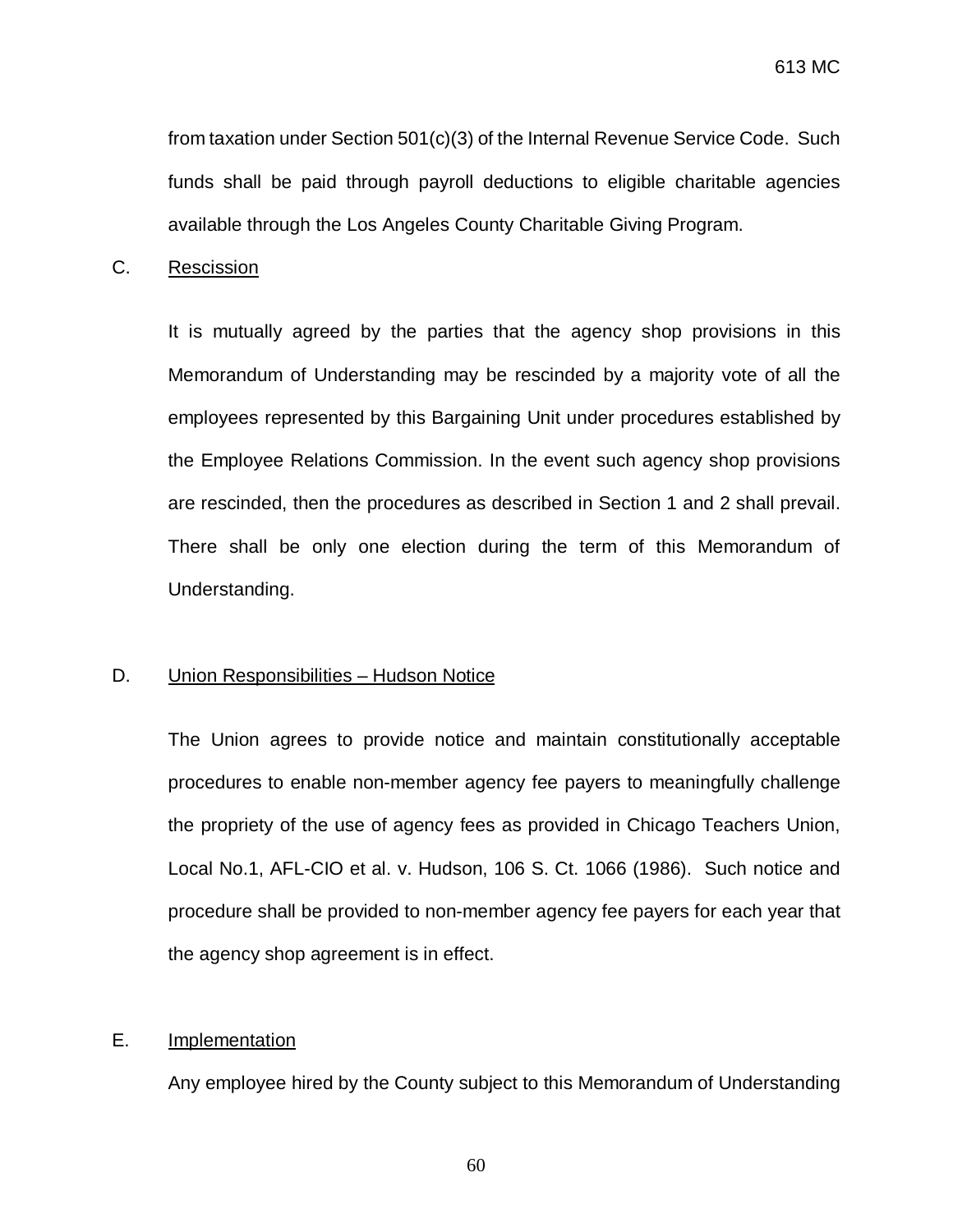from taxation under Section 501(c)(3) of the Internal Revenue Service Code. Such funds shall be paid through payroll deductions to eligible charitable agencies available through the Los Angeles County Charitable Giving Program.

C. Rescission

It is mutually agreed by the parties that the agency shop provisions in this Memorandum of Understanding may be rescinded by a majority vote of all the employees represented by this Bargaining Unit under procedures established by the Employee Relations Commission. In the event such agency shop provisions are rescinded, then the procedures as described in Section 1 and 2 shall prevail. There shall be only one election during the term of this Memorandum of Understanding.

D. Union Responsibilities – Hudson Notice

The Union agrees to provide notice and maintain constitutionally acceptable procedures to enable non-member agency fee payers to meaningfully challenge the propriety of the use of agency fees as provided in Chicago Teachers Union, Local No.1, AFL-CIO et al. v. Hudson, 106 S. Ct. 1066 (1986). Such notice and procedure shall be provided to non-member agency fee payers for each year that the agency shop agreement is in effect.

E. Implementation

Any employee hired by the County subject to this Memorandum of Understanding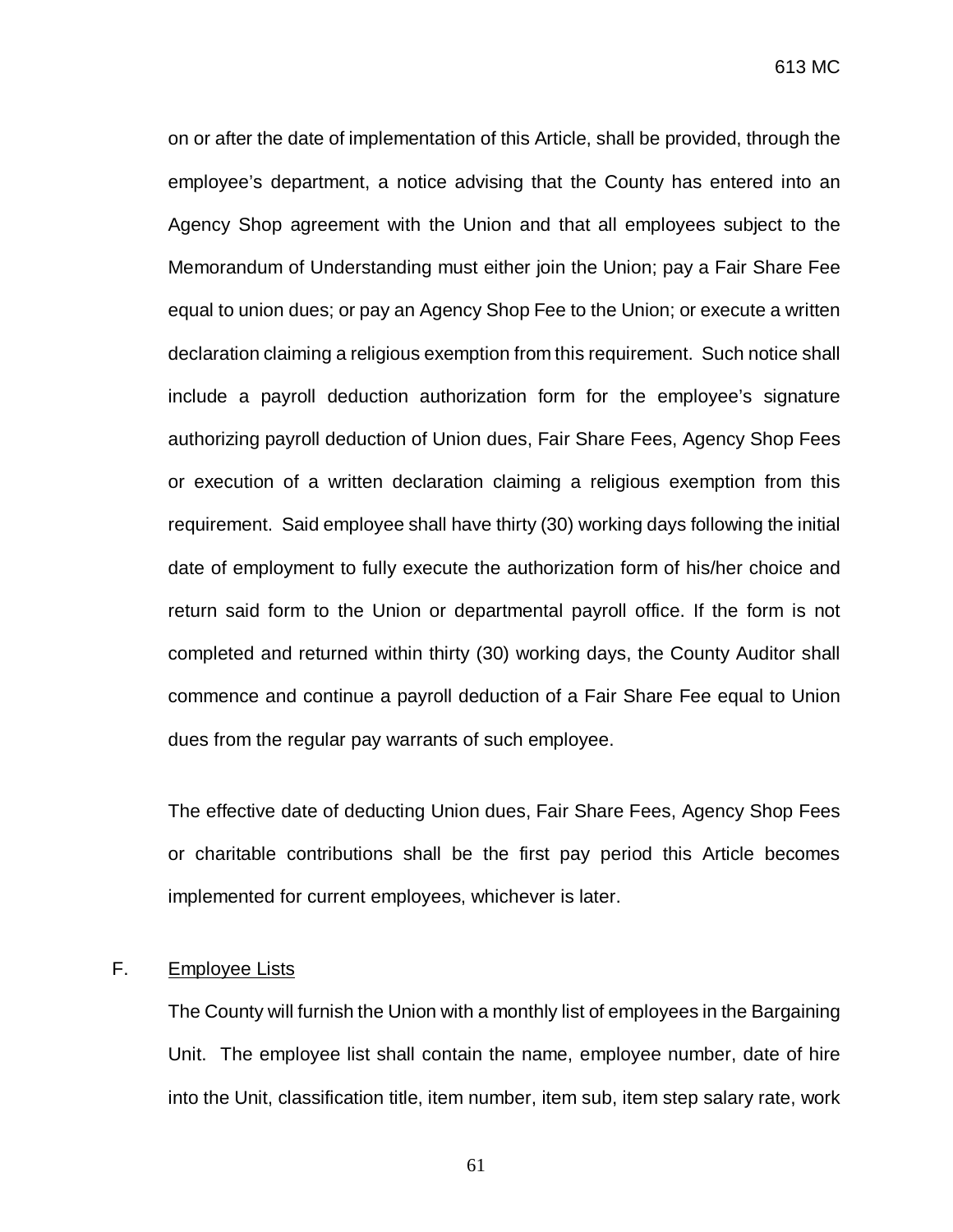on or after the date of implementation of this Article, shall be provided, through the employee's department, a notice advising that the County has entered into an Agency Shop agreement with the Union and that all employees subject to the Memorandum of Understanding must either join the Union; pay a Fair Share Fee equal to union dues; or pay an Agency Shop Fee to the Union; or execute a written declaration claiming a religious exemption from this requirement. Such notice shall include a payroll deduction authorization form for the employee's signature authorizing payroll deduction of Union dues, Fair Share Fees, Agency Shop Fees or execution of a written declaration claiming a religious exemption from this requirement. Said employee shall have thirty (30) working days following the initial date of employment to fully execute the authorization form of his/her choice and return said form to the Union or departmental payroll office. If the form is not completed and returned within thirty (30) working days, the County Auditor shall commence and continue a payroll deduction of a Fair Share Fee equal to Union dues from the regular pay warrants of such employee.

The effective date of deducting Union dues, Fair Share Fees, Agency Shop Fees or charitable contributions shall be the first pay period this Article becomes implemented for current employees, whichever is later.

F. Employee Lists

The County will furnish the Union with a monthly list of employees in the Bargaining Unit. The employee list shall contain the name, employee number, date of hire into the Unit, classification title, item number, item sub, item step salary rate, work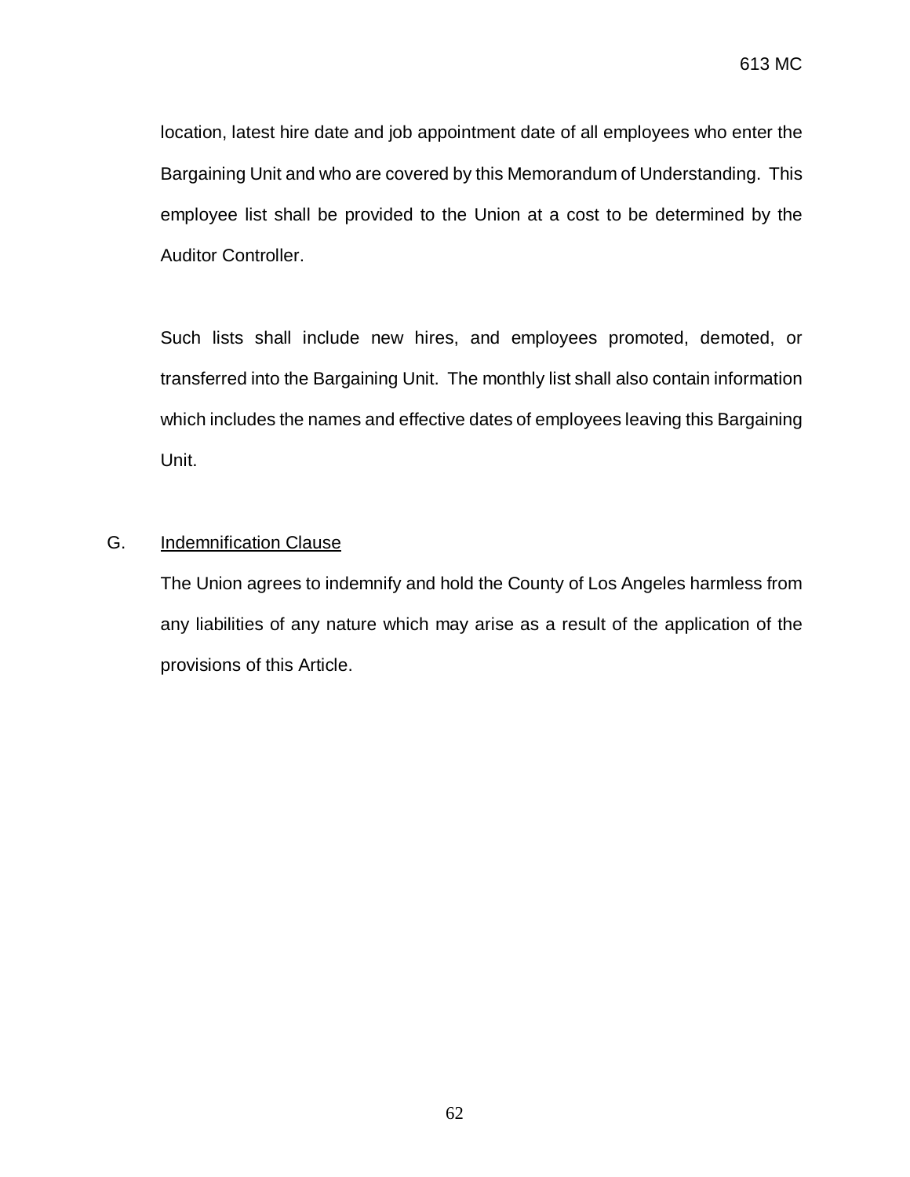location, latest hire date and job appointment date of all employees who enter the Bargaining Unit and who are covered by this Memorandum of Understanding. This employee list shall be provided to the Union at a cost to be determined by the Auditor Controller.

Such lists shall include new hires, and employees promoted, demoted, or transferred into the Bargaining Unit. The monthly list shall also contain information which includes the names and effective dates of employees leaving this Bargaining Unit.

G. Indemnification Clause

The Union agrees to indemnify and hold the County of Los Angeles harmless from any liabilities of any nature which may arise as a result of the application of the provisions of this Article.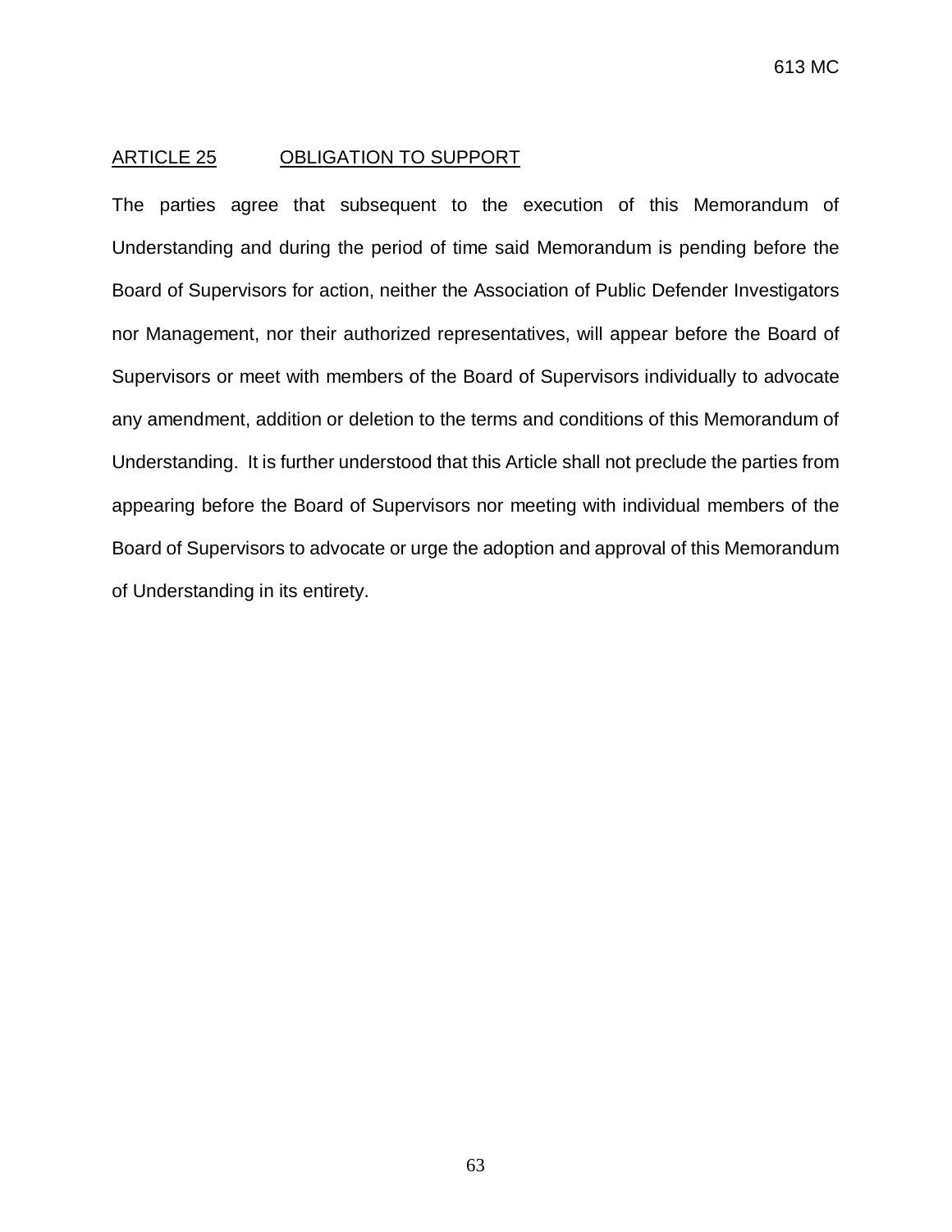## ARTICLE 25 OBLIGATION TO SUPPORT

The parties agree that subsequent to the execution of this Memorandum of Understanding and during the period of time said Memorandum is pending before the Board of Supervisors for action, neither the Association of Public Defender Investigators nor Management, nor their authorized representatives, will appear before the Board of Supervisors or meet with members of the Board of Supervisors individually to advocate any amendment, addition or deletion to the terms and conditions of this Memorandum of Understanding. It is further understood that this Article shall not preclude the parties from appearing before the Board of Supervisors nor meeting with individual members of the Board of Supervisors to advocate or urge the adoption and approval of this Memorandum of Understanding in its entirety.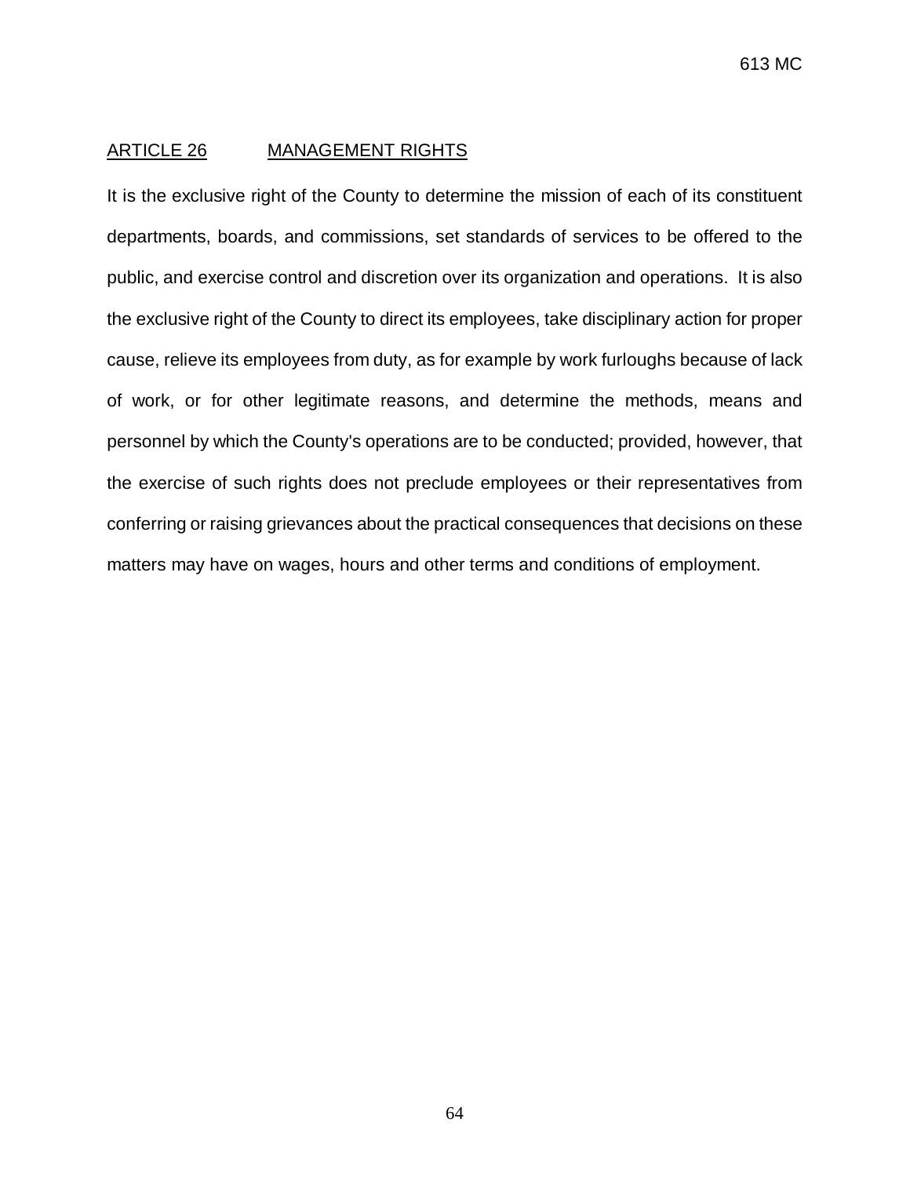## ARTICLE 26 MANAGEMENT RIGHTS

It is the exclusive right of the County to determine the mission of each of its constituent departments, boards, and commissions, set standards of services to be offered to the public, and exercise control and discretion over its organization and operations. It is also the exclusive right of the County to direct its employees, take disciplinary action for proper cause, relieve its employees from duty, as for example by work furloughs because of lack of work, or for other legitimate reasons, and determine the methods, means and personnel by which the County's operations are to be conducted; provided, however, that the exercise of such rights does not preclude employees or their representatives from conferring or raising grievances about the practical consequences that decisions on these matters may have on wages, hours and other terms and conditions of employment.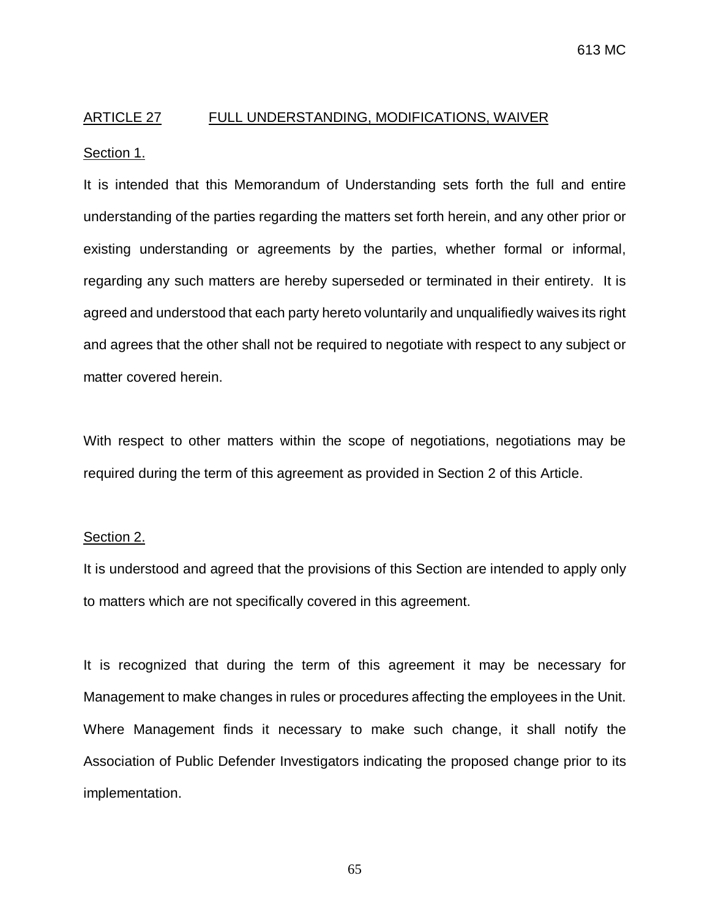## ARTICLE 27 FULL UNDERSTANDING, MODIFICATIONS, WAIVER

Section 1.

It is intended that this Memorandum of Understanding sets forth the full and entire understanding of the parties regarding the matters set forth herein, and any other prior or existing understanding or agreements by the parties, whether formal or informal, regarding any such matters are hereby superseded or terminated in their entirety. It is agreed and understood that each party hereto voluntarily and unqualifiedly waives its right and agrees that the other shall not be required to negotiate with respect to any subject or matter covered herein.

With respect to other matters within the scope of negotiations, negotiations may be required during the term of this agreement as provided in Section 2 of this Article.

Section 2.

It is understood and agreed that the provisions of this Section are intended to apply only to matters which are not specifically covered in this agreement.

It is recognized that during the term of this agreement it may be necessary for Management to make changes in rules or procedures affecting the employees in the Unit. Where Management finds it necessary to make such change, it shall notify the Association of Public Defender Investigators indicating the proposed change prior to its implementation.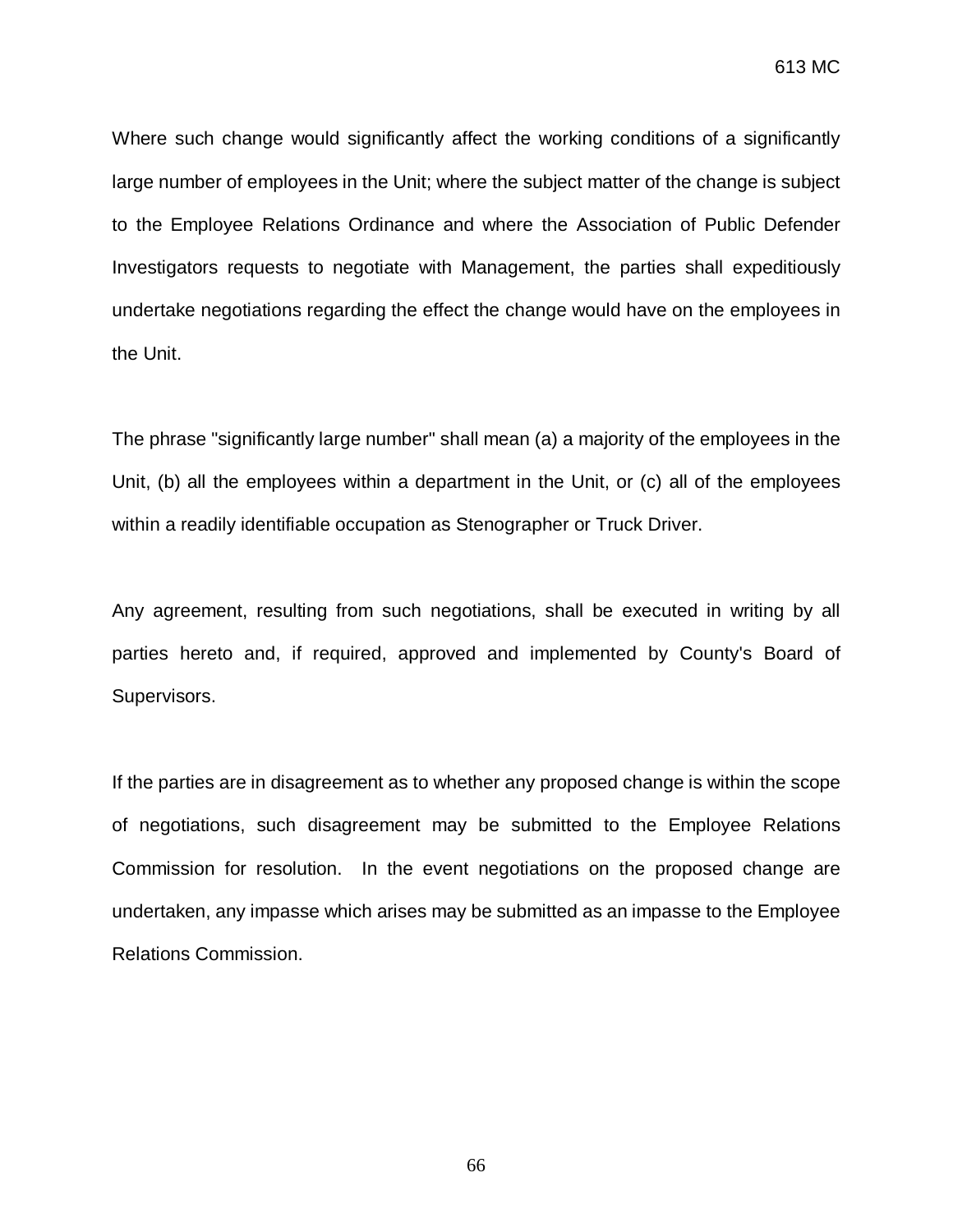Where such change would significantly affect the working conditions of a significantly large number of employees in the Unit; where the subject matter of the change is subject to the Employee Relations Ordinance and where the Association of Public Defender Investigators requests to negotiate with Management, the parties shall expeditiously undertake negotiations regarding the effect the change would have on the employees in the Unit.

The phrase "significantly large number" shall mean (a) a majority of the employees in the Unit, (b) all the employees within a department in the Unit, or (c) all of the employees within a readily identifiable occupation as Stenographer or Truck Driver.

Any agreement, resulting from such negotiations, shall be executed in writing by all parties hereto and, if required, approved and implemented by County's Board of Supervisors.

If the parties are in disagreement as to whether any proposed change is within the scope of negotiations, such disagreement may be submitted to the Employee Relations Commission for resolution. In the event negotiations on the proposed change are undertaken, any impasse which arises may be submitted as an impasse to the Employee Relations Commission.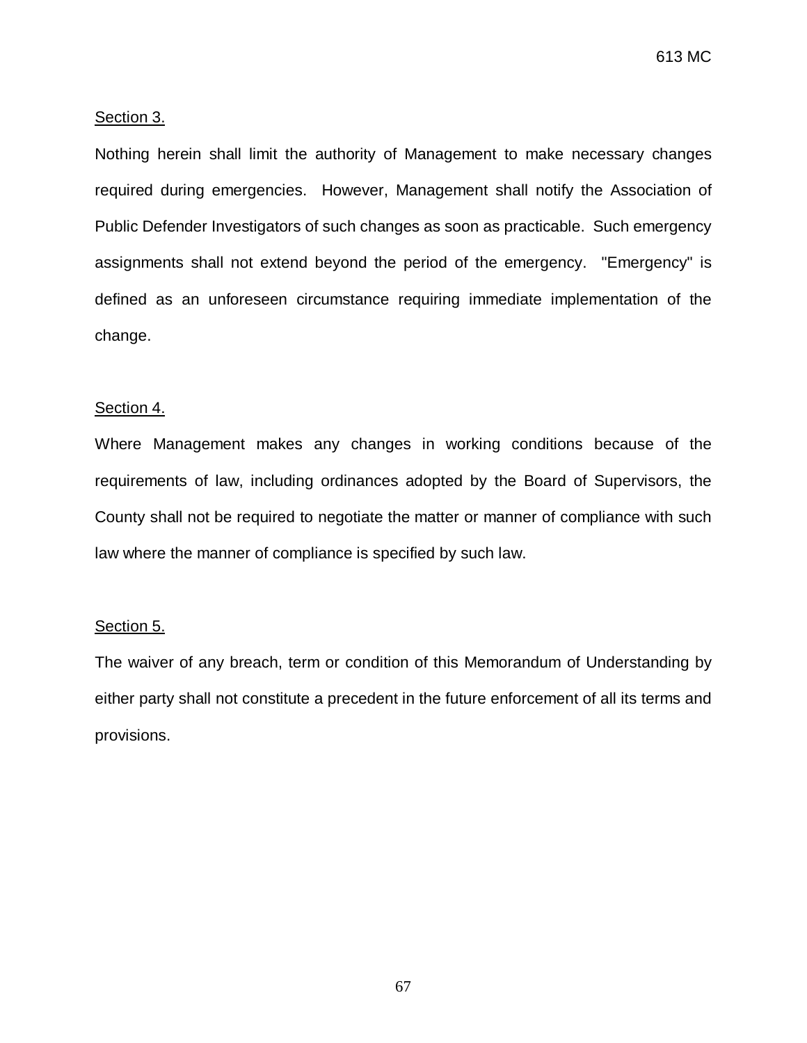Section 3.

Nothing herein shall limit the authority of Management to make necessary changes required during emergencies. However, Management shall notify the Association of Public Defender Investigators of such changes as soon as practicable. Such emergency assignments shall not extend beyond the period of the emergency. "Emergency" is defined as an unforeseen circumstance requiring immediate implementation of the change.

Section 4.

Where Management makes any changes in working conditions because of the requirements of law, including ordinances adopted by the Board of Supervisors, the County shall not be required to negotiate the matter or manner of compliance with such law where the manner of compliance is specified by such law.

Section 5.

The waiver of any breach, term or condition of this Memorandum of Understanding by either party shall not constitute a precedent in the future enforcement of all its terms and provisions.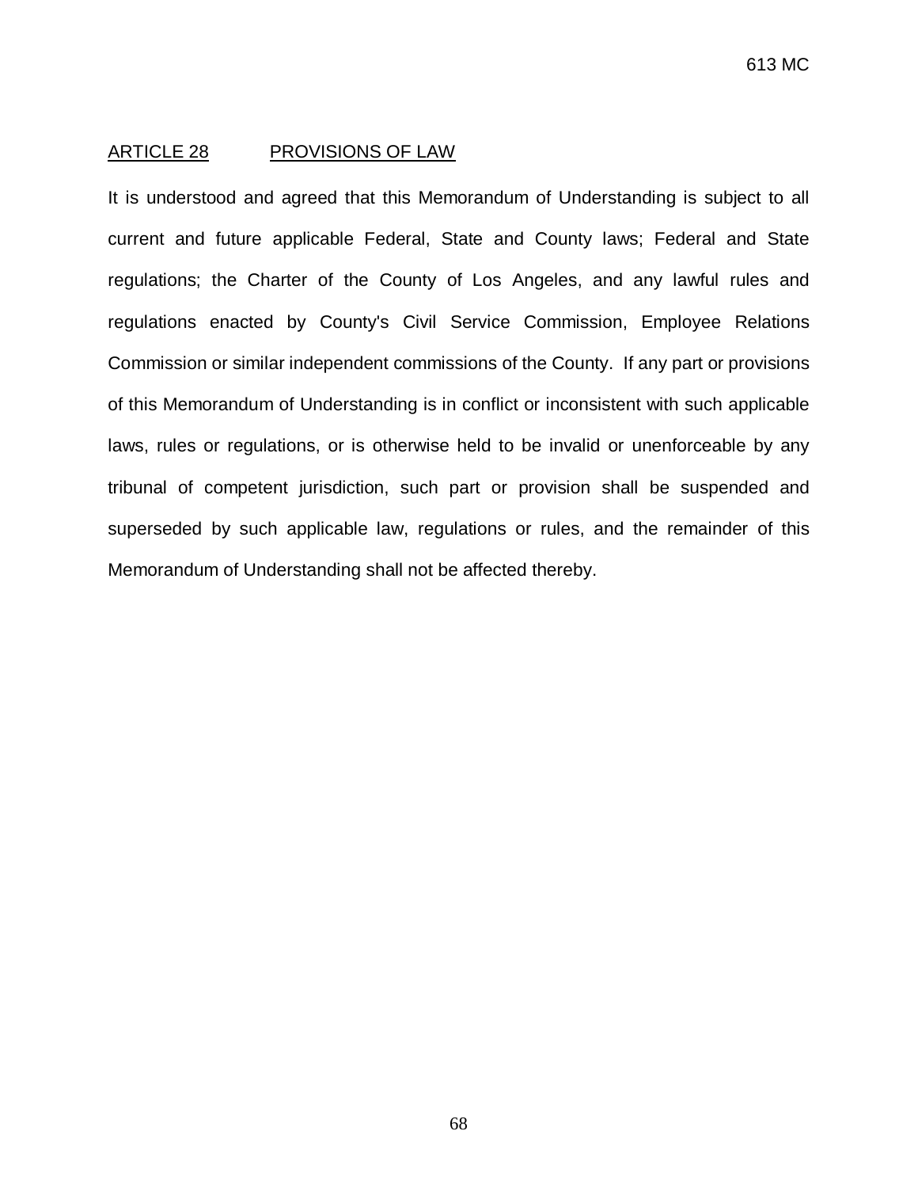## ARTICLE 28 PROVISIONS OF LAW

It is understood and agreed that this Memorandum of Understanding is subject to all current and future applicable Federal, State and County laws; Federal and State regulations; the Charter of the County of Los Angeles, and any lawful rules and regulations enacted by County's Civil Service Commission, Employee Relations Commission or similar independent commissions of the County. If any part or provisions of this Memorandum of Understanding is in conflict or inconsistent with such applicable laws, rules or regulations, or is otherwise held to be invalid or unenforceable by any tribunal of competent jurisdiction, such part or provision shall be suspended and superseded by such applicable law, regulations or rules, and the remainder of this Memorandum of Understanding shall not be affected thereby.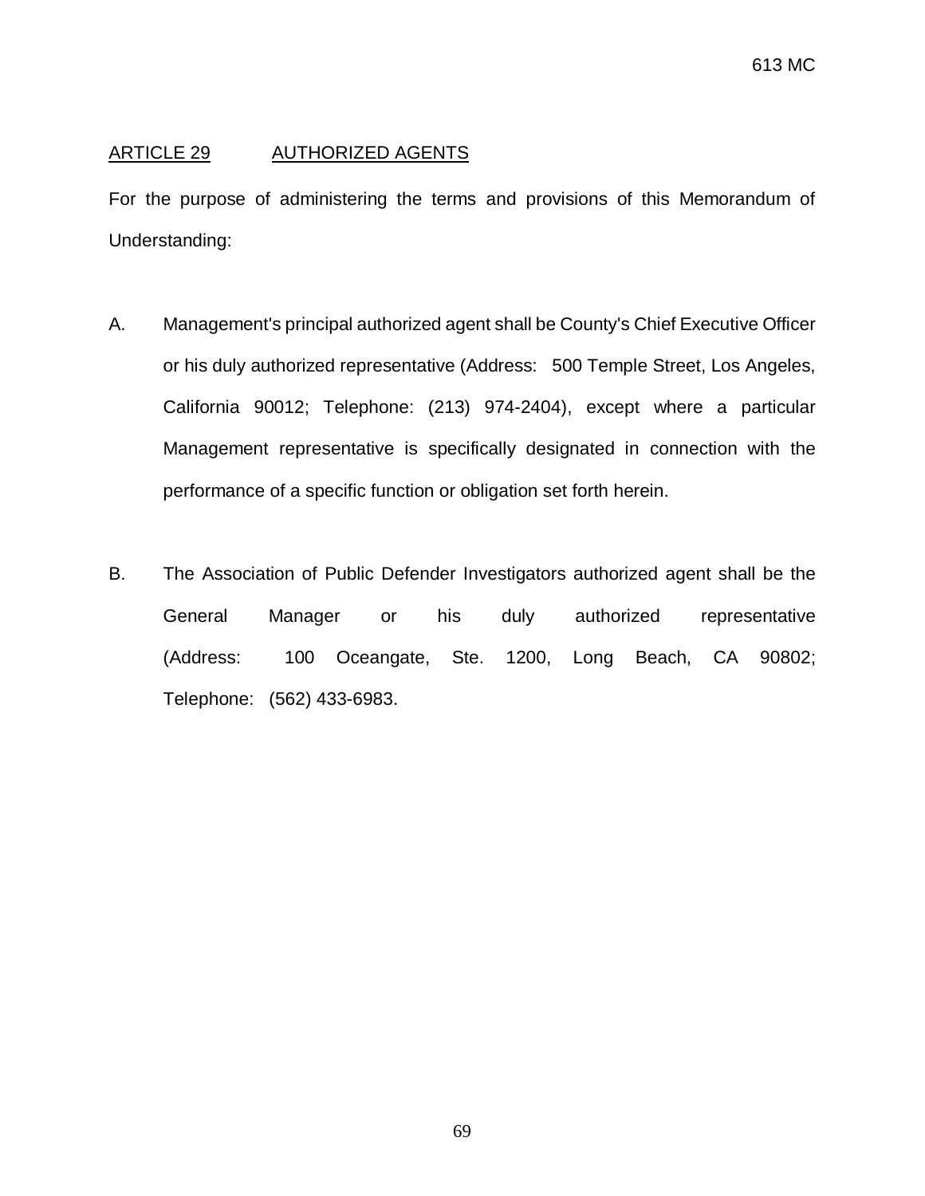## ARTICLE 29 AUTHORIZED AGENTS

For the purpose of administering the terms and provisions of this Memorandum of Understanding:

A. Management's principal authorized agent shall be County's Chief Executive Officer or his duly authorized representative (Address: 500 Temple Street, Los Angeles, California 90012; Telephone: (213) 974-2404), except where a particular Management representative is specifically designated in connection with the performance of a specific function or obligation set forth herein.

B. The Association of Public Defender Investigators authorized agent shall be the General Manager or his duly authorized representative (Address: 100 Oceangate, Ste. 1200, Long Beach, CA 90802; Telephone: (562) 433-6983.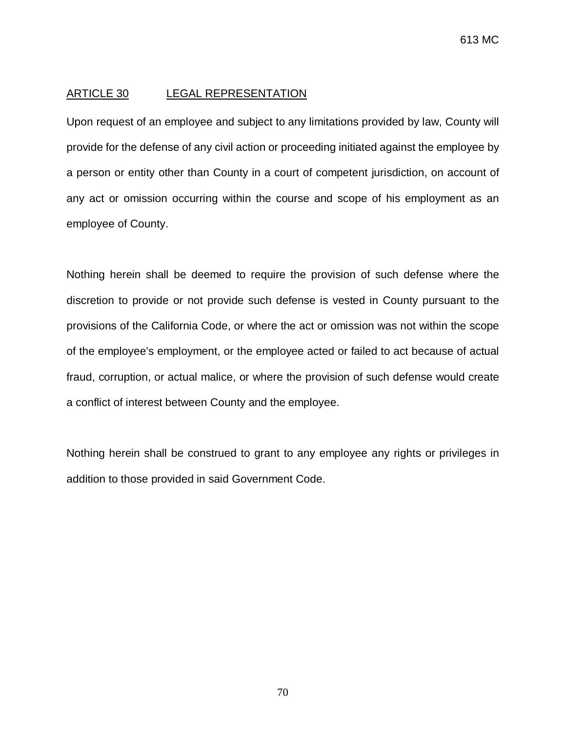## ARTICLE 30 LEGAL REPRESENTATION

Upon request of an employee and subject to any limitations provided by law, County will provide for the defense of any civil action or proceeding initiated against the employee by a person or entity other than County in a court of competent jurisdiction, on account of any act or omission occurring within the course and scope of his employment as an employee of County.

Nothing herein shall be deemed to require the provision of such defense where the discretion to provide or not provide such defense is vested in County pursuant to the provisions of the California Code, or where the act or omission was not within the scope of the employee's employment, or the employee acted or failed to act because of actual fraud, corruption, or actual malice, or where the provision of such defense would create a conflict of interest between County and the employee.

Nothing herein shall be construed to grant to any employee any rights or privileges in addition to those provided in said Government Code.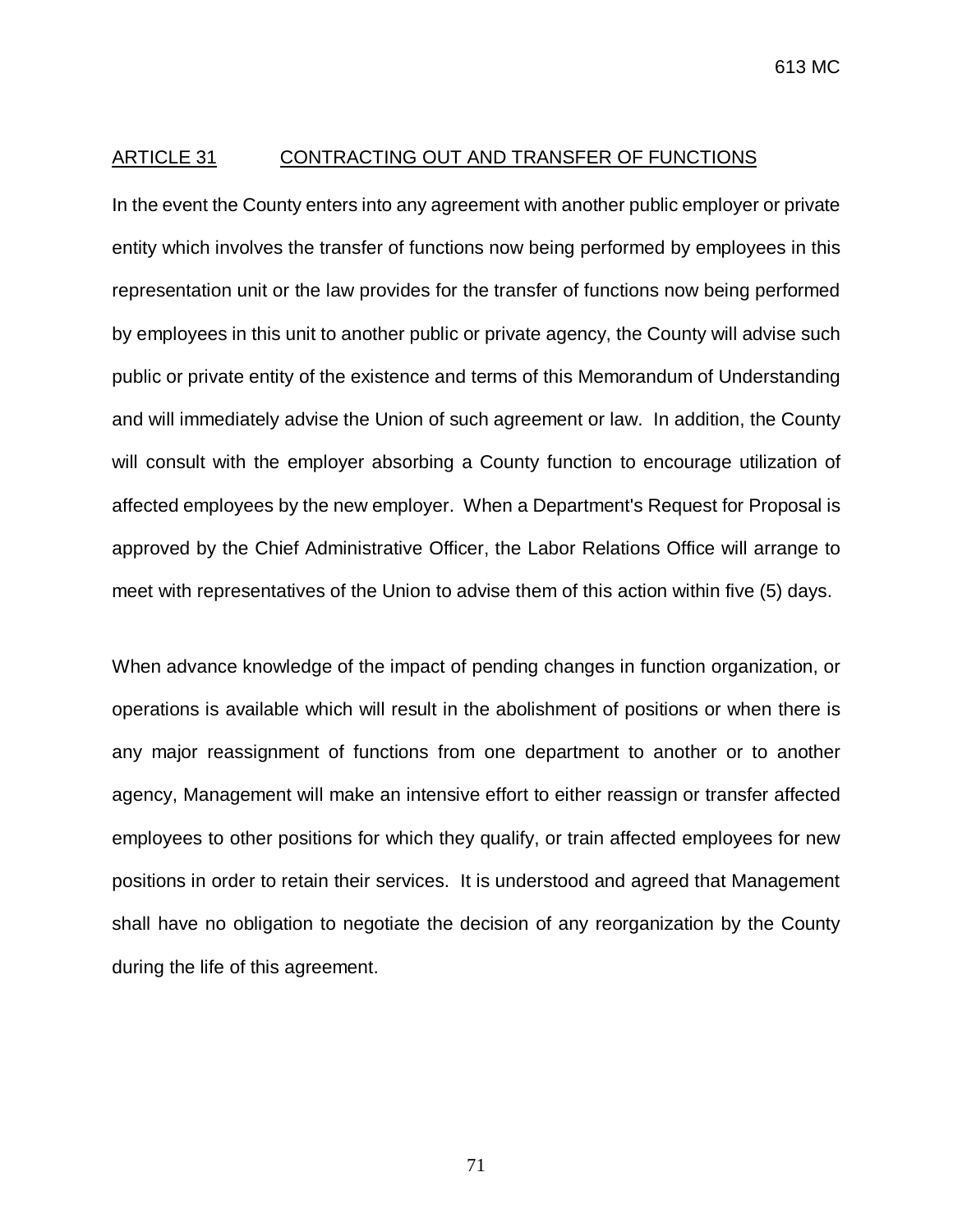## ARTICLE 31 CONTRACTING OUT AND TRANSFER OF FUNCTIONS

In the event the County enters into any agreement with another public employer or private entity which involves the transfer of functions now being performed by employees in this representation unit or the law provides for the transfer of functions now being performed by employees in this unit to another public or private agency, the County will advise such public or private entity of the existence and terms of this Memorandum of Understanding and will immediately advise the Union of such agreement or law. In addition, the County will consult with the employer absorbing a County function to encourage utilization of affected employees by the new employer. When a Department's Request for Proposal is approved by the Chief Administrative Officer, the Labor Relations Office will arrange to meet with representatives of the Union to advise them of this action within five (5) days.

When advance knowledge of the impact of pending changes in function organization, or operations is available which will result in the abolishment of positions or when there is any major reassignment of functions from one department to another or to another agency, Management will make an intensive effort to either reassign or transfer affected employees to other positions for which they qualify, or train affected employees for new positions in order to retain their services. It is understood and agreed that Management shall have no obligation to negotiate the decision of any reorganization by the County during the life of this agreement.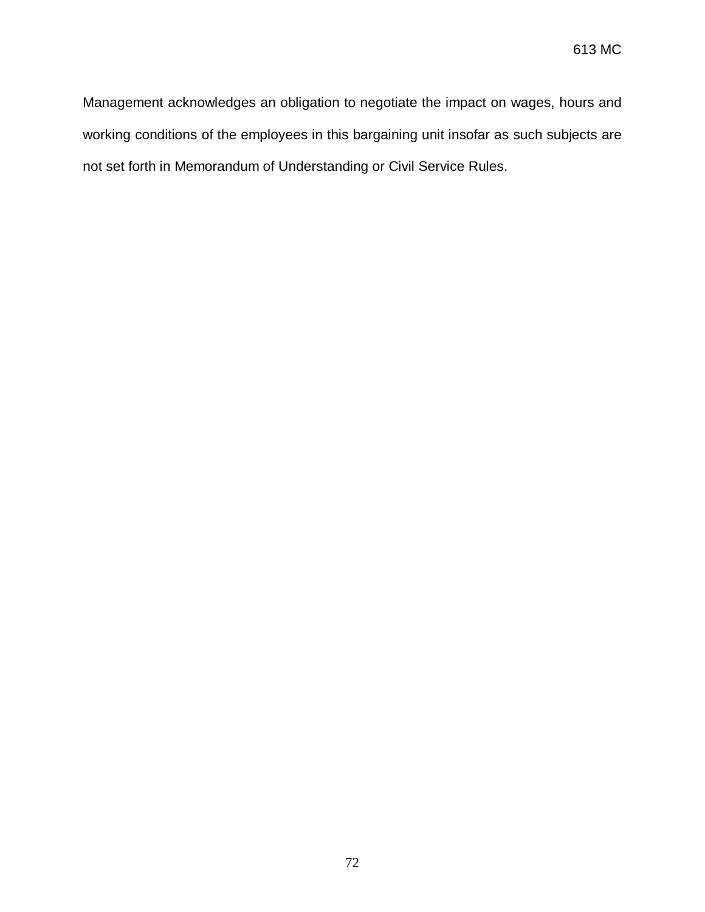Management acknowledges an obligation to negotiate the impact on wages, hours and working conditions of the employees in this bargaining unit insofar as such subjects are not set forth in Memorandum of Understanding or Civil Service Rules.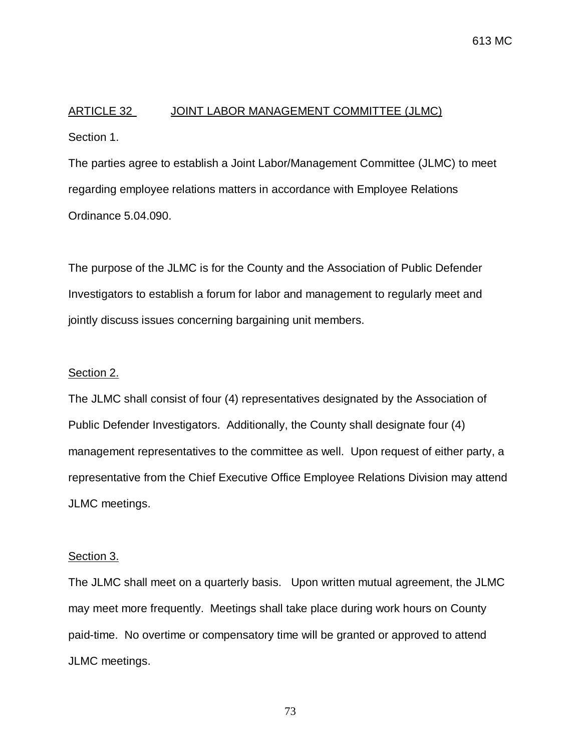## ARTICLE 32 JOINT LABOR MANAGEMENT COMMITTEE (JLMC)

Section 1.

The parties agree to establish a Joint Labor/Management Committee (JLMC) to meet regarding employee relations matters in accordance with Employee Relations Ordinance 5.04.090.

The purpose of the JLMC is for the County and the Association of Public Defender Investigators to establish a forum for labor and management to regularly meet and jointly discuss issues concerning bargaining unit members.

Section 2.

The JLMC shall consist of four (4) representatives designated by the Association of Public Defender Investigators. Additionally, the County shall designate four (4) management representatives to the committee as well. Upon request of either party, a representative from the Chief Executive Office Employee Relations Division may attend JLMC meetings.

Section 3.

The JLMC shall meet on a quarterly basis. Upon written mutual agreement, the JLMC may meet more frequently. Meetings shall take place during work hours on County paid-time. No overtime or compensatory time will be granted or approved to attend JLMC meetings.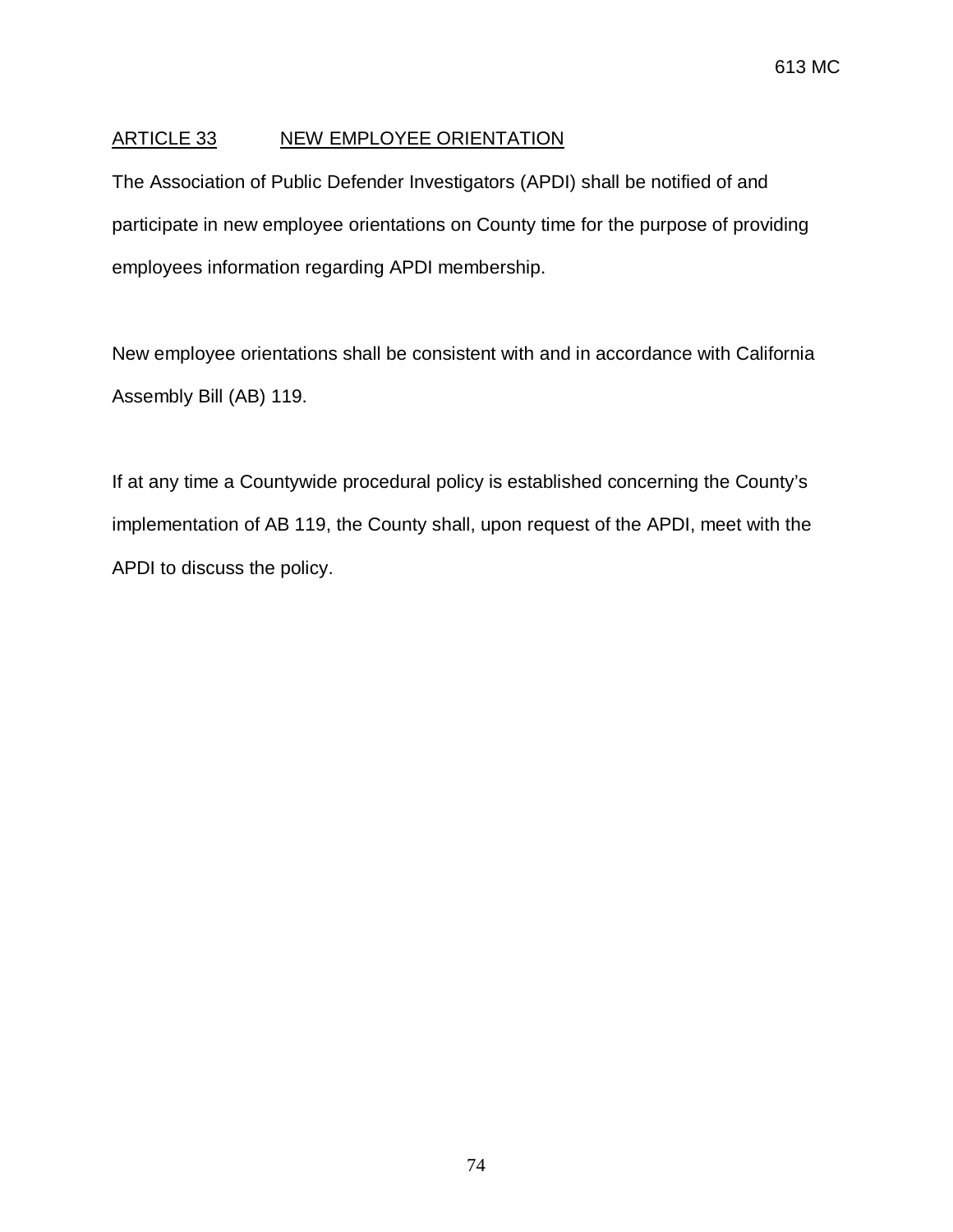## ARTICLE 33 NEW EMPLOYEE ORIENTATION

The Association of Public Defender Investigators (APDI) shall be notified of and participate in new employee orientations on County time for the purpose of providing employees information regarding APDI membership.

New employee orientations shall be consistent with and in accordance with California Assembly Bill (AB) 119.

If at any time a Countywide procedural policy is established concerning the County's implementation of AB 119, the County shall, upon request of the APDI, meet with the APDI to discuss the policy.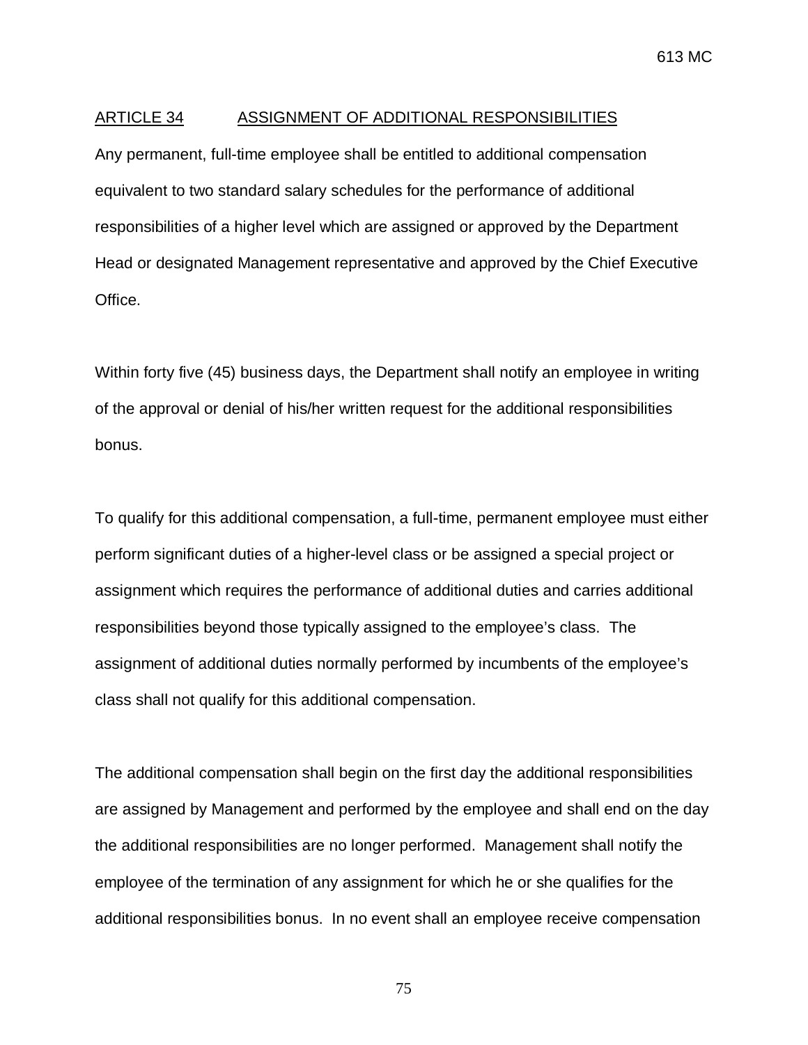## ARTICLE 34 ASSIGNMENT OF ADDITIONAL RESPONSIBILITIES

Any permanent, full-time employee shall be entitled to additional compensation equivalent to two standard salary schedules for the performance of additional responsibilities of a higher level which are assigned or approved by the Department Head or designated Management representative and approved by the Chief Executive Office.

Within forty five (45) business days, the Department shall notify an employee in writing of the approval or denial of his/her written request for the additional responsibilities bonus.

To qualify for this additional compensation, a full-time, permanent employee must either perform significant duties of a higher-level class or be assigned a special project or assignment which requires the performance of additional duties and carries additional responsibilities beyond those typically assigned to the employee's class. The assignment of additional duties normally performed by incumbents of the employee's class shall not qualify for this additional compensation.

The additional compensation shall begin on the first day the additional responsibilities are assigned by Management and performed by the employee and shall end on the day the additional responsibilities are no longer performed. Management shall notify the employee of the termination of any assignment for which he or she qualifies for the additional responsibilities bonus. In no event shall an employee receive compensation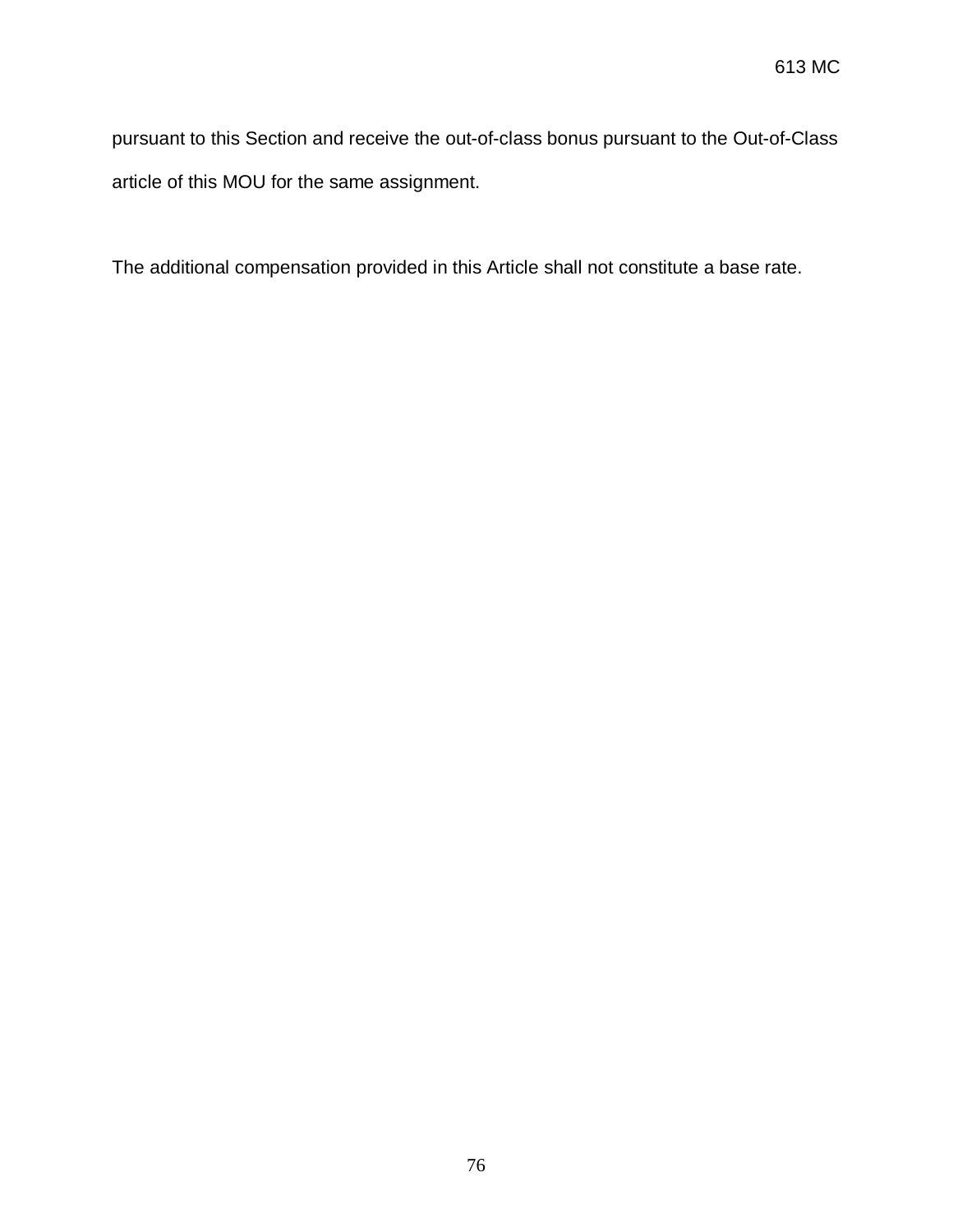pursuant to this Section and receive the out-of-class bonus pursuant to the Out-of-Class article of this MOU for the same assignment.

The additional compensation provided in this Article shall not constitute a base rate.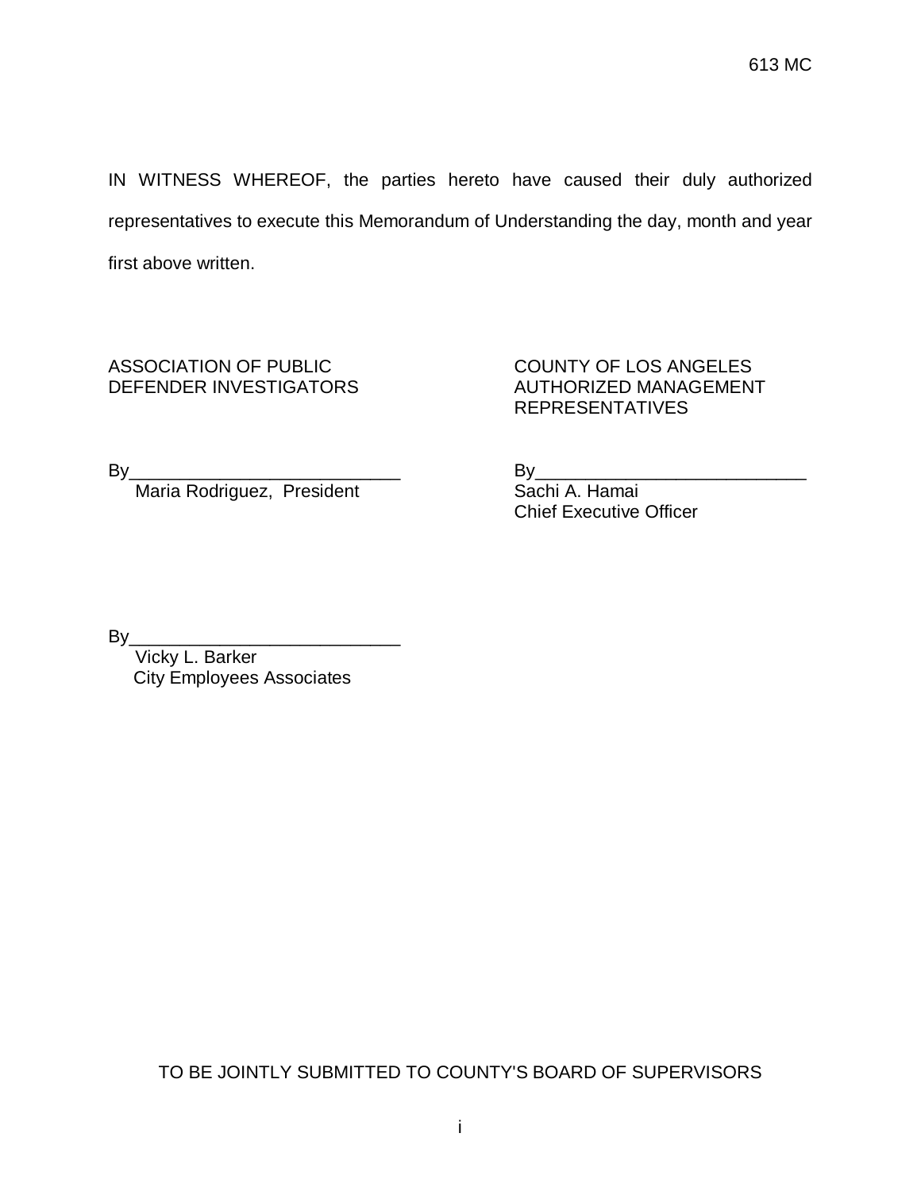IN WITNESS WHEREOF, the parties hereto have caused their duly authorized representatives to execute this Memorandum of Understanding the day, month and year first above written.

ASSOCIATION OF PUBLIC DEFENDER INVESTIGATORS

By___________________________
Maria Rodriguez, President

By___________________________
Vicky L. Barker
City Employees Associates

COUNTY OF LOS ANGELES AUTHORIZED MANAGEMENT REPRESENTATIVES

By___________________________
Sachi A. Hamai
Chief Executive Officer

TO BE JOINTLY SUBMITTED TO COUNTY'S BOARD OF SUPERVISORS